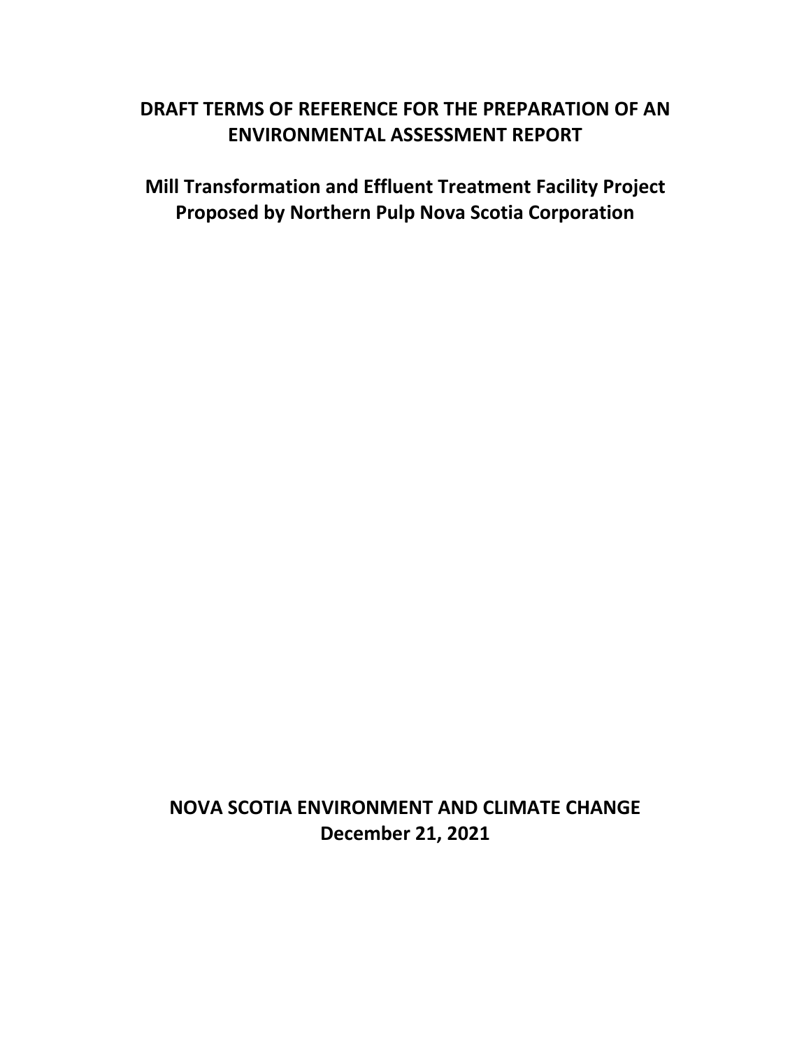# DRAFT TERMS OF REFERENCE FOR THE PREPARATION OF AN ENVIRONMENTAL ASSESSMENT REPORT

## Mill Transformation and Effluent Treatment Facility Project Proposed by Northern Pulp Nova Scotia Corporation

**NOVA SCOTIA ENVIRONMENT AND CLIMATE CHANGE**
**December 21, 2021**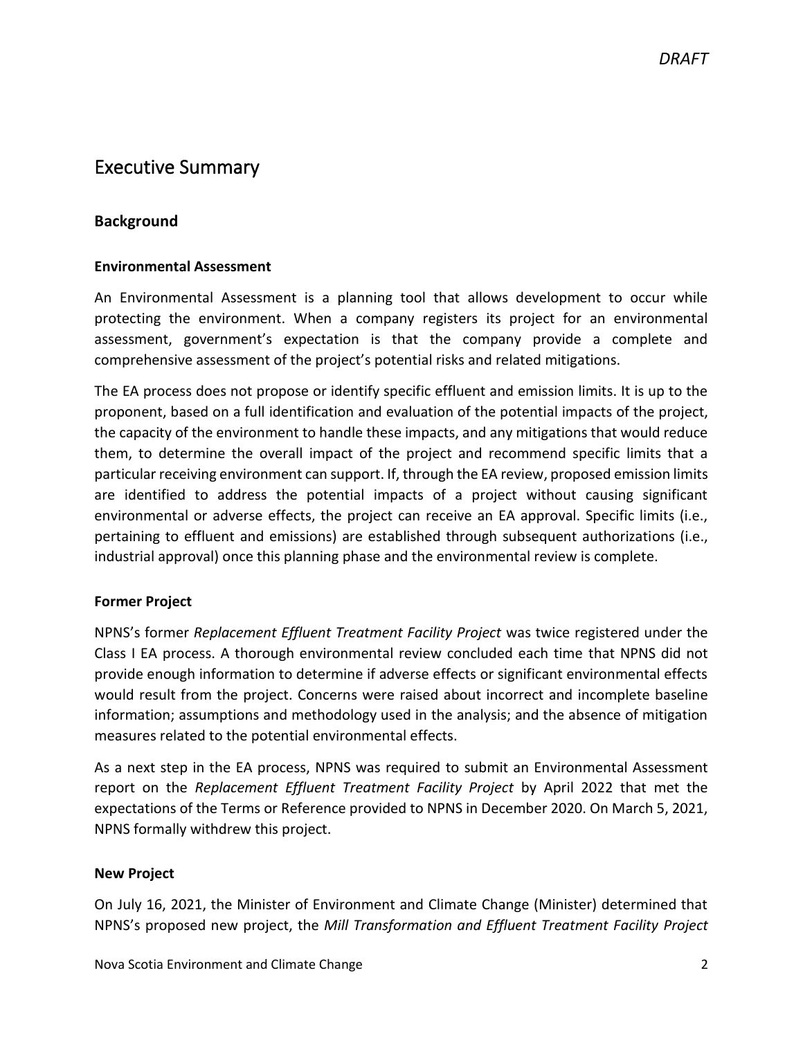# Executive Summary

## Background

### Environmental Assessment

An Environmental Assessment is a planning tool that allows development to occur while protecting the environment. When a company registers its project for an environmental assessment, government's expectation is that the company provide a complete and comprehensive assessment of the project's potential risks and related mitigations.

The EA process does not propose or identify specific effluent and emission limits. It is up to the proponent, based on a full identification and evaluation of the potential impacts of the project, the capacity of the environment to handle these impacts, and any mitigations that would reduce them, to determine the overall impact of the project and recommend specific limits that a particular receiving environment can support. If, through the EA review, proposed emission limits are identified to address the potential impacts of a project without causing significant environmental or adverse effects, the project can receive an EA approval. Specific limits (i.e., pertaining to effluent and emissions) are established through subsequent authorizations (i.e., industrial approval) once this planning phase and the environmental review is complete.

### Former Project

NPNS's former *Replacement Effluent Treatment Facility Project* was twice registered under the Class I EA process. A thorough environmental review concluded each time that NPNS did not provide enough information to determine if adverse effects or significant environmental effects would result from the project. Concerns were raised about incorrect and incomplete baseline information; assumptions and methodology used in the analysis; and the absence of mitigation measures related to the potential environmental effects.

As a next step in the EA process, NPNS was required to submit an Environmental Assessment report on the *Replacement Effluent Treatment Facility Project* by April 2022 that met the expectations of the Terms or Reference provided to NPNS in December 2020. On March 5, 2021, NPNS formally withdrew this project.

### New Project

On July 16, 2021, the Minister of Environment and Climate Change (Minister) determined that NPNS's proposed new project, the *Mill Transformation and Effluent Treatment Facility Project*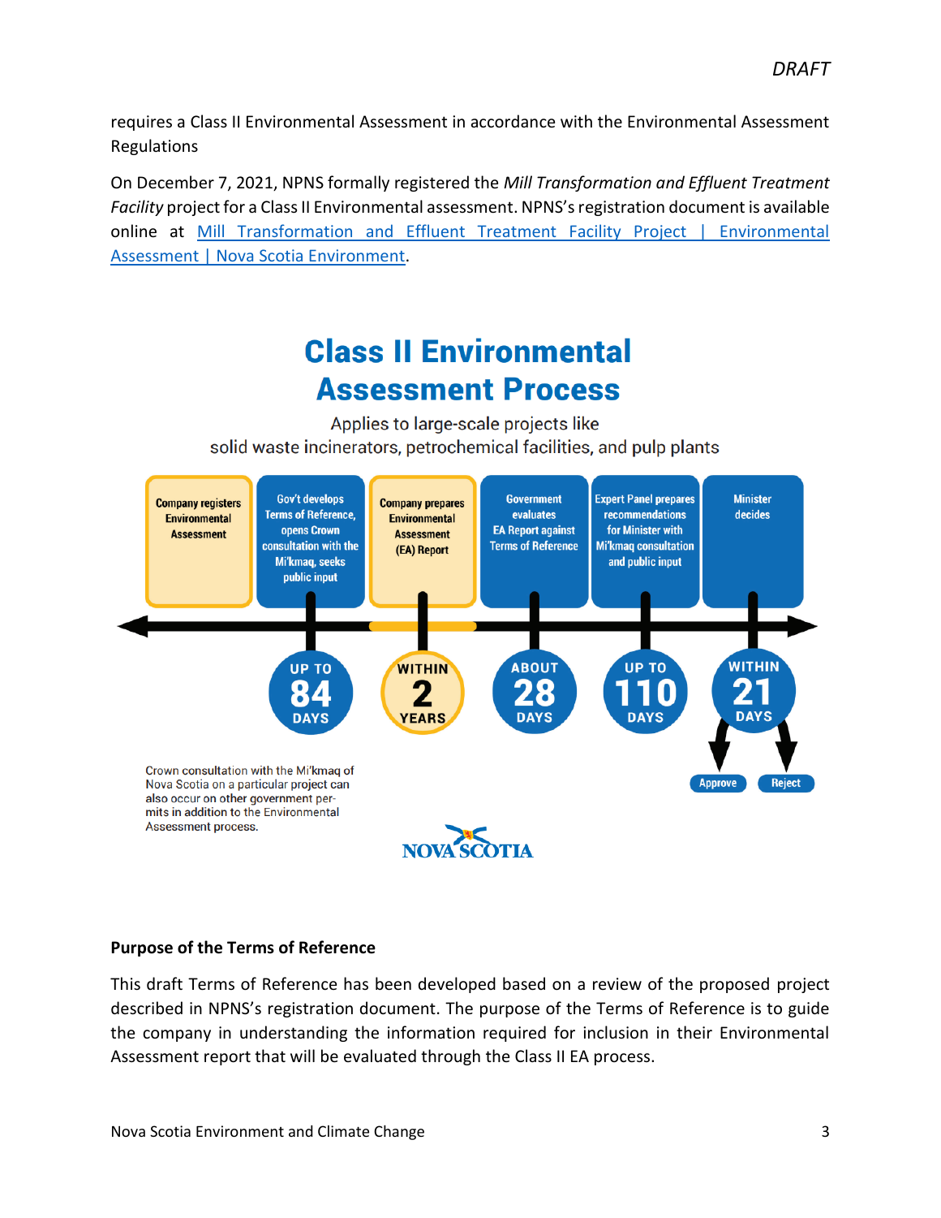requires a Class II Environmental Assessment in accordance with the Environmental Assessment Regulations

On December 7, 2021, NPNS formally registered the *Mill Transformation and Effluent Treatment Facility* project for a Class II Environmental assessment. NPNS's registration document is available online at [Mill Transformation and Effluent Treatment Facility Project | Environmental Assessment | Nova Scotia Environment](#).

## Class II Environmental Assessment Process

Applies to large-scale projects like solid waste incinerators, petrochemical facilities, and pulp plants

| Step | Timeline |
|---|---|
| Company registers Environmental Assessment | |
| Gov't develops Terms of Reference, opens Crown consultation with the Mi'kmaq, seeks public input | UP TO 84 DAYS |
| Company prepares Environmental Assessment (EA) Report | WITHIN 2 YEARS |
| Government evaluates EA Report against Terms of Reference | ABOUT 28 DAYS |
| Expert Panel prepares recommendations for Minister with Mi'kmaq consultation and public input | UP TO 110 DAYS |
| Minister decides (Approve / Reject) | WITHIN 21 DAYS |

Crown consultation with the Mi'kmaq of Nova Scotia on a particular project can also occur on other government permits in addition to the Environmental Assessment process.

NOVA SCOTIA

**Purpose of the Terms of Reference**

This draft Terms of Reference has been developed based on a review of the proposed project described in NPNS's registration document. The purpose of the Terms of Reference is to guide the company in understanding the information required for inclusion in their Environmental Assessment report that will be evaluated through the Class II EA process.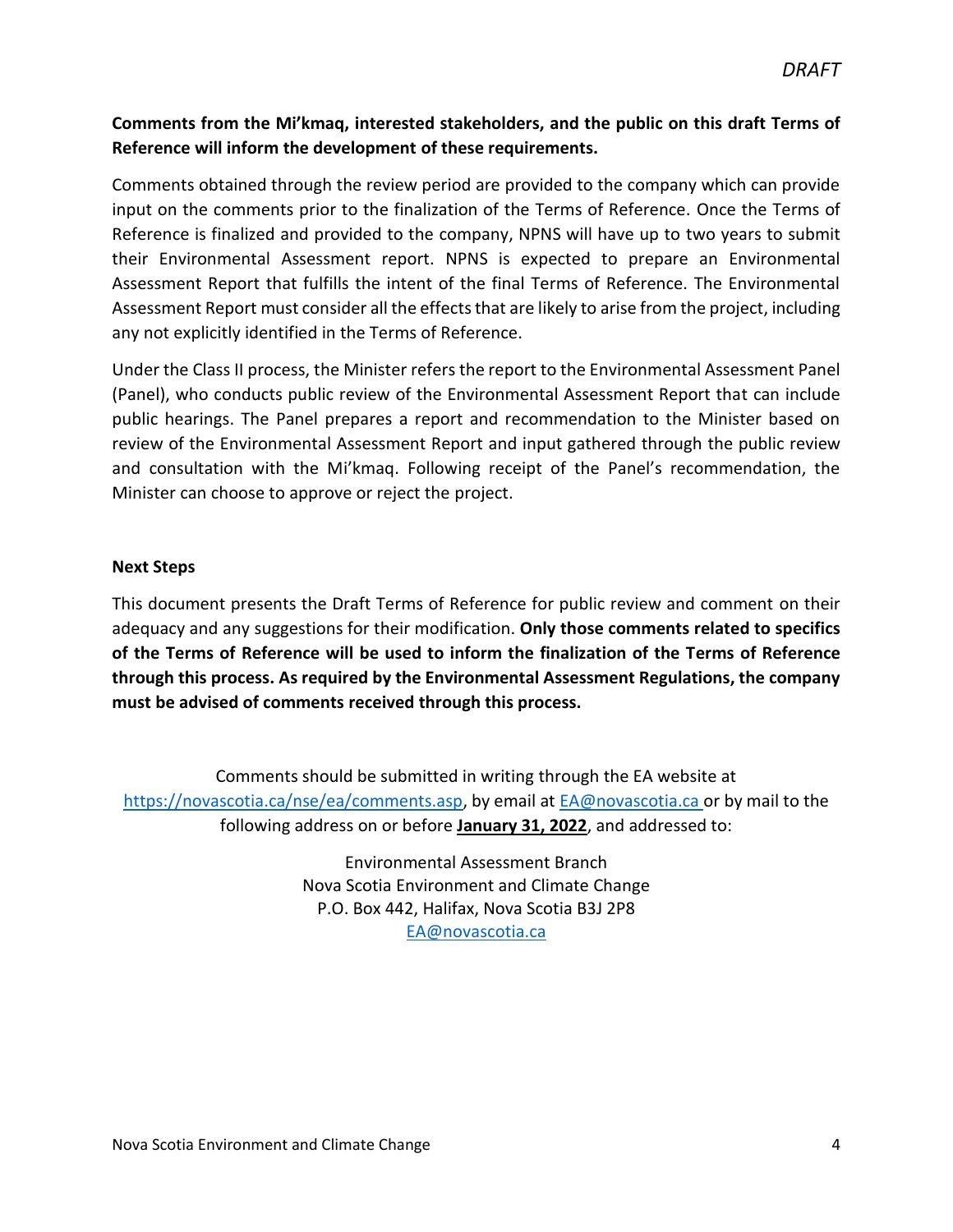**Comments from the Mi'kmaq, interested stakeholders, and the public on this draft Terms of Reference will inform the development of these requirements.**

Comments obtained through the review period are provided to the company which can provide input on the comments prior to the finalization of the Terms of Reference. Once the Terms of Reference is finalized and provided to the company, NPNS will have up to two years to submit their Environmental Assessment report. NPNS is expected to prepare an Environmental Assessment Report that fulfills the intent of the final Terms of Reference. The Environmental Assessment Report must consider all the effects that are likely to arise from the project, including any not explicitly identified in the Terms of Reference.

Under the Class II process, the Minister refers the report to the Environmental Assessment Panel (Panel), who conducts public review of the Environmental Assessment Report that can include public hearings. The Panel prepares a report and recommendation to the Minister based on review of the Environmental Assessment Report and input gathered through the public review and consultation with the Mi'kmaq. Following receipt of the Panel's recommendation, the Minister can choose to approve or reject the project.

**Next Steps**

This document presents the Draft Terms of Reference for public review and comment on their adequacy and any suggestions for their modification. **Only those comments related to specifics of the Terms of Reference will be used to inform the finalization of the Terms of Reference through this process. As required by the Environmental Assessment Regulations, the company must be advised of comments received through this process.**

Comments should be submitted in writing through the EA website at https://novascotia.ca/nse/ea/comments.asp, by email at EA@novascotia.ca or by mail to the following address on or before **January 31, 2022**, and addressed to:

Environmental Assessment Branch
Nova Scotia Environment and Climate Change
P.O. Box 442, Halifax, Nova Scotia B3J 2P8
EA@novascotia.ca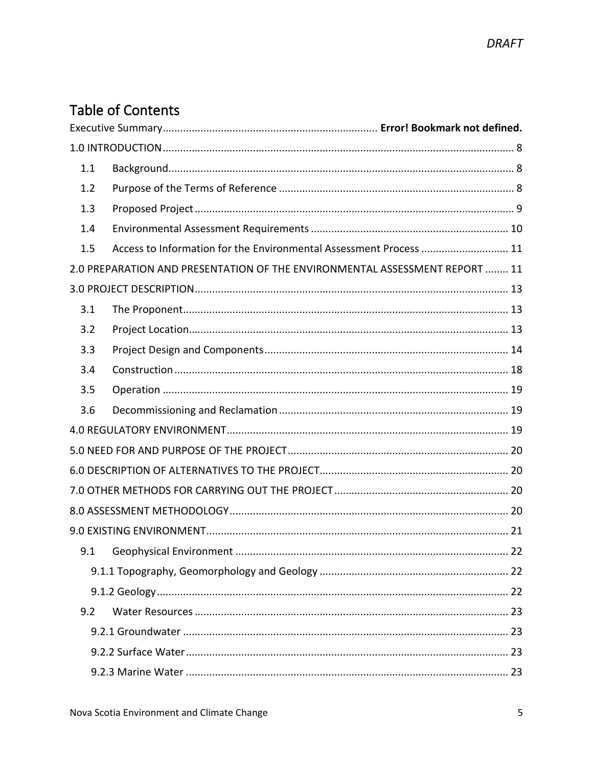## Table of Contents

Executive Summary........................................................................ **Error! Bookmark not defined.**

1.0 INTRODUCTION........................................................................................................................ 8

- 1.1 Background...................................................................................................................... 8
- 1.2 Purpose of the Terms of Reference ................................................................................ 8
- 1.3 Proposed Project ............................................................................................................. 9
- 1.4 Environmental Assessment Requirements .................................................................... 10
- 1.5 Access to Information for the Environmental Assessment Process .............................. 11

2.0 PREPARATION AND PRESENTATION OF THE ENVIRONMENTAL ASSESSMENT REPORT ........ 11

3.0 PROJECT DESCRIPTION............................................................................................................ 13

- 3.1 The Proponent................................................................................................................ 13
- 3.2 Project Location.............................................................................................................. 13
- 3.3 Project Design and Components .................................................................................... 14
- 3.4 Construction ................................................................................................................... 18
- 3.5 Operation ....................................................................................................................... 19
- 3.6 Decommissioning and Reclamation ............................................................................... 19

4.0 REGULATORY ENVIRONMENT................................................................................................. 19

5.0 NEED FOR AND PURPOSE OF THE PROJECT............................................................................ 20

6.0 DESCRIPTION OF ALTERNATIVES TO THE PROJECT................................................................. 20

7.0 OTHER METHODS FOR CARRYING OUT THE PROJECT............................................................ 20

8.0 ASSESSMENT METHODOLOGY................................................................................................ 20

9.0 EXISTING ENVIRONMENT........................................................................................................ 21

- 9.1 Geophysical Environment ............................................................................................. 22
  - 9.1.1 Topography, Geomorphology and Geology ................................................................ 22
  - 9.1.2 Geology......................................................................................................................... 22
- 9.2 Water Resources ............................................................................................................ 23
  - 9.2.1 Groundwater ................................................................................................................ 23
  - 9.2.2 Surface Water............................................................................................................... 23
  - 9.2.3 Marine Water ............................................................................................................... 23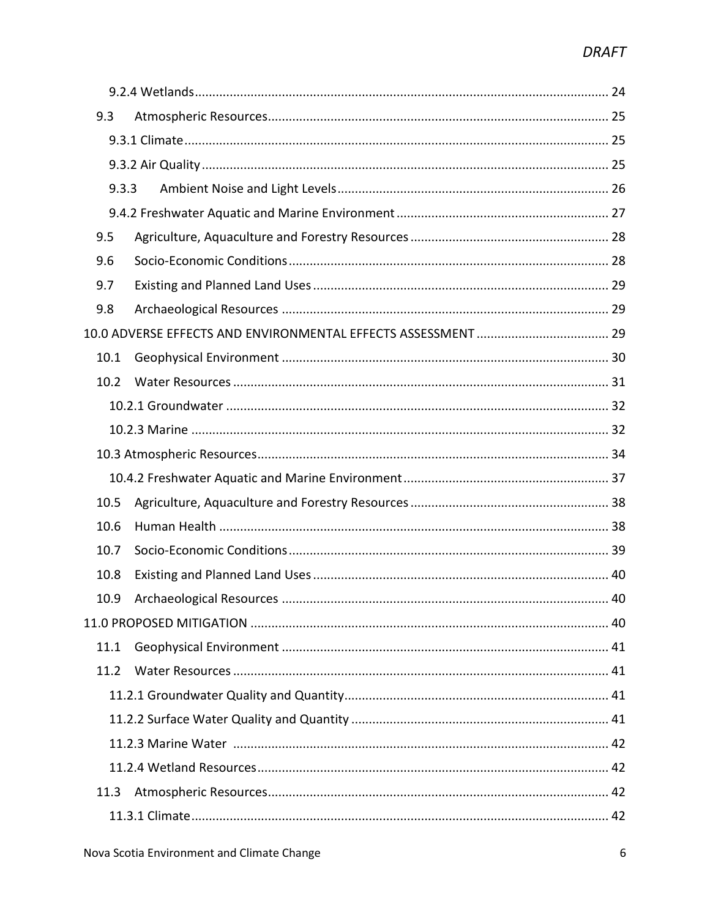9.2.4 Wetlands ........................................................................................................... 24

9.3 Atmospheric Resources ........................................................................................ 25

9.3.1 Climate ............................................................................................................ 25

9.3.2 Air Quality ....................................................................................................... 25

9.3.3 Ambient Noise and Light Levels .................................................................... 26

9.4.2 Freshwater Aquatic and Marine Environment ................................................ 27

9.5 Agriculture, Aquaculture and Forestry Resources ................................................ 28

9.6 Socio-Economic Conditions ................................................................................. 28

9.7 Existing and Planned Land Uses .......................................................................... 29

9.8 Archaeological Resources .................................................................................... 29

10.0 ADVERSE EFFECTS AND ENVIRONMENTAL EFFECTS ASSESSMENT ................................ 29

10.1 Geophysical Environment ................................................................................... 30

10.2 Water Resources ................................................................................................. 31

10.2.1 Groundwater ................................................................................................... 32

10.2.3 Marine ............................................................................................................ 32

10.3 Atmospheric Resources ....................................................................................... 34

10.4.2 Freshwater Aquatic and Marine Environment ................................................ 37

10.5 Agriculture, Aquaculture and Forestry Resources ................................................ 38

10.6 Human Health ...................................................................................................... 38

10.7 Socio-Economic Conditions ................................................................................. 39

10.8 Existing and Planned Land Uses .......................................................................... 40

10.9 Archaeological Resources .................................................................................... 40

11.0 PROPOSED MITIGATION ........................................................................................... 40

11.1 Geophysical Environment ................................................................................... 41

11.2 Water Resources ................................................................................................. 41

11.2.1 Groundwater Quality and Quantity ................................................................ 41

11.2.2 Surface Water Quality and Quantity .............................................................. 41

11.2.3 Marine Water ................................................................................................. 42

11.2.4 Wetland Resources ......................................................................................... 42

11.3 Atmospheric Resources ....................................................................................... 42

11.3.1 Climate ............................................................................................................ 42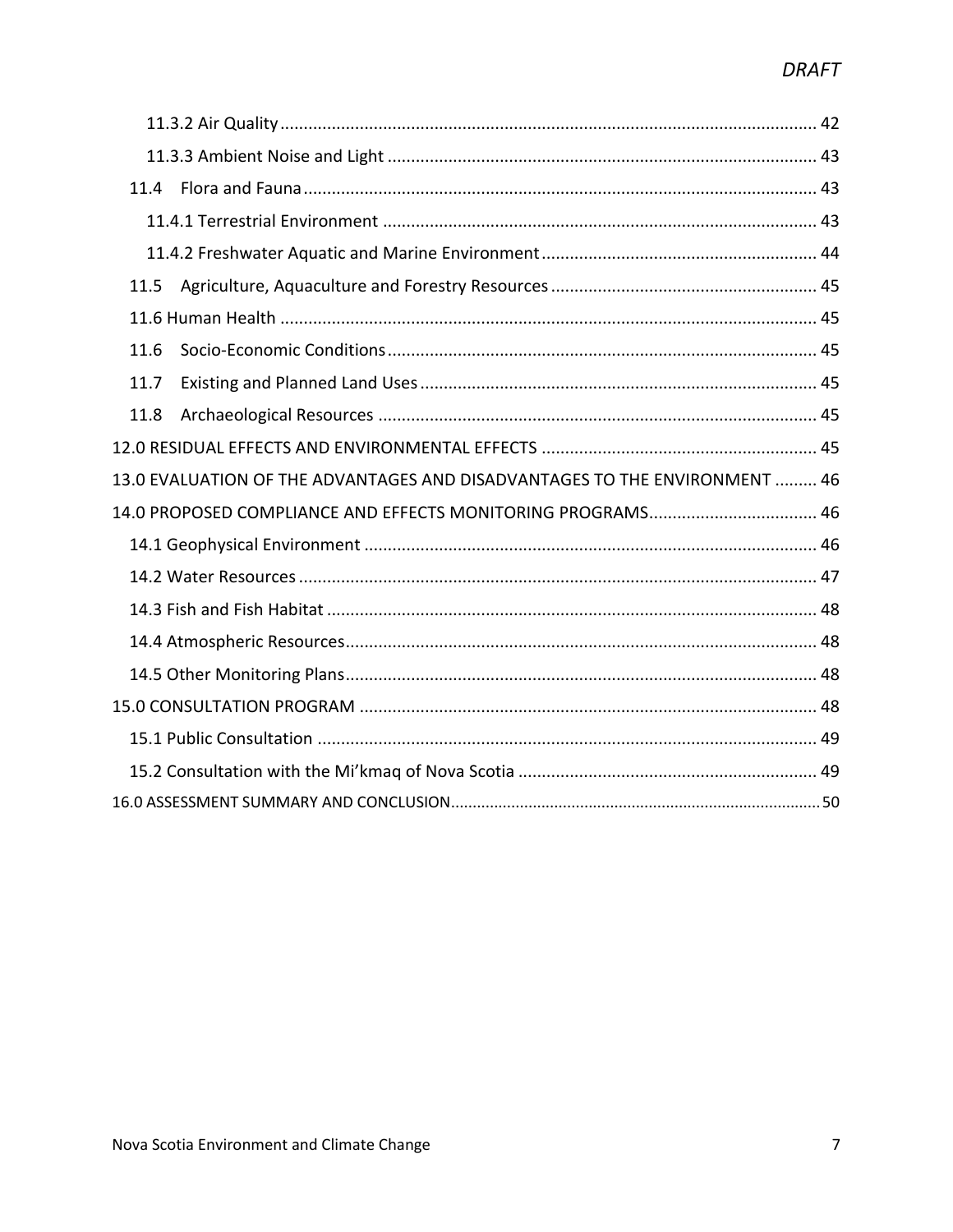11.3.2 Air Quality ........................................................................................................... 42

11.3.3 Ambient Noise and Light ............................................................................................ 43

11.4 Flora and Fauna ........................................................................................................... 43

11.4.1 Terrestrial Environment ............................................................................................ 43

11.4.2 Freshwater Aquatic and Marine Environment ........................................................... 44

11.5 Agriculture, Aquaculture and Forestry Resources ......................................................... 45

11.6 Human Health ................................................................................................................ 45

11.6 Socio-Economic Conditions ............................................................................................ 45

11.7 Existing and Planned Land Uses ..................................................................................... 45

11.8 Archaeological Resources .............................................................................................. 45

12.0 RESIDUAL EFFECTS AND ENVIRONMENTAL EFFECTS ........................................................... 45

13.0 EVALUATION OF THE ADVANTAGES AND DISADVANTAGES TO THE ENVIRONMENT ......... 46

14.0 PROPOSED COMPLIANCE AND EFFECTS MONITORING PROGRAMS.................................... 46

14.1 Geophysical Environment ................................................................................................ 46

14.2 Water Resources .............................................................................................................. 47

14.3 Fish and Fish Habitat ........................................................................................................ 48

14.4 Atmospheric Resources .................................................................................................... 48

14.5 Other Monitoring Plans ..................................................................................................... 48

15.0 CONSULTATION PROGRAM ................................................................................................. 48

15.1 Public Consultation ........................................................................................................... 49

15.2 Consultation with the Mi'kmaq of Nova Scotia ................................................................ 49

16.0 ASSESSMENT SUMMARY AND CONCLUSION ......................................................................... 50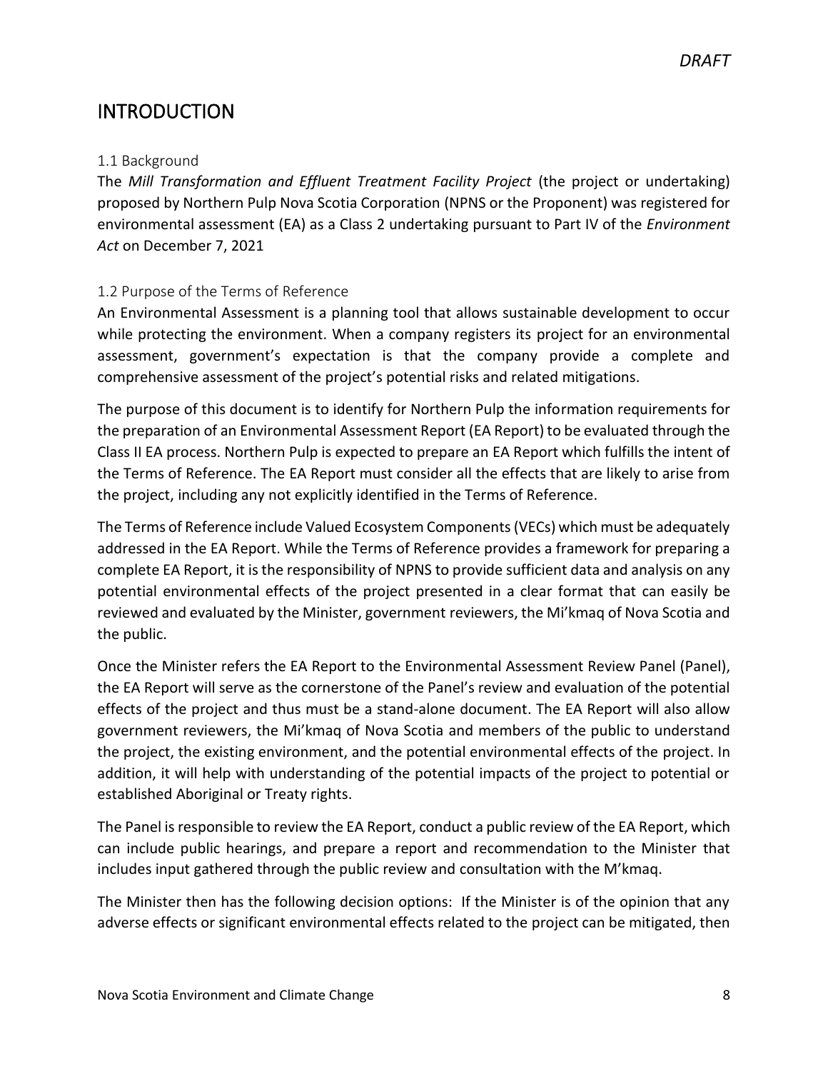# INTRODUCTION

### 1.1 Background

The *Mill Transformation and Effluent Treatment Facility Project* (the project or undertaking) proposed by Northern Pulp Nova Scotia Corporation (NPNS or the Proponent) was registered for environmental assessment (EA) as a Class 2 undertaking pursuant to Part IV of the *Environment Act* on December 7, 2021

### 1.2 Purpose of the Terms of Reference

An Environmental Assessment is a planning tool that allows sustainable development to occur while protecting the environment. When a company registers its project for an environmental assessment, government's expectation is that the company provide a complete and comprehensive assessment of the project's potential risks and related mitigations.

The purpose of this document is to identify for Northern Pulp the information requirements for the preparation of an Environmental Assessment Report (EA Report) to be evaluated through the Class II EA process. Northern Pulp is expected to prepare an EA Report which fulfills the intent of the Terms of Reference. The EA Report must consider all the effects that are likely to arise from the project, including any not explicitly identified in the Terms of Reference.

The Terms of Reference include Valued Ecosystem Components (VECs) which must be adequately addressed in the EA Report. While the Terms of Reference provides a framework for preparing a complete EA Report, it is the responsibility of NPNS to provide sufficient data and analysis on any potential environmental effects of the project presented in a clear format that can easily be reviewed and evaluated by the Minister, government reviewers, the Mi'kmaq of Nova Scotia and the public.

Once the Minister refers the EA Report to the Environmental Assessment Review Panel (Panel), the EA Report will serve as the cornerstone of the Panel's review and evaluation of the potential effects of the project and thus must be a stand-alone document. The EA Report will also allow government reviewers, the Mi'kmaq of Nova Scotia and members of the public to understand the project, the existing environment, and the potential environmental effects of the project. In addition, it will help with understanding of the potential impacts of the project to potential or established Aboriginal or Treaty rights.

The Panel is responsible to review the EA Report, conduct a public review of the EA Report, which can include public hearings, and prepare a report and recommendation to the Minister that includes input gathered through the public review and consultation with the M'kmaq.

The Minister then has the following decision options: If the Minister is of the opinion that any adverse effects or significant environmental effects related to the project can be mitigated, then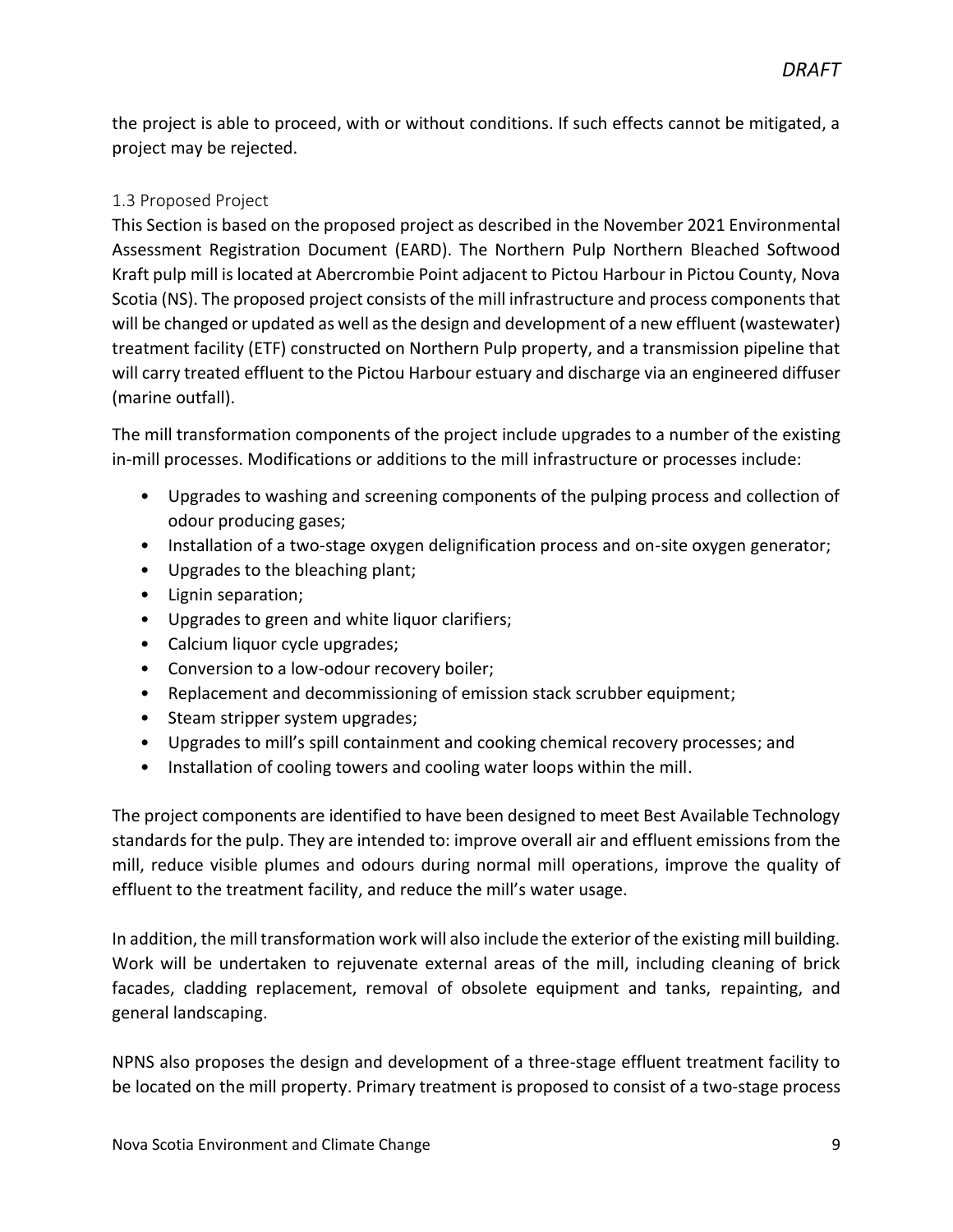the project is able to proceed, with or without conditions. If such effects cannot be mitigated, a project may be rejected.

### 1.3 Proposed Project

This Section is based on the proposed project as described in the November 2021 Environmental Assessment Registration Document (EARD). The Northern Pulp Northern Bleached Softwood Kraft pulp mill is located at Abercrombie Point adjacent to Pictou Harbour in Pictou County, Nova Scotia (NS). The proposed project consists of the mill infrastructure and process components that will be changed or updated as well as the design and development of a new effluent (wastewater) treatment facility (ETF) constructed on Northern Pulp property, and a transmission pipeline that will carry treated effluent to the Pictou Harbour estuary and discharge via an engineered diffuser (marine outfall).

The mill transformation components of the project include upgrades to a number of the existing in-mill processes. Modifications or additions to the mill infrastructure or processes include:

- Upgrades to washing and screening components of the pulping process and collection of odour producing gases;
- Installation of a two-stage oxygen delignification process and on-site oxygen generator;
- Upgrades to the bleaching plant;
- Lignin separation;
- Upgrades to green and white liquor clarifiers;
- Calcium liquor cycle upgrades;
- Conversion to a low-odour recovery boiler;
- Replacement and decommissioning of emission stack scrubber equipment;
- Steam stripper system upgrades;
- Upgrades to mill's spill containment and cooking chemical recovery processes; and
- Installation of cooling towers and cooling water loops within the mill.

The project components are identified to have been designed to meet Best Available Technology standards for the pulp. They are intended to: improve overall air and effluent emissions from the mill, reduce visible plumes and odours during normal mill operations, improve the quality of effluent to the treatment facility, and reduce the mill's water usage.

In addition, the mill transformation work will also include the exterior of the existing mill building. Work will be undertaken to rejuvenate external areas of the mill, including cleaning of brick facades, cladding replacement, removal of obsolete equipment and tanks, repainting, and general landscaping.

NPNS also proposes the design and development of a three-stage effluent treatment facility to be located on the mill property. Primary treatment is proposed to consist of a two-stage process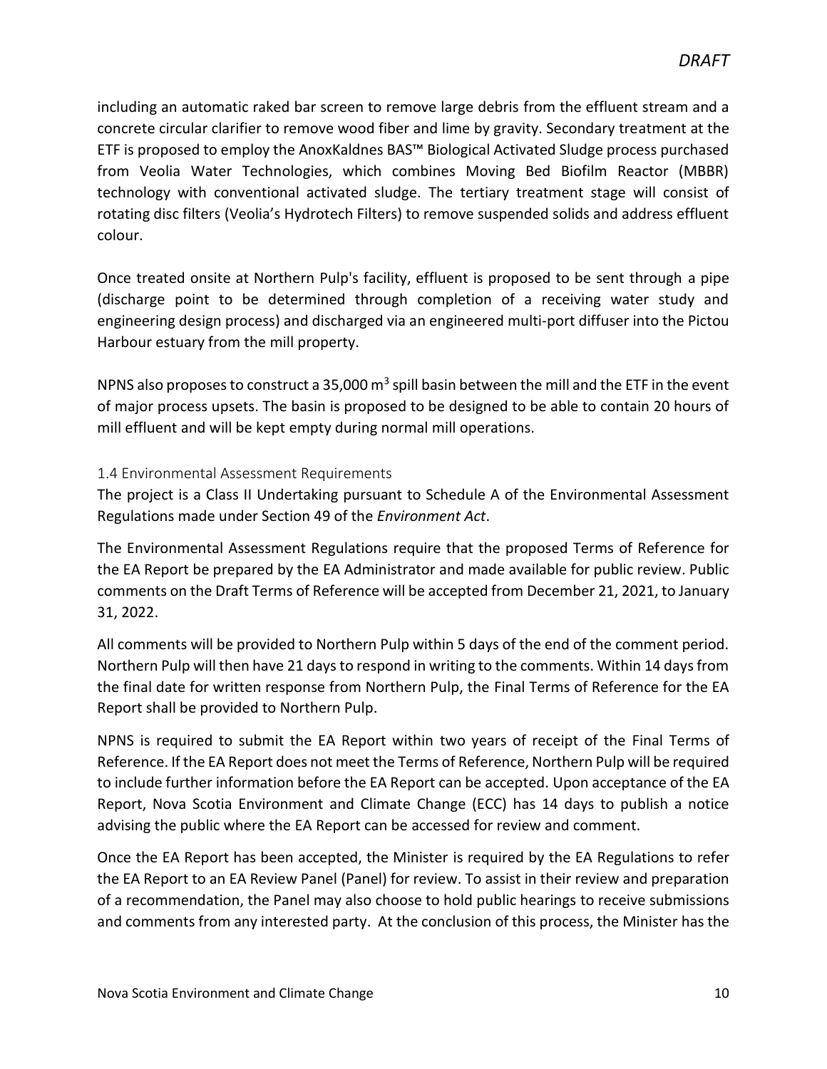including an automatic raked bar screen to remove large debris from the effluent stream and a concrete circular clarifier to remove wood fiber and lime by gravity. Secondary treatment at the ETF is proposed to employ the AnoxKaldnes BAS™ Biological Activated Sludge process purchased from Veolia Water Technologies, which combines Moving Bed Biofilm Reactor (MBBR) technology with conventional activated sludge. The tertiary treatment stage will consist of rotating disc filters (Veolia's Hydrotech Filters) to remove suspended solids and address effluent colour.

Once treated onsite at Northern Pulp's facility, effluent is proposed to be sent through a pipe (discharge point to be determined through completion of a receiving water study and engineering design process) and discharged via an engineered multi-port diffuser into the Pictou Harbour estuary from the mill property.

NPNS also proposes to construct a 35,000 $m^3$ spill basin between the mill and the ETF in the event of major process upsets. The basin is proposed to be designed to be able to contain 20 hours of mill effluent and will be kept empty during normal mill operations.

### 1.4 Environmental Assessment Requirements

The project is a Class II Undertaking pursuant to Schedule A of the Environmental Assessment Regulations made under Section 49 of the *Environment Act*.

The Environmental Assessment Regulations require that the proposed Terms of Reference for the EA Report be prepared by the EA Administrator and made available for public review. Public comments on the Draft Terms of Reference will be accepted from December 21, 2021, to January 31, 2022.

All comments will be provided to Northern Pulp within 5 days of the end of the comment period. Northern Pulp will then have 21 days to respond in writing to the comments. Within 14 days from the final date for written response from Northern Pulp, the Final Terms of Reference for the EA Report shall be provided to Northern Pulp.

NPNS is required to submit the EA Report within two years of receipt of the Final Terms of Reference. If the EA Report does not meet the Terms of Reference, Northern Pulp will be required to include further information before the EA Report can be accepted. Upon acceptance of the EA Report, Nova Scotia Environment and Climate Change (ECC) has 14 days to publish a notice advising the public where the EA Report can be accessed for review and comment.

Once the EA Report has been accepted, the Minister is required by the EA Regulations to refer the EA Report to an EA Review Panel (Panel) for review. To assist in their review and preparation of a recommendation, the Panel may also choose to hold public hearings to receive submissions and comments from any interested party. At the conclusion of this process, the Minister has the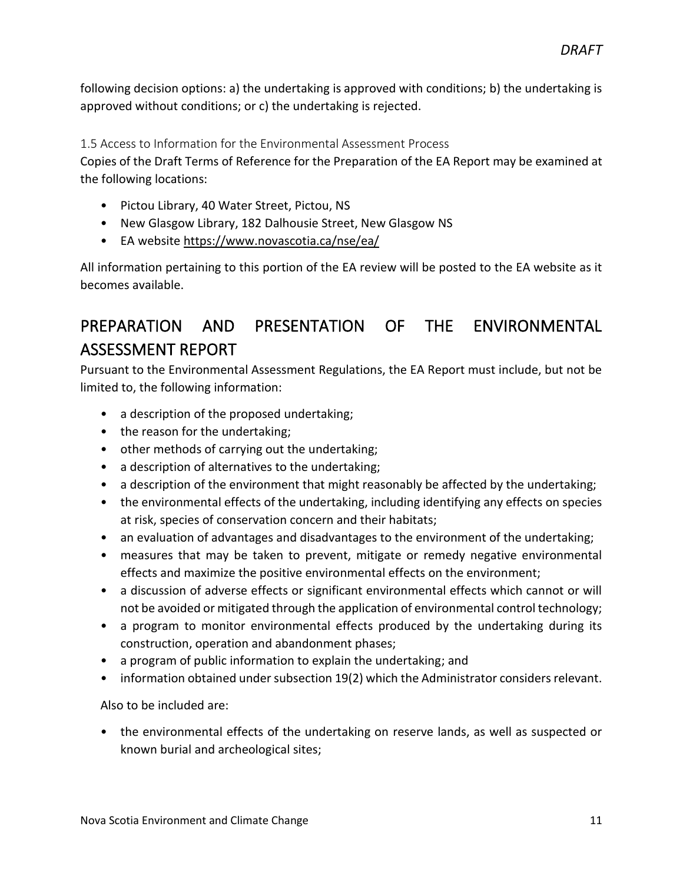following decision options: a) the undertaking is approved with conditions; b) the undertaking is approved without conditions; or c) the undertaking is rejected.

### 1.5 Access to Information for the Environmental Assessment Process

Copies of the Draft Terms of Reference for the Preparation of the EA Report may be examined at the following locations:

- Pictou Library, 40 Water Street, Pictou, NS
- New Glasgow Library, 182 Dalhousie Street, New Glasgow NS
- EA website https://www.novascotia.ca/nse/ea/

All information pertaining to this portion of the EA review will be posted to the EA website as it becomes available.

# PREPARATION AND PRESENTATION OF THE ENVIRONMENTAL ASSESSMENT REPORT

Pursuant to the Environmental Assessment Regulations, the EA Report must include, but not be limited to, the following information:

- a description of the proposed undertaking;
- the reason for the undertaking;
- other methods of carrying out the undertaking;
- a description of alternatives to the undertaking;
- a description of the environment that might reasonably be affected by the undertaking;
- the environmental effects of the undertaking, including identifying any effects on species at risk, species of conservation concern and their habitats;
- an evaluation of advantages and disadvantages to the environment of the undertaking;
- measures that may be taken to prevent, mitigate or remedy negative environmental effects and maximize the positive environmental effects on the environment;
- a discussion of adverse effects or significant environmental effects which cannot or will not be avoided or mitigated through the application of environmental control technology;
- a program to monitor environmental effects produced by the undertaking during its construction, operation and abandonment phases;
- a program of public information to explain the undertaking; and
- information obtained under subsection 19(2) which the Administrator considers relevant.

Also to be included are:

- the environmental effects of the undertaking on reserve lands, as well as suspected or known burial and archeological sites;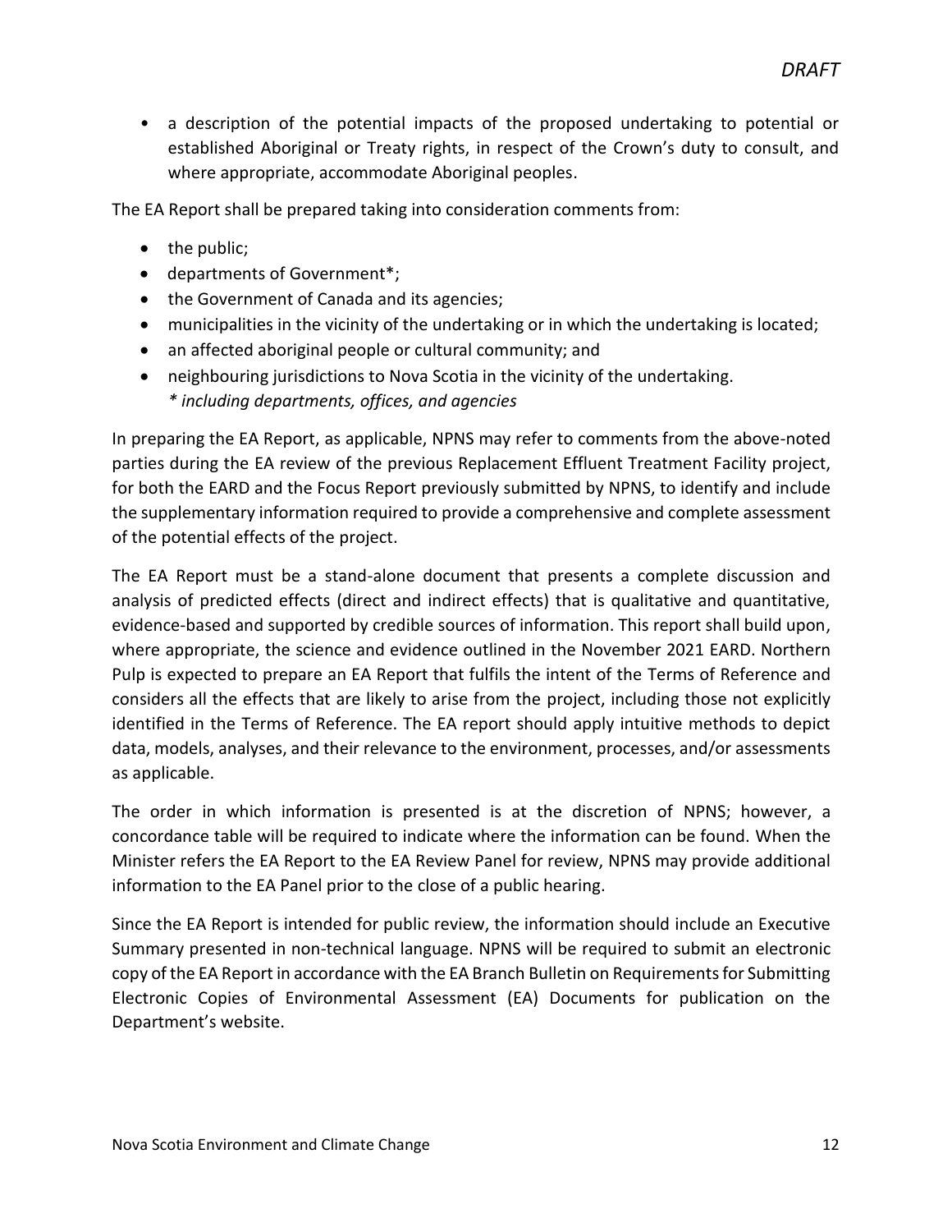- a description of the potential impacts of the proposed undertaking to potential or established Aboriginal or Treaty rights, in respect of the Crown's duty to consult, and where appropriate, accommodate Aboriginal peoples.

The EA Report shall be prepared taking into consideration comments from:

- the public;
- departments of Government*;
- the Government of Canada and its agencies;
- municipalities in the vicinity of the undertaking or in which the undertaking is located;
- an affected aboriginal people or cultural community; and
- neighbouring jurisdictions to Nova Scotia in the vicinity of the undertaking.
  *\* including departments, offices, and agencies*

In preparing the EA Report, as applicable, NPNS may refer to comments from the above-noted parties during the EA review of the previous Replacement Effluent Treatment Facility project, for both the EARD and the Focus Report previously submitted by NPNS, to identify and include the supplementary information required to provide a comprehensive and complete assessment of the potential effects of the project.

The EA Report must be a stand-alone document that presents a complete discussion and analysis of predicted effects (direct and indirect effects) that is qualitative and quantitative, evidence-based and supported by credible sources of information. This report shall build upon, where appropriate, the science and evidence outlined in the November 2021 EARD. Northern Pulp is expected to prepare an EA Report that fulfils the intent of the Terms of Reference and considers all the effects that are likely to arise from the project, including those not explicitly identified in the Terms of Reference. The EA report should apply intuitive methods to depict data, models, analyses, and their relevance to the environment, processes, and/or assessments as applicable.

The order in which information is presented is at the discretion of NPNS; however, a concordance table will be required to indicate where the information can be found. When the Minister refers the EA Report to the EA Review Panel for review, NPNS may provide additional information to the EA Panel prior to the close of a public hearing.

Since the EA Report is intended for public review, the information should include an Executive Summary presented in non-technical language. NPNS will be required to submit an electronic copy of the EA Report in accordance with the EA Branch Bulletin on Requirements for Submitting Electronic Copies of Environmental Assessment (EA) Documents for publication on the Department's website.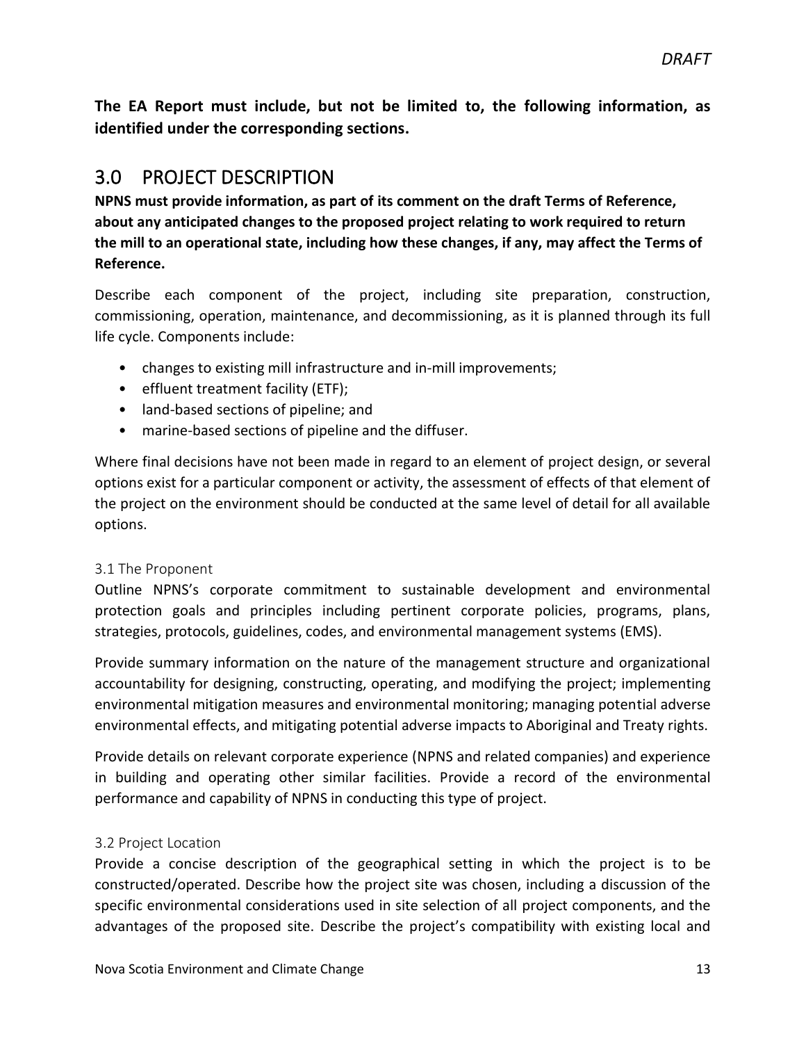**The EA Report must include, but not be limited to, the following information, as identified under the corresponding sections.**

## 3.0 PROJECT DESCRIPTION

**NPNS must provide information, as part of its comment on the draft Terms of Reference, about any anticipated changes to the proposed project relating to work required to return the mill to an operational state, including how these changes, if any, may affect the Terms of Reference.**

Describe each component of the project, including site preparation, construction, commissioning, operation, maintenance, and decommissioning, as it is planned through its full life cycle. Components include:

- changes to existing mill infrastructure and in-mill improvements;
- effluent treatment facility (ETF);
- land-based sections of pipeline; and
- marine-based sections of pipeline and the diffuser.

Where final decisions have not been made in regard to an element of project design, or several options exist for a particular component or activity, the assessment of effects of that element of the project on the environment should be conducted at the same level of detail for all available options.

### 3.1 The Proponent

Outline NPNS's corporate commitment to sustainable development and environmental protection goals and principles including pertinent corporate policies, programs, plans, strategies, protocols, guidelines, codes, and environmental management systems (EMS).

Provide summary information on the nature of the management structure and organizational accountability for designing, constructing, operating, and modifying the project; implementing environmental mitigation measures and environmental monitoring; managing potential adverse environmental effects, and mitigating potential adverse impacts to Aboriginal and Treaty rights.

Provide details on relevant corporate experience (NPNS and related companies) and experience in building and operating other similar facilities. Provide a record of the environmental performance and capability of NPNS in conducting this type of project.

### 3.2 Project Location

Provide a concise description of the geographical setting in which the project is to be constructed/operated. Describe how the project site was chosen, including a discussion of the specific environmental considerations used in site selection of all project components, and the advantages of the proposed site. Describe the project's compatibility with existing local and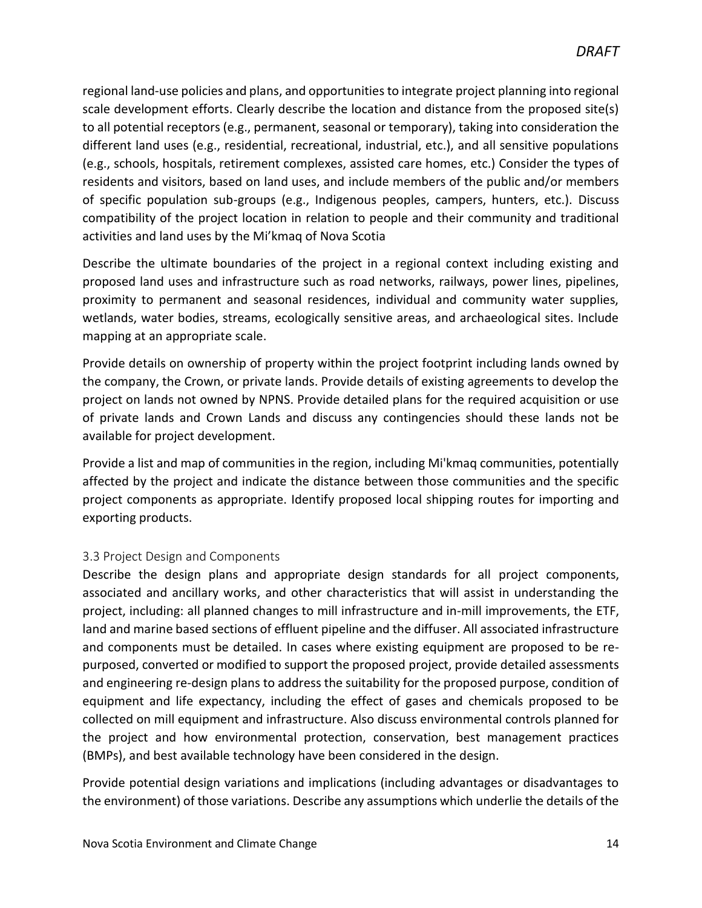regional land-use policies and plans, and opportunities to integrate project planning into regional scale development efforts. Clearly describe the location and distance from the proposed site(s) to all potential receptors (e.g., permanent, seasonal or temporary), taking into consideration the different land uses (e.g., residential, recreational, industrial, etc.), and all sensitive populations (e.g., schools, hospitals, retirement complexes, assisted care homes, etc.) Consider the types of residents and visitors, based on land uses, and include members of the public and/or members of specific population sub-groups (e.g., Indigenous peoples, campers, hunters, etc.). Discuss compatibility of the project location in relation to people and their community and traditional activities and land uses by the Mi'kmaq of Nova Scotia

Describe the ultimate boundaries of the project in a regional context including existing and proposed land uses and infrastructure such as road networks, railways, power lines, pipelines, proximity to permanent and seasonal residences, individual and community water supplies, wetlands, water bodies, streams, ecologically sensitive areas, and archaeological sites. Include mapping at an appropriate scale.

Provide details on ownership of property within the project footprint including lands owned by the company, the Crown, or private lands. Provide details of existing agreements to develop the project on lands not owned by NPNS. Provide detailed plans for the required acquisition or use of private lands and Crown Lands and discuss any contingencies should these lands not be available for project development.

Provide a list and map of communities in the region, including Mi'kmaq communities, potentially affected by the project and indicate the distance between those communities and the specific project components as appropriate. Identify proposed local shipping routes for importing and exporting products.

### 3.3 Project Design and Components

Describe the design plans and appropriate design standards for all project components, associated and ancillary works, and other characteristics that will assist in understanding the project, including: all planned changes to mill infrastructure and in-mill improvements, the ETF, land and marine based sections of effluent pipeline and the diffuser. All associated infrastructure and components must be detailed. In cases where existing equipment are proposed to be re-purposed, converted or modified to support the proposed project, provide detailed assessments and engineering re-design plans to address the suitability for the proposed purpose, condition of equipment and life expectancy, including the effect of gases and chemicals proposed to be collected on mill equipment and infrastructure. Also discuss environmental controls planned for the project and how environmental protection, conservation, best management practices (BMPs), and best available technology have been considered in the design.

Provide potential design variations and implications (including advantages or disadvantages to the environment) of those variations. Describe any assumptions which underlie the details of the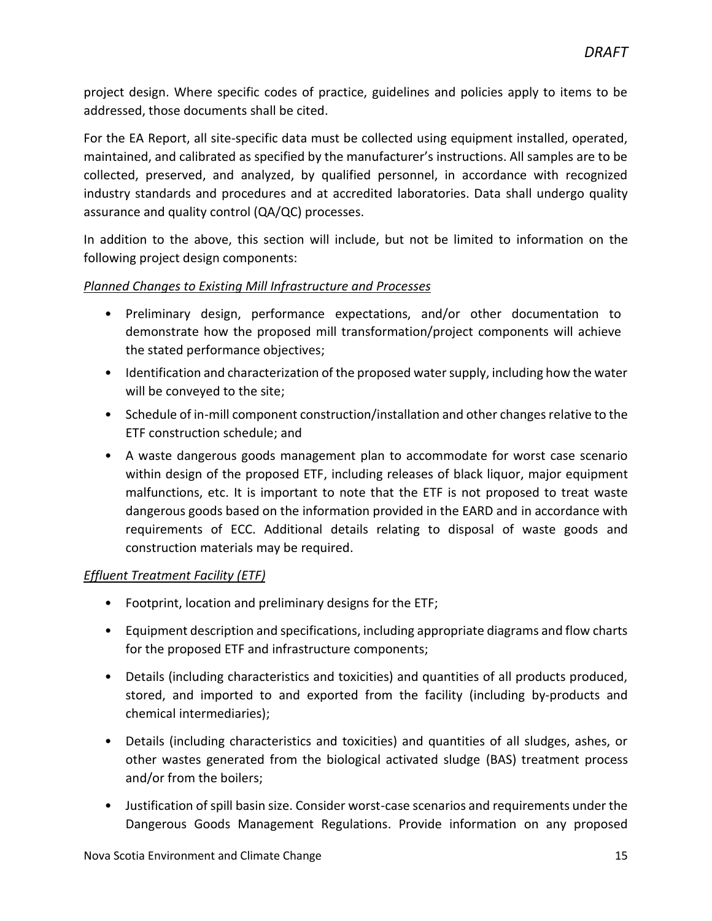project design. Where specific codes of practice, guidelines and policies apply to items to be addressed, those documents shall be cited.

For the EA Report, all site-specific data must be collected using equipment installed, operated, maintained, and calibrated as specified by the manufacturer's instructions. All samples are to be collected, preserved, and analyzed, by qualified personnel, in accordance with recognized industry standards and procedures and at accredited laboratories. Data shall undergo quality assurance and quality control (QA/QC) processes.

In addition to the above, this section will include, but not be limited to information on the following project design components:

*Planned Changes to Existing Mill Infrastructure and Processes*

- Preliminary design, performance expectations, and/or other documentation to demonstrate how the proposed mill transformation/project components will achieve the stated performance objectives;
- Identification and characterization of the proposed water supply, including how the water will be conveyed to the site;
- Schedule of in-mill component construction/installation and other changes relative to the ETF construction schedule; and
- A waste dangerous goods management plan to accommodate for worst case scenario within design of the proposed ETF, including releases of black liquor, major equipment malfunctions, etc. It is important to note that the ETF is not proposed to treat waste dangerous goods based on the information provided in the EARD and in accordance with requirements of ECC. Additional details relating to disposal of waste goods and construction materials may be required.

*Effluent Treatment Facility (ETF)*

- Footprint, location and preliminary designs for the ETF;
- Equipment description and specifications, including appropriate diagrams and flow charts for the proposed ETF and infrastructure components;
- Details (including characteristics and toxicities) and quantities of all products produced, stored, and imported to and exported from the facility (including by-products and chemical intermediaries);
- Details (including characteristics and toxicities) and quantities of all sludges, ashes, or other wastes generated from the biological activated sludge (BAS) treatment process and/or from the boilers;
- Justification of spill basin size. Consider worst-case scenarios and requirements under the Dangerous Goods Management Regulations. Provide information on any proposed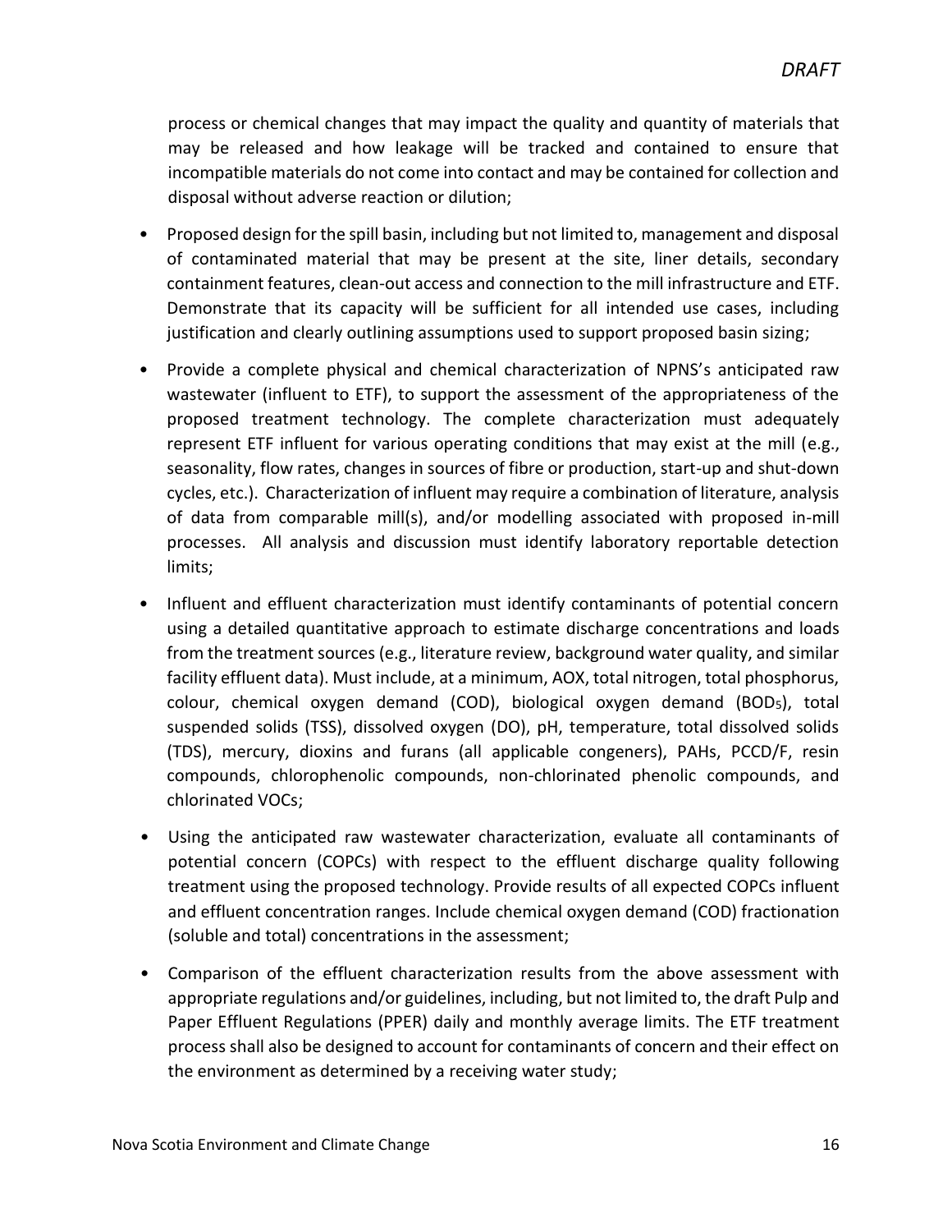process or chemical changes that may impact the quality and quantity of materials that may be released and how leakage will be tracked and contained to ensure that incompatible materials do not come into contact and may be contained for collection and disposal without adverse reaction or dilution;

- Proposed design for the spill basin, including but not limited to, management and disposal of contaminated material that may be present at the site, liner details, secondary containment features, clean-out access and connection to the mill infrastructure and ETF. Demonstrate that its capacity will be sufficient for all intended use cases, including justification and clearly outlining assumptions used to support proposed basin sizing;
- Provide a complete physical and chemical characterization of NPNS's anticipated raw wastewater (influent to ETF), to support the assessment of the appropriateness of the proposed treatment technology. The complete characterization must adequately represent ETF influent for various operating conditions that may exist at the mill (e.g., seasonality, flow rates, changes in sources of fibre or production, start-up and shut-down cycles, etc.). Characterization of influent may require a combination of literature, analysis of data from comparable mill(s), and/or modelling associated with proposed in-mill processes. All analysis and discussion must identify laboratory reportable detection limits;
- Influent and effluent characterization must identify contaminants of potential concern using a detailed quantitative approach to estimate discharge concentrations and loads from the treatment sources (e.g., literature review, background water quality, and similar facility effluent data). Must include, at a minimum, AOX, total nitrogen, total phosphorus, colour, chemical oxygen demand (COD), biological oxygen demand ($BOD_5$), total suspended solids (TSS), dissolved oxygen (DO), pH, temperature, total dissolved solids (TDS), mercury, dioxins and furans (all applicable congeners), PAHs, PCCD/F, resin compounds, chlorophenolic compounds, non-chlorinated phenolic compounds, and chlorinated VOCs;
- Using the anticipated raw wastewater characterization, evaluate all contaminants of potential concern (COPCs) with respect to the effluent discharge quality following treatment using the proposed technology. Provide results of all expected COPCs influent and effluent concentration ranges. Include chemical oxygen demand (COD) fractionation (soluble and total) concentrations in the assessment;
- Comparison of the effluent characterization results from the above assessment with appropriate regulations and/or guidelines, including, but not limited to, the draft Pulp and Paper Effluent Regulations (PPER) daily and monthly average limits. The ETF treatment process shall also be designed to account for contaminants of concern and their effect on the environment as determined by a receiving water study;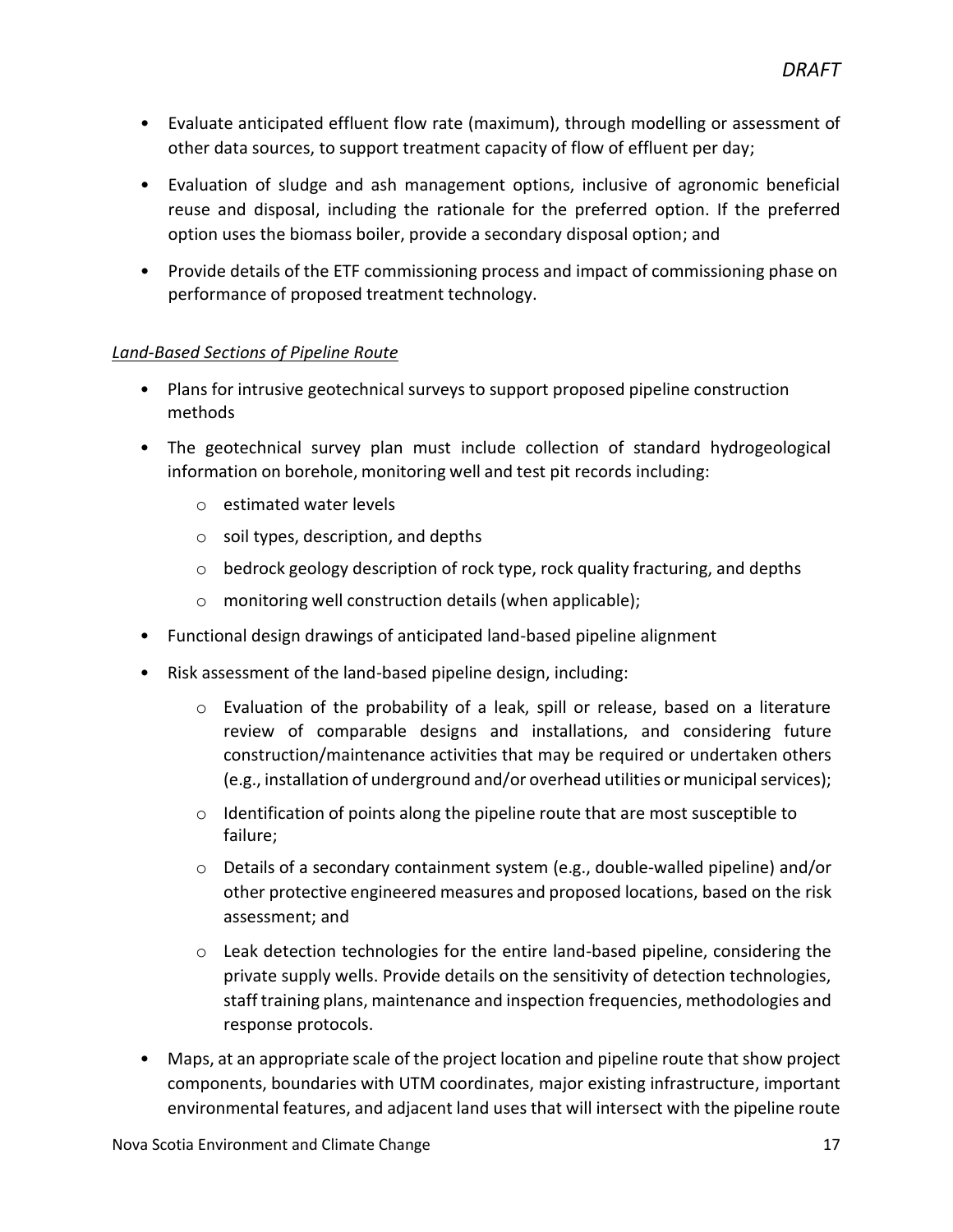- Evaluate anticipated effluent flow rate (maximum), through modelling or assessment of other data sources, to support treatment capacity of flow of effluent per day;
- Evaluation of sludge and ash management options, inclusive of agronomic beneficial reuse and disposal, including the rationale for the preferred option. If the preferred option uses the biomass boiler, provide a secondary disposal option; and
- Provide details of the ETF commissioning process and impact of commissioning phase on performance of proposed treatment technology.

*Land-Based Sections of Pipeline Route*

- Plans for intrusive geotechnical surveys to support proposed pipeline construction methods
- The geotechnical survey plan must include collection of standard hydrogeological information on borehole, monitoring well and test pit records including:
  - estimated water levels
  - soil types, description, and depths
  - bedrock geology description of rock type, rock quality fracturing, and depths
  - monitoring well construction details (when applicable);
- Functional design drawings of anticipated land-based pipeline alignment
- Risk assessment of the land-based pipeline design, including:
  - Evaluation of the probability of a leak, spill or release, based on a literature review of comparable designs and installations, and considering future construction/maintenance activities that may be required or undertaken others (e.g., installation of underground and/or overhead utilities or municipal services);
  - Identification of points along the pipeline route that are most susceptible to failure;
  - Details of a secondary containment system (e.g., double-walled pipeline) and/or other protective engineered measures and proposed locations, based on the risk assessment; and
  - Leak detection technologies for the entire land-based pipeline, considering the private supply wells. Provide details on the sensitivity of detection technologies, staff training plans, maintenance and inspection frequencies, methodologies and response protocols.
- Maps, at an appropriate scale of the project location and pipeline route that show project components, boundaries with UTM coordinates, major existing infrastructure, important environmental features, and adjacent land uses that will intersect with the pipeline route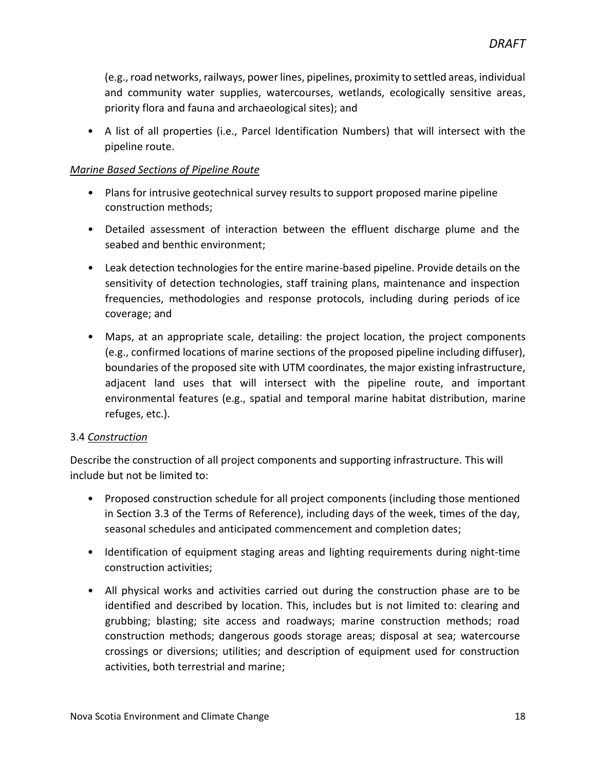(e.g., road networks, railways, power lines, pipelines, proximity to settled areas, individual and community water supplies, watercourses, wetlands, ecologically sensitive areas, priority flora and fauna and archaeological sites); and

- A list of all properties (i.e., Parcel Identification Numbers) that will intersect with the pipeline route.

*<u>Marine Based Sections of Pipeline Route</u>*

- Plans for intrusive geotechnical survey results to support proposed marine pipeline construction methods;
- Detailed assessment of interaction between the effluent discharge plume and the seabed and benthic environment;
- Leak detection technologies for the entire marine-based pipeline. Provide details on the sensitivity of detection technologies, staff training plans, maintenance and inspection frequencies, methodologies and response protocols, including during periods of ice coverage; and
- Maps, at an appropriate scale, detailing: the project location, the project components (e.g., confirmed locations of marine sections of the proposed pipeline including diffuser), boundaries of the proposed site with UTM coordinates, the major existing infrastructure, adjacent land uses that will intersect with the pipeline route, and important environmental features (e.g., spatial and temporal marine habitat distribution, marine refuges, etc.).

3.4 *<u>Construction</u>*

Describe the construction of all project components and supporting infrastructure. This will include but not be limited to:

- Proposed construction schedule for all project components (including those mentioned in Section 3.3 of the Terms of Reference), including days of the week, times of the day, seasonal schedules and anticipated commencement and completion dates;
- Identification of equipment staging areas and lighting requirements during night-time construction activities;
- All physical works and activities carried out during the construction phase are to be identified and described by location. This, includes but is not limited to: clearing and grubbing; blasting; site access and roadways; marine construction methods; road construction methods; dangerous goods storage areas; disposal at sea; watercourse crossings or diversions; utilities; and description of equipment used for construction activities, both terrestrial and marine;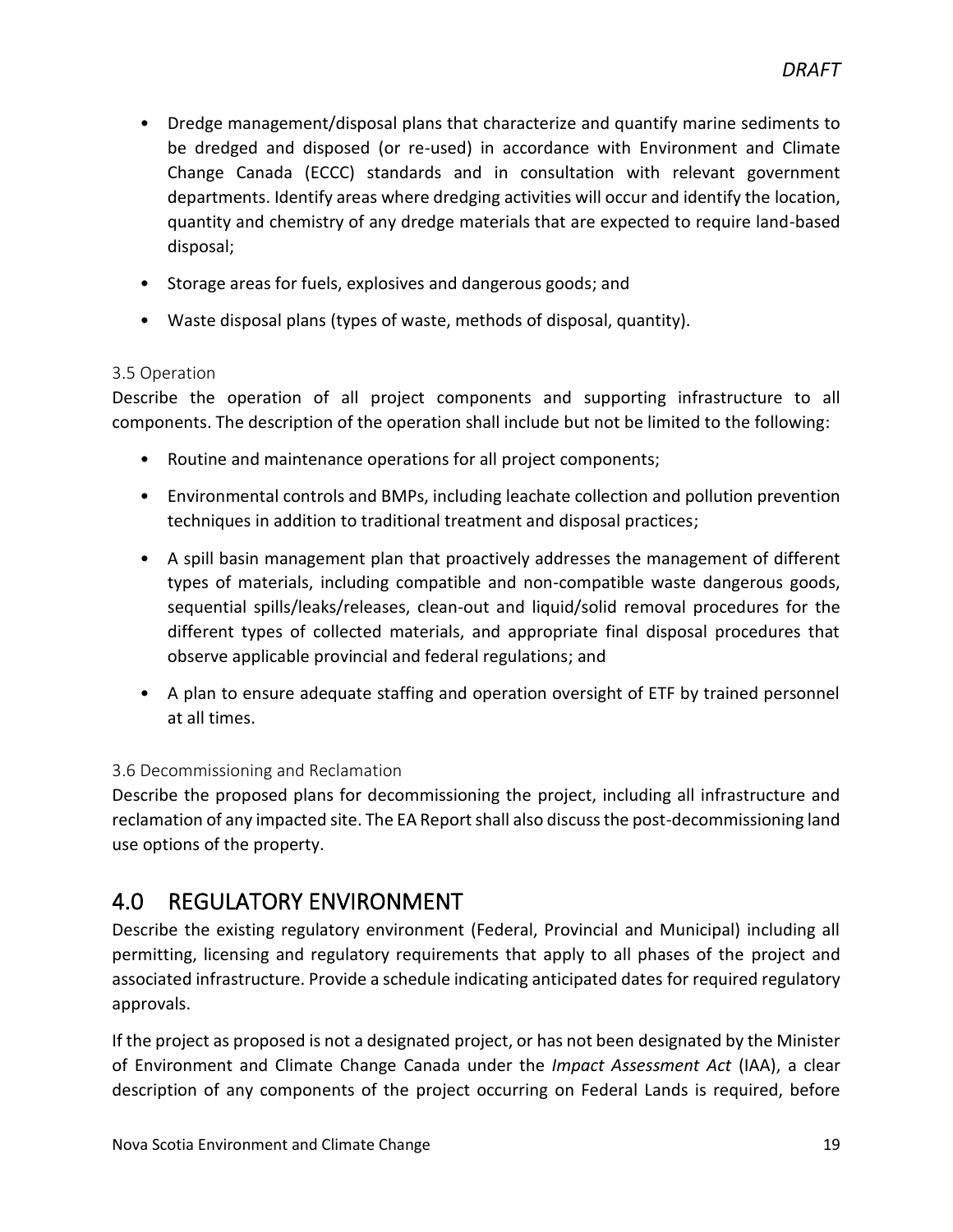- Dredge management/disposal plans that characterize and quantify marine sediments to be dredged and disposed (or re-used) in accordance with Environment and Climate Change Canada (ECCC) standards and in consultation with relevant government departments. Identify areas where dredging activities will occur and identify the location, quantity and chemistry of any dredge materials that are expected to require land-based disposal;
- Storage areas for fuels, explosives and dangerous goods; and
- Waste disposal plans (types of waste, methods of disposal, quantity).

### 3.5 Operation

Describe the operation of all project components and supporting infrastructure to all components. The description of the operation shall include but not be limited to the following:

- Routine and maintenance operations for all project components;
- Environmental controls and BMPs, including leachate collection and pollution prevention techniques in addition to traditional treatment and disposal practices;
- A spill basin management plan that proactively addresses the management of different types of materials, including compatible and non-compatible waste dangerous goods, sequential spills/leaks/releases, clean-out and liquid/solid removal procedures for the different types of collected materials, and appropriate final disposal procedures that observe applicable provincial and federal regulations; and
- A plan to ensure adequate staffing and operation oversight of ETF by trained personnel at all times.

### 3.6 Decommissioning and Reclamation

Describe the proposed plans for decommissioning the project, including all infrastructure and reclamation of any impacted site. The EA Report shall also discuss the post-decommissioning land use options of the property.

## 4.0 REGULATORY ENVIRONMENT

Describe the existing regulatory environment (Federal, Provincial and Municipal) including all permitting, licensing and regulatory requirements that apply to all phases of the project and associated infrastructure. Provide a schedule indicating anticipated dates for required regulatory approvals.

If the project as proposed is not a designated project, or has not been designated by the Minister of Environment and Climate Change Canada under the *Impact Assessment Act* (IAA), a clear description of any components of the project occurring on Federal Lands is required, before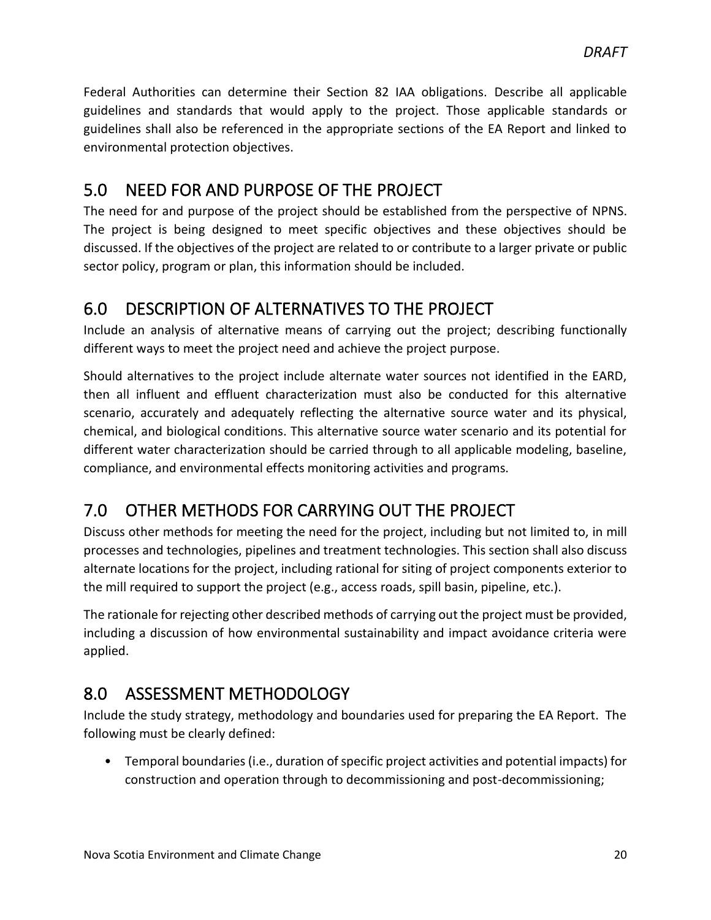Federal Authorities can determine their Section 82 IAA obligations. Describe all applicable guidelines and standards that would apply to the project. Those applicable standards or guidelines shall also be referenced in the appropriate sections of the EA Report and linked to environmental protection objectives.

## 5.0 NEED FOR AND PURPOSE OF THE PROJECT

The need for and purpose of the project should be established from the perspective of NPNS. The project is being designed to meet specific objectives and these objectives should be discussed. If the objectives of the project are related to or contribute to a larger private or public sector policy, program or plan, this information should be included.

## 6.0 DESCRIPTION OF ALTERNATIVES TO THE PROJECT

Include an analysis of alternative means of carrying out the project; describing functionally different ways to meet the project need and achieve the project purpose.

Should alternatives to the project include alternate water sources not identified in the EARD, then all influent and effluent characterization must also be conducted for this alternative scenario, accurately and adequately reflecting the alternative source water and its physical, chemical, and biological conditions. This alternative source water scenario and its potential for different water characterization should be carried through to all applicable modeling, baseline, compliance, and environmental effects monitoring activities and programs.

## 7.0 OTHER METHODS FOR CARRYING OUT THE PROJECT

Discuss other methods for meeting the need for the project, including but not limited to, in mill processes and technologies, pipelines and treatment technologies. This section shall also discuss alternate locations for the project, including rational for siting of project components exterior to the mill required to support the project (e.g., access roads, spill basin, pipeline, etc.).

The rationale for rejecting other described methods of carrying out the project must be provided, including a discussion of how environmental sustainability and impact avoidance criteria were applied.

## 8.0 ASSESSMENT METHODOLOGY

Include the study strategy, methodology and boundaries used for preparing the EA Report. The following must be clearly defined:

- Temporal boundaries (i.e., duration of specific project activities and potential impacts) for construction and operation through to decommissioning and post-decommissioning;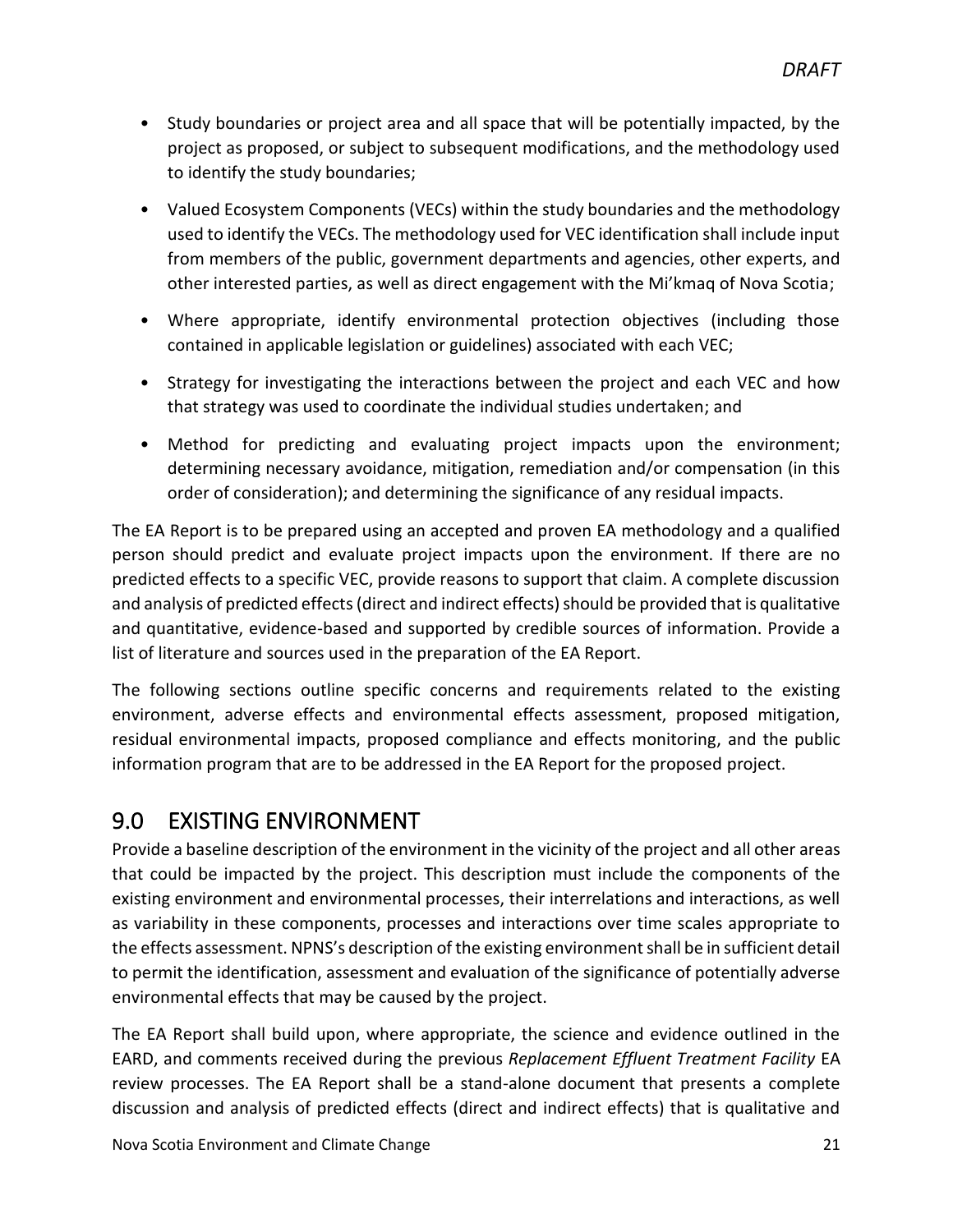- Study boundaries or project area and all space that will be potentially impacted, by the project as proposed, or subject to subsequent modifications, and the methodology used to identify the study boundaries;
- Valued Ecosystem Components (VECs) within the study boundaries and the methodology used to identify the VECs. The methodology used for VEC identification shall include input from members of the public, government departments and agencies, other experts, and other interested parties, as well as direct engagement with the Mi'kmaq of Nova Scotia;
- Where appropriate, identify environmental protection objectives (including those contained in applicable legislation or guidelines) associated with each VEC;
- Strategy for investigating the interactions between the project and each VEC and how that strategy was used to coordinate the individual studies undertaken; and
- Method for predicting and evaluating project impacts upon the environment; determining necessary avoidance, mitigation, remediation and/or compensation (in this order of consideration); and determining the significance of any residual impacts.

The EA Report is to be prepared using an accepted and proven EA methodology and a qualified person should predict and evaluate project impacts upon the environment. If there are no predicted effects to a specific VEC, provide reasons to support that claim. A complete discussion and analysis of predicted effects (direct and indirect effects) should be provided that is qualitative and quantitative, evidence-based and supported by credible sources of information. Provide a list of literature and sources used in the preparation of the EA Report.

The following sections outline specific concerns and requirements related to the existing environment, adverse effects and environmental effects assessment, proposed mitigation, residual environmental impacts, proposed compliance and effects monitoring, and the public information program that are to be addressed in the EA Report for the proposed project.

## 9.0 EXISTING ENVIRONMENT

Provide a baseline description of the environment in the vicinity of the project and all other areas that could be impacted by the project. This description must include the components of the existing environment and environmental processes, their interrelations and interactions, as well as variability in these components, processes and interactions over time scales appropriate to the effects assessment. NPNS's description of the existing environment shall be in sufficient detail to permit the identification, assessment and evaluation of the significance of potentially adverse environmental effects that may be caused by the project.

The EA Report shall build upon, where appropriate, the science and evidence outlined in the EARD, and comments received during the previous *Replacement Effluent Treatment Facility* EA review processes. The EA Report shall be a stand-alone document that presents a complete discussion and analysis of predicted effects (direct and indirect effects) that is qualitative and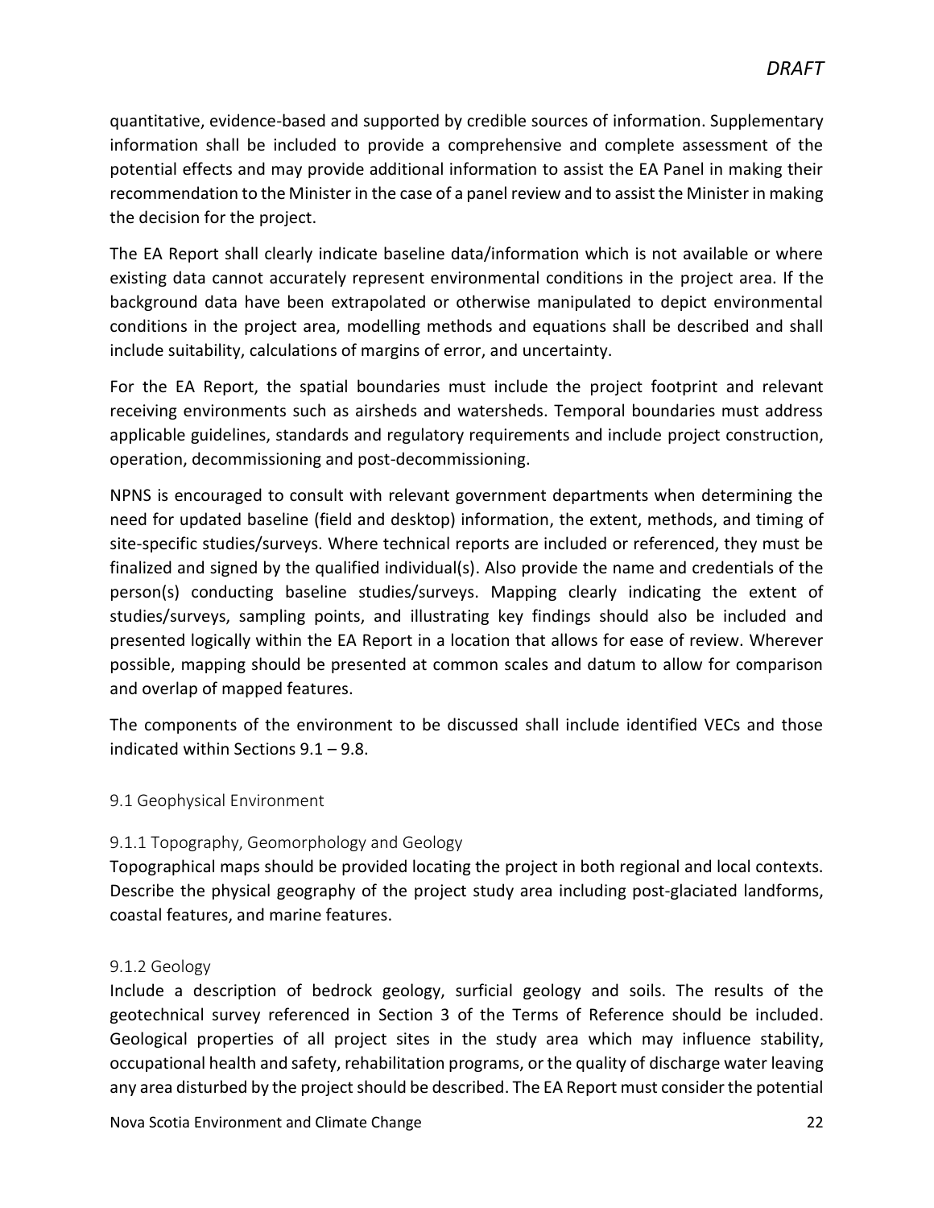quantitative, evidence-based and supported by credible sources of information. Supplementary information shall be included to provide a comprehensive and complete assessment of the potential effects and may provide additional information to assist the EA Panel in making their recommendation to the Minister in the case of a panel review and to assist the Minister in making the decision for the project.

The EA Report shall clearly indicate baseline data/information which is not available or where existing data cannot accurately represent environmental conditions in the project area. If the background data have been extrapolated or otherwise manipulated to depict environmental conditions in the project area, modelling methods and equations shall be described and shall include suitability, calculations of margins of error, and uncertainty.

For the EA Report, the spatial boundaries must include the project footprint and relevant receiving environments such as airsheds and watersheds. Temporal boundaries must address applicable guidelines, standards and regulatory requirements and include project construction, operation, decommissioning and post-decommissioning.

NPNS is encouraged to consult with relevant government departments when determining the need for updated baseline (field and desktop) information, the extent, methods, and timing of site-specific studies/surveys. Where technical reports are included or referenced, they must be finalized and signed by the qualified individual(s). Also provide the name and credentials of the person(s) conducting baseline studies/surveys. Mapping clearly indicating the extent of studies/surveys, sampling points, and illustrating key findings should also be included and presented logically within the EA Report in a location that allows for ease of review. Wherever possible, mapping should be presented at common scales and datum to allow for comparison and overlap of mapped features.

The components of the environment to be discussed shall include identified VECs and those indicated within Sections 9.1 – 9.8.

## 9.1 Geophysical Environment

### 9.1.1 Topography, Geomorphology and Geology

Topographical maps should be provided locating the project in both regional and local contexts. Describe the physical geography of the project study area including post-glaciated landforms, coastal features, and marine features.

### 9.1.2 Geology

Include a description of bedrock geology, surficial geology and soils. The results of the geotechnical survey referenced in Section 3 of the Terms of Reference should be included. Geological properties of all project sites in the study area which may influence stability, occupational health and safety, rehabilitation programs, or the quality of discharge water leaving any area disturbed by the project should be described. The EA Report must consider the potential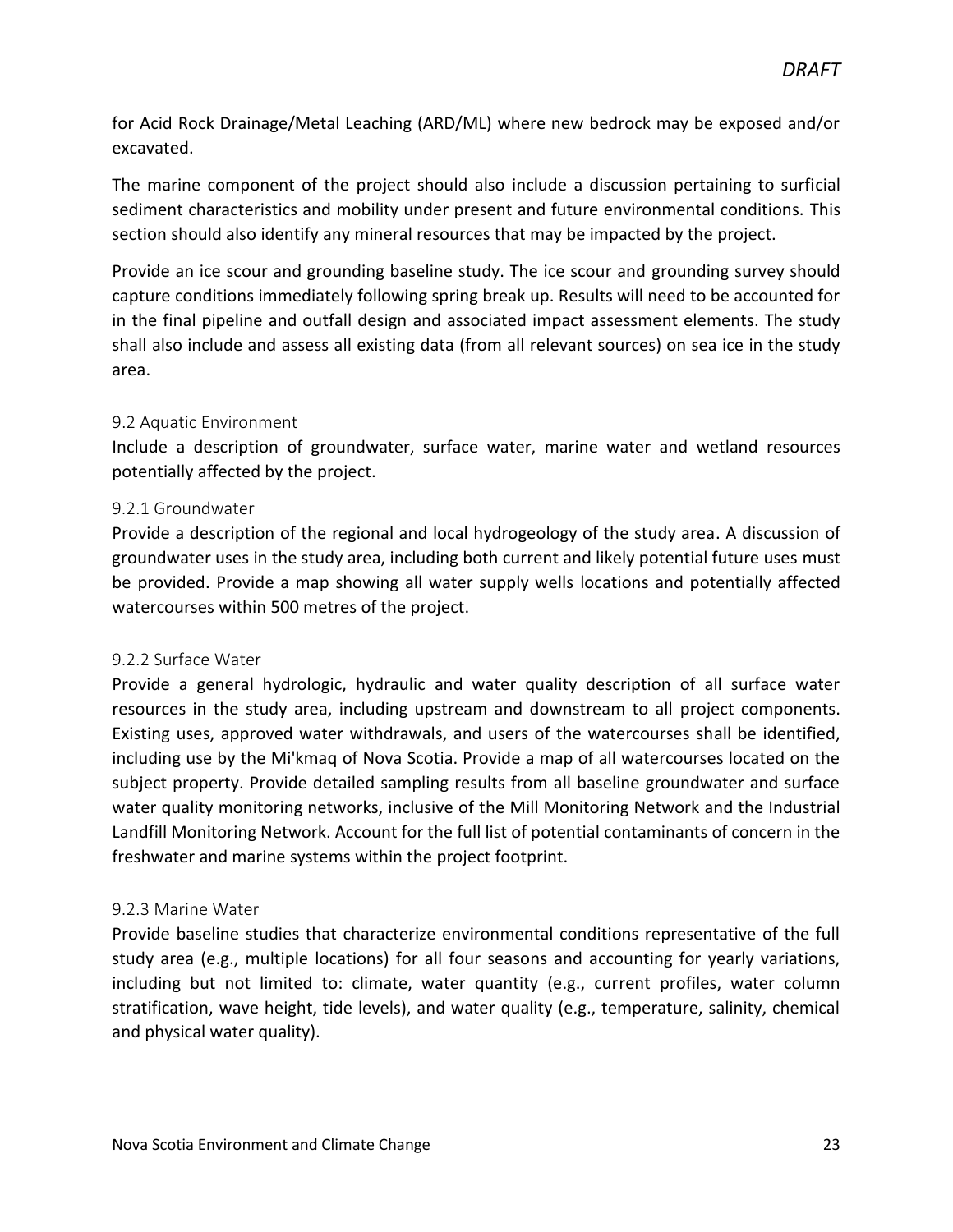for Acid Rock Drainage/Metal Leaching (ARD/ML) where new bedrock may be exposed and/or excavated.

The marine component of the project should also include a discussion pertaining to surficial sediment characteristics and mobility under present and future environmental conditions. This section should also identify any mineral resources that may be impacted by the project.

Provide an ice scour and grounding baseline study. The ice scour and grounding survey should capture conditions immediately following spring break up. Results will need to be accounted for in the final pipeline and outfall design and associated impact assessment elements. The study shall also include and assess all existing data (from all relevant sources) on sea ice in the study area.

### 9.2 Aquatic Environment

Include a description of groundwater, surface water, marine water and wetland resources potentially affected by the project.

#### 9.2.1 Groundwater

Provide a description of the regional and local hydrogeology of the study area. A discussion of groundwater uses in the study area, including both current and likely potential future uses must be provided. Provide a map showing all water supply wells locations and potentially affected watercourses within 500 metres of the project.

#### 9.2.2 Surface Water

Provide a general hydrologic, hydraulic and water quality description of all surface water resources in the study area, including upstream and downstream to all project components. Existing uses, approved water withdrawals, and users of the watercourses shall be identified, including use by the Mi'kmaq of Nova Scotia. Provide a map of all watercourses located on the subject property. Provide detailed sampling results from all baseline groundwater and surface water quality monitoring networks, inclusive of the Mill Monitoring Network and the Industrial Landfill Monitoring Network. Account for the full list of potential contaminants of concern in the freshwater and marine systems within the project footprint.

#### 9.2.3 Marine Water

Provide baseline studies that characterize environmental conditions representative of the full study area (e.g., multiple locations) for all four seasons and accounting for yearly variations, including but not limited to: climate, water quantity (e.g., current profiles, water column stratification, wave height, tide levels), and water quality (e.g., temperature, salinity, chemical and physical water quality).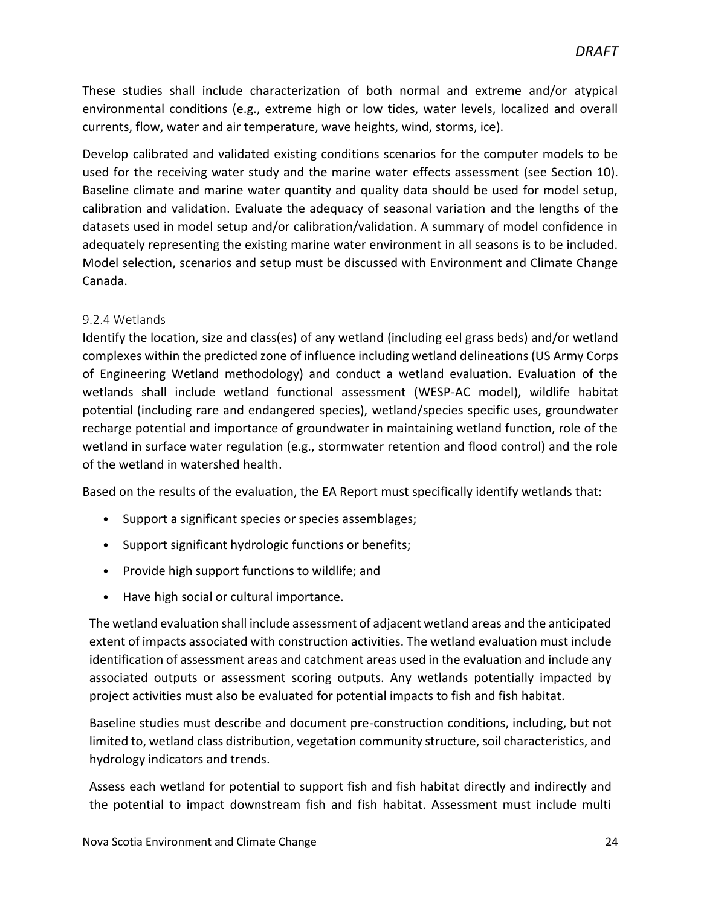These studies shall include characterization of both normal and extreme and/or atypical environmental conditions (e.g., extreme high or low tides, water levels, localized and overall currents, flow, water and air temperature, wave heights, wind, storms, ice).

Develop calibrated and validated existing conditions scenarios for the computer models to be used for the receiving water study and the marine water effects assessment (see Section 10). Baseline climate and marine water quantity and quality data should be used for model setup, calibration and validation. Evaluate the adequacy of seasonal variation and the lengths of the datasets used in model setup and/or calibration/validation. A summary of model confidence in adequately representing the existing marine water environment in all seasons is to be included. Model selection, scenarios and setup must be discussed with Environment and Climate Change Canada.

### 9.2.4 Wetlands

Identify the location, size and class(es) of any wetland (including eel grass beds) and/or wetland complexes within the predicted zone of influence including wetland delineations (US Army Corps of Engineering Wetland methodology) and conduct a wetland evaluation. Evaluation of the wetlands shall include wetland functional assessment (WESP-AC model), wildlife habitat potential (including rare and endangered species), wetland/species specific uses, groundwater recharge potential and importance of groundwater in maintaining wetland function, role of the wetland in surface water regulation (e.g., stormwater retention and flood control) and the role of the wetland in watershed health.

Based on the results of the evaluation, the EA Report must specifically identify wetlands that:

- Support a significant species or species assemblages;
- Support significant hydrologic functions or benefits;
- Provide high support functions to wildlife; and
- Have high social or cultural importance.

The wetland evaluation shall include assessment of adjacent wetland areas and the anticipated extent of impacts associated with construction activities. The wetland evaluation must include identification of assessment areas and catchment areas used in the evaluation and include any associated outputs or assessment scoring outputs. Any wetlands potentially impacted by project activities must also be evaluated for potential impacts to fish and fish habitat.

Baseline studies must describe and document pre-construction conditions, including, but not limited to, wetland class distribution, vegetation community structure, soil characteristics, and hydrology indicators and trends.

Assess each wetland for potential to support fish and fish habitat directly and indirectly and the potential to impact downstream fish and fish habitat. Assessment must include multi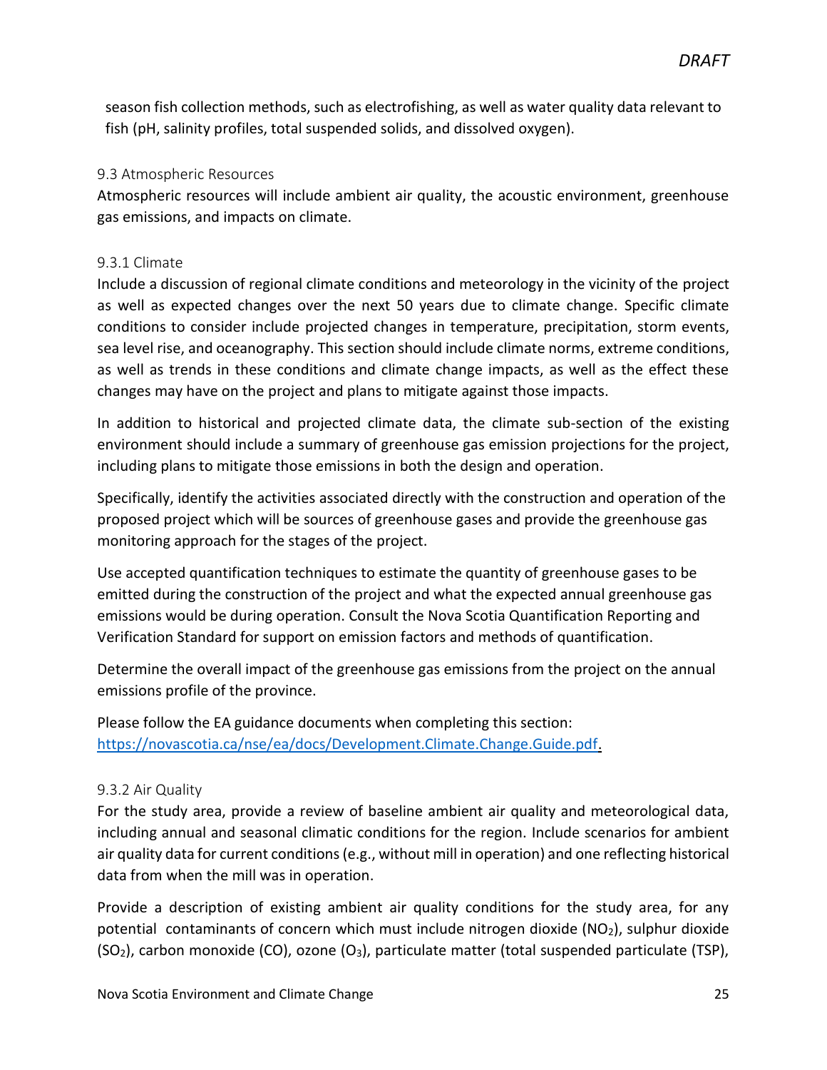season fish collection methods, such as electrofishing, as well as water quality data relevant to fish (pH, salinity profiles, total suspended solids, and dissolved oxygen).

### 9.3 Atmospheric Resources

Atmospheric resources will include ambient air quality, the acoustic environment, greenhouse gas emissions, and impacts on climate.

#### 9.3.1 Climate

Include a discussion of regional climate conditions and meteorology in the vicinity of the project as well as expected changes over the next 50 years due to climate change. Specific climate conditions to consider include projected changes in temperature, precipitation, storm events, sea level rise, and oceanography. This section should include climate norms, extreme conditions, as well as trends in these conditions and climate change impacts, as well as the effect these changes may have on the project and plans to mitigate against those impacts.

In addition to historical and projected climate data, the climate sub-section of the existing environment should include a summary of greenhouse gas emission projections for the project, including plans to mitigate those emissions in both the design and operation.

Specifically, identify the activities associated directly with the construction and operation of the proposed project which will be sources of greenhouse gases and provide the greenhouse gas monitoring approach for the stages of the project.

Use accepted quantification techniques to estimate the quantity of greenhouse gases to be emitted during the construction of the project and what the expected annual greenhouse gas emissions would be during operation. Consult the Nova Scotia Quantification Reporting and Verification Standard for support on emission factors and methods of quantification.

Determine the overall impact of the greenhouse gas emissions from the project on the annual emissions profile of the province.

Please follow the EA guidance documents when completing this section: https://novascotia.ca/nse/ea/docs/Development.Climate.Change.Guide.pdf.

#### 9.3.2 Air Quality

For the study area, provide a review of baseline ambient air quality and meteorological data, including annual and seasonal climatic conditions for the region. Include scenarios for ambient air quality data for current conditions (e.g., without mill in operation) and one reflecting historical data from when the mill was in operation.

Provide a description of existing ambient air quality conditions for the study area, for any potential contaminants of concern which must include nitrogen dioxide ($NO_2$), sulphur dioxide ($SO_2$), carbon monoxide (CO), ozone ($O_3$), particulate matter (total suspended particulate (TSP),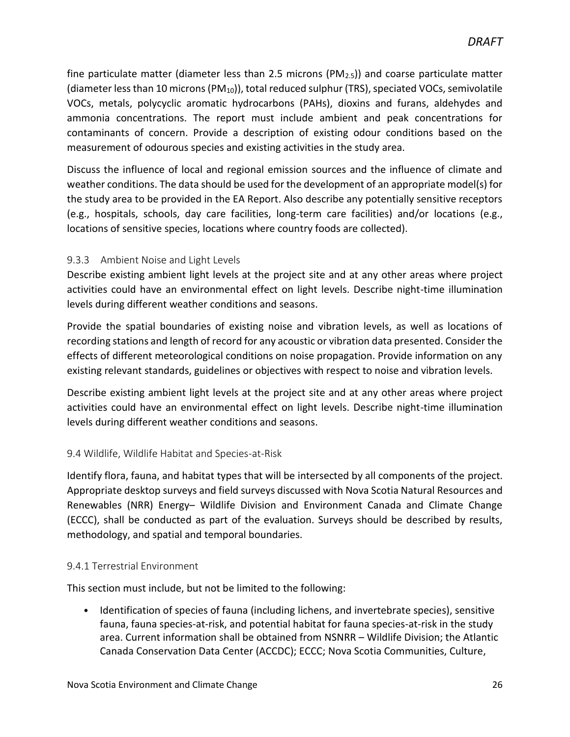fine particulate matter (diameter less than 2.5 microns ($PM_{2.5}$)) and coarse particulate matter (diameter less than 10 microns ($PM_{10}$)), total reduced sulphur (TRS), speciated VOCs, semivolatile VOCs, metals, polycyclic aromatic hydrocarbons (PAHs), dioxins and furans, aldehydes and ammonia concentrations. The report must include ambient and peak concentrations for contaminants of concern. Provide a description of existing odour conditions based on the measurement of odourous species and existing activities in the study area.

Discuss the influence of local and regional emission sources and the influence of climate and weather conditions. The data should be used for the development of an appropriate model(s) for the study area to be provided in the EA Report. Also describe any potentially sensitive receptors (e.g., hospitals, schools, day care facilities, long-term care facilities) and/or locations (e.g., locations of sensitive species, locations where country foods are collected).

### 9.3.3 Ambient Noise and Light Levels

Describe existing ambient light levels at the project site and at any other areas where project activities could have an environmental effect on light levels. Describe night-time illumination levels during different weather conditions and seasons.

Provide the spatial boundaries of existing noise and vibration levels, as well as locations of recording stations and length of record for any acoustic or vibration data presented. Consider the effects of different meteorological conditions on noise propagation. Provide information on any existing relevant standards, guidelines or objectives with respect to noise and vibration levels.

Describe existing ambient light levels at the project site and at any other areas where project activities could have an environmental effect on light levels. Describe night-time illumination levels during different weather conditions and seasons.

## 9.4 Wildlife, Wildlife Habitat and Species-at-Risk

Identify flora, fauna, and habitat types that will be intersected by all components of the project. Appropriate desktop surveys and field surveys discussed with Nova Scotia Natural Resources and Renewables (NRR) Energy– Wildlife Division and Environment Canada and Climate Change (ECCC), shall be conducted as part of the evaluation. Surveys should be described by results, methodology, and spatial and temporal boundaries.

### 9.4.1 Terrestrial Environment

This section must include, but not be limited to the following:

- Identification of species of fauna (including lichens, and invertebrate species), sensitive fauna, fauna species-at-risk, and potential habitat for fauna species-at-risk in the study area. Current information shall be obtained from NSNRR – Wildlife Division; the Atlantic Canada Conservation Data Center (ACCDC); ECCC; Nova Scotia Communities, Culture,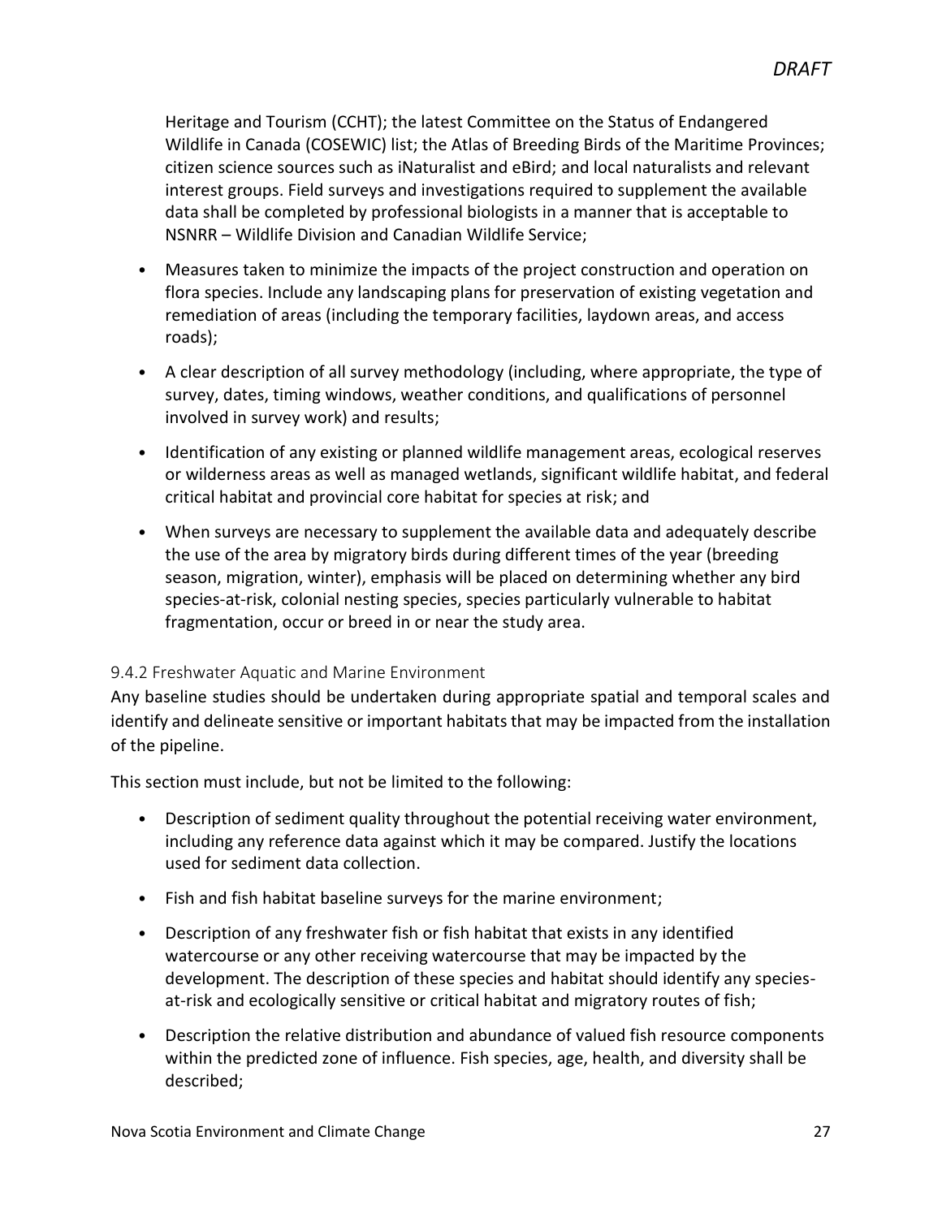Heritage and Tourism (CCHT); the latest Committee on the Status of Endangered Wildlife in Canada (COSEWIC) list; the Atlas of Breeding Birds of the Maritime Provinces; citizen science sources such as iNaturalist and eBird; and local naturalists and relevant interest groups. Field surveys and investigations required to supplement the available data shall be completed by professional biologists in a manner that is acceptable to NSNRR – Wildlife Division and Canadian Wildlife Service;

- Measures taken to minimize the impacts of the project construction and operation on flora species. Include any landscaping plans for preservation of existing vegetation and remediation of areas (including the temporary facilities, laydown areas, and access roads);
- A clear description of all survey methodology (including, where appropriate, the type of survey, dates, timing windows, weather conditions, and qualifications of personnel involved in survey work) and results;
- Identification of any existing or planned wildlife management areas, ecological reserves or wilderness areas as well as managed wetlands, significant wildlife habitat, and federal critical habitat and provincial core habitat for species at risk; and
- When surveys are necessary to supplement the available data and adequately describe the use of the area by migratory birds during different times of the year (breeding season, migration, winter), emphasis will be placed on determining whether any bird species-at-risk, colonial nesting species, species particularly vulnerable to habitat fragmentation, occur or breed in or near the study area.

### 9.4.2 Freshwater Aquatic and Marine Environment

Any baseline studies should be undertaken during appropriate spatial and temporal scales and identify and delineate sensitive or important habitats that may be impacted from the installation of the pipeline.

This section must include, but not be limited to the following:

- Description of sediment quality throughout the potential receiving water environment, including any reference data against which it may be compared. Justify the locations used for sediment data collection.
- Fish and fish habitat baseline surveys for the marine environment;
- Description of any freshwater fish or fish habitat that exists in any identified watercourse or any other receiving watercourse that may be impacted by the development. The description of these species and habitat should identify any species-at-risk and ecologically sensitive or critical habitat and migratory routes of fish;
- Description the relative distribution and abundance of valued fish resource components within the predicted zone of influence. Fish species, age, health, and diversity shall be described;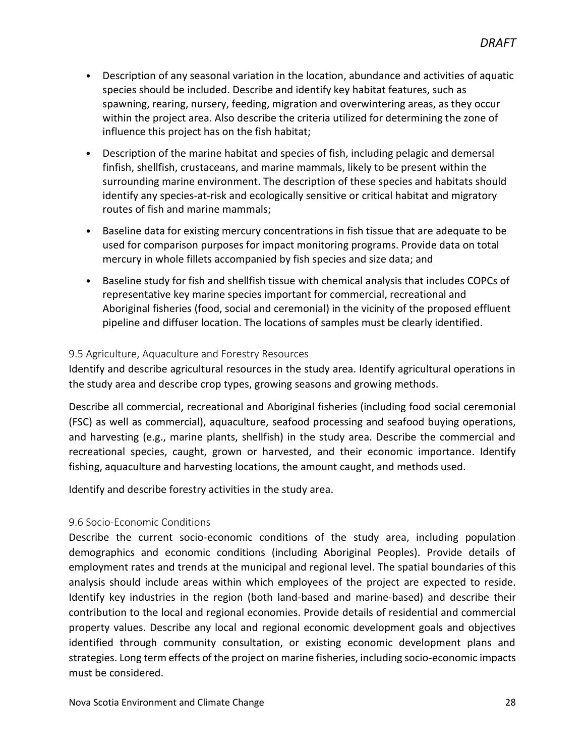- Description of any seasonal variation in the location, abundance and activities of aquatic species should be included. Describe and identify key habitat features, such as spawning, rearing, nursery, feeding, migration and overwintering areas, as they occur within the project area. Also describe the criteria utilized for determining the zone of influence this project has on the fish habitat;
- Description of the marine habitat and species of fish, including pelagic and demersal finfish, shellfish, crustaceans, and marine mammals, likely to be present within the surrounding marine environment. The description of these species and habitats should identify any species-at-risk and ecologically sensitive or critical habitat and migratory routes of fish and marine mammals;
- Baseline data for existing mercury concentrations in fish tissue that are adequate to be used for comparison purposes for impact monitoring programs. Provide data on total mercury in whole fillets accompanied by fish species and size data; and
- Baseline study for fish and shellfish tissue with chemical analysis that includes COPCs of representative key marine species important for commercial, recreational and Aboriginal fisheries (food, social and ceremonial) in the vicinity of the proposed effluent pipeline and diffuser location. The locations of samples must be clearly identified.

### 9.5 Agriculture, Aquaculture and Forestry Resources

Identify and describe agricultural resources in the study area. Identify agricultural operations in the study area and describe crop types, growing seasons and growing methods.

Describe all commercial, recreational and Aboriginal fisheries (including food social ceremonial (FSC) as well as commercial), aquaculture, seafood processing and seafood buying operations, and harvesting (e.g., marine plants, shellfish) in the study area. Describe the commercial and recreational species, caught, grown or harvested, and their economic importance. Identify fishing, aquaculture and harvesting locations, the amount caught, and methods used.

Identify and describe forestry activities in the study area.

### 9.6 Socio-Economic Conditions

Describe the current socio-economic conditions of the study area, including population demographics and economic conditions (including Aboriginal Peoples). Provide details of employment rates and trends at the municipal and regional level. The spatial boundaries of this analysis should include areas within which employees of the project are expected to reside. Identify key industries in the region (both land-based and marine-based) and describe their contribution to the local and regional economies. Provide details of residential and commercial property values. Describe any local and regional economic development goals and objectives identified through community consultation, or existing economic development plans and strategies. Long term effects of the project on marine fisheries, including socio-economic impacts must be considered.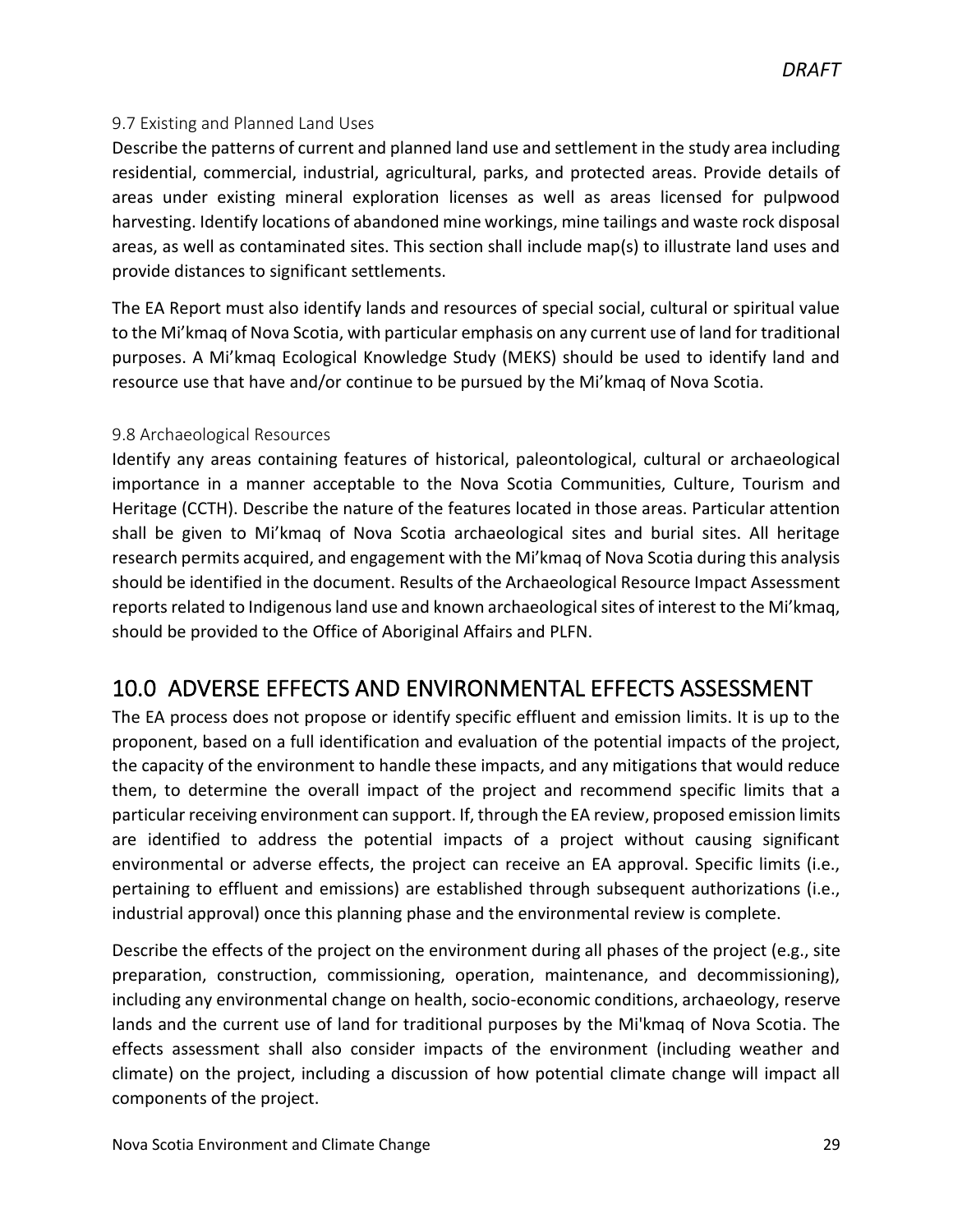### 9.7 Existing and Planned Land Uses

Describe the patterns of current and planned land use and settlement in the study area including residential, commercial, industrial, agricultural, parks, and protected areas. Provide details of areas under existing mineral exploration licenses as well as areas licensed for pulpwood harvesting. Identify locations of abandoned mine workings, mine tailings and waste rock disposal areas, as well as contaminated sites. This section shall include map(s) to illustrate land uses and provide distances to significant settlements.

The EA Report must also identify lands and resources of special social, cultural or spiritual value to the Mi'kmaq of Nova Scotia, with particular emphasis on any current use of land for traditional purposes. A Mi'kmaq Ecological Knowledge Study (MEKS) should be used to identify land and resource use that have and/or continue to be pursued by the Mi'kmaq of Nova Scotia.

### 9.8 Archaeological Resources

Identify any areas containing features of historical, paleontological, cultural or archaeological importance in a manner acceptable to the Nova Scotia Communities, Culture, Tourism and Heritage (CCTH). Describe the nature of the features located in those areas. Particular attention shall be given to Mi'kmaq of Nova Scotia archaeological sites and burial sites. All heritage research permits acquired, and engagement with the Mi'kmaq of Nova Scotia during this analysis should be identified in the document. Results of the Archaeological Resource Impact Assessment reports related to Indigenous land use and known archaeological sites of interest to the Mi'kmaq, should be provided to the Office of Aboriginal Affairs and PLFN.

## 10.0 ADVERSE EFFECTS AND ENVIRONMENTAL EFFECTS ASSESSMENT

The EA process does not propose or identify specific effluent and emission limits. It is up to the proponent, based on a full identification and evaluation of the potential impacts of the project, the capacity of the environment to handle these impacts, and any mitigations that would reduce them, to determine the overall impact of the project and recommend specific limits that a particular receiving environment can support. If, through the EA review, proposed emission limits are identified to address the potential impacts of a project without causing significant environmental or adverse effects, the project can receive an EA approval. Specific limits (i.e., pertaining to effluent and emissions) are established through subsequent authorizations (i.e., industrial approval) once this planning phase and the environmental review is complete.

Describe the effects of the project on the environment during all phases of the project (e.g., site preparation, construction, commissioning, operation, maintenance, and decommissioning), including any environmental change on health, socio-economic conditions, archaeology, reserve lands and the current use of land for traditional purposes by the Mi'kmaq of Nova Scotia. The effects assessment shall also consider impacts of the environment (including weather and climate) on the project, including a discussion of how potential climate change will impact all components of the project.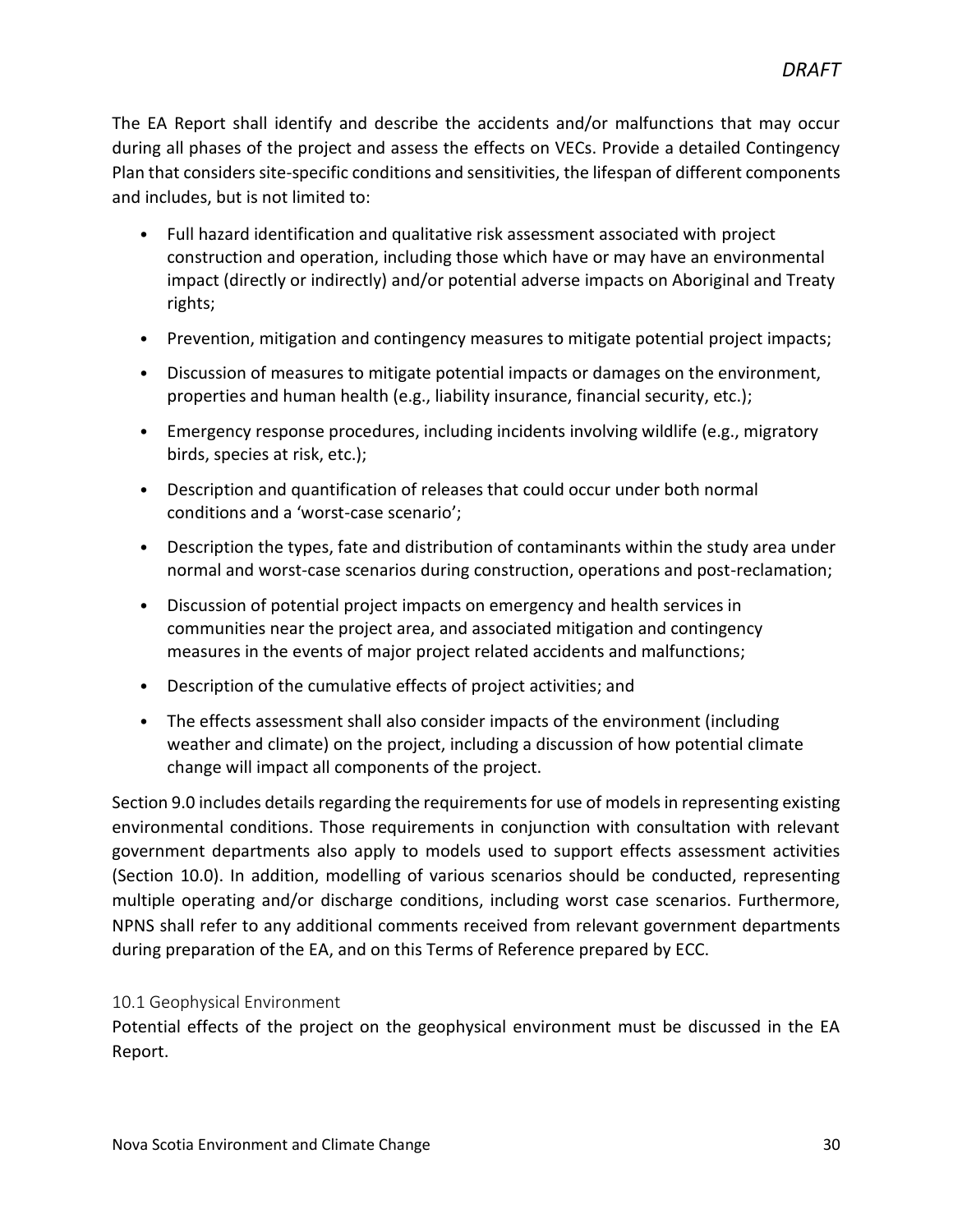The EA Report shall identify and describe the accidents and/or malfunctions that may occur during all phases of the project and assess the effects on VECs. Provide a detailed Contingency Plan that considers site-specific conditions and sensitivities, the lifespan of different components and includes, but is not limited to:

- Full hazard identification and qualitative risk assessment associated with project construction and operation, including those which have or may have an environmental impact (directly or indirectly) and/or potential adverse impacts on Aboriginal and Treaty rights;
- Prevention, mitigation and contingency measures to mitigate potential project impacts;
- Discussion of measures to mitigate potential impacts or damages on the environment, properties and human health (e.g., liability insurance, financial security, etc.);
- Emergency response procedures, including incidents involving wildlife (e.g., migratory birds, species at risk, etc.);
- Description and quantification of releases that could occur under both normal conditions and a 'worst-case scenario';
- Description the types, fate and distribution of contaminants within the study area under normal and worst-case scenarios during construction, operations and post-reclamation;
- Discussion of potential project impacts on emergency and health services in communities near the project area, and associated mitigation and contingency measures in the events of major project related accidents and malfunctions;
- Description of the cumulative effects of project activities; and
- The effects assessment shall also consider impacts of the environment (including weather and climate) on the project, including a discussion of how potential climate change will impact all components of the project.

Section 9.0 includes details regarding the requirements for use of models in representing existing environmental conditions. Those requirements in conjunction with consultation with relevant government departments also apply to models used to support effects assessment activities (Section 10.0). In addition, modelling of various scenarios should be conducted, representing multiple operating and/or discharge conditions, including worst case scenarios. Furthermore, NPNS shall refer to any additional comments received from relevant government departments during preparation of the EA, and on this Terms of Reference prepared by ECC.

### 10.1 Geophysical Environment

Potential effects of the project on the geophysical environment must be discussed in the EA Report.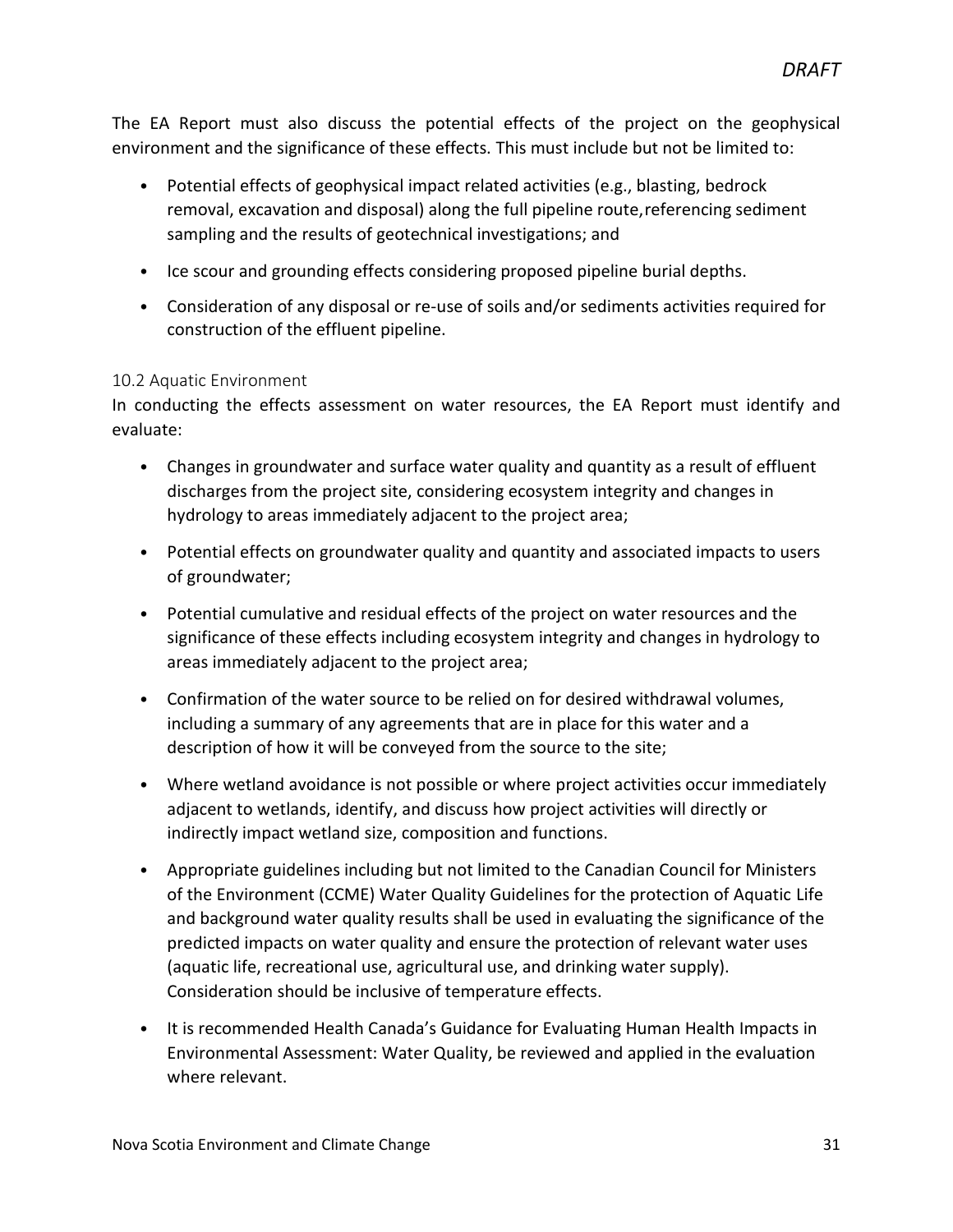The EA Report must also discuss the potential effects of the project on the geophysical environment and the significance of these effects. This must include but not be limited to:

- Potential effects of geophysical impact related activities (e.g., blasting, bedrock removal, excavation and disposal) along the full pipeline route,referencing sediment sampling and the results of geotechnical investigations; and
- Ice scour and grounding effects considering proposed pipeline burial depths.
- Consideration of any disposal or re-use of soils and/or sediments activities required for construction of the effluent pipeline.

### 10.2 Aquatic Environment

In conducting the effects assessment on water resources, the EA Report must identify and evaluate:

- Changes in groundwater and surface water quality and quantity as a result of effluent discharges from the project site, considering ecosystem integrity and changes in hydrology to areas immediately adjacent to the project area;
- Potential effects on groundwater quality and quantity and associated impacts to users of groundwater;
- Potential cumulative and residual effects of the project on water resources and the significance of these effects including ecosystem integrity and changes in hydrology to areas immediately adjacent to the project area;
- Confirmation of the water source to be relied on for desired withdrawal volumes, including a summary of any agreements that are in place for this water and a description of how it will be conveyed from the source to the site;
- Where wetland avoidance is not possible or where project activities occur immediately adjacent to wetlands, identify, and discuss how project activities will directly or indirectly impact wetland size, composition and functions.
- Appropriate guidelines including but not limited to the Canadian Council for Ministers of the Environment (CCME) Water Quality Guidelines for the protection of Aquatic Life and background water quality results shall be used in evaluating the significance of the predicted impacts on water quality and ensure the protection of relevant water uses (aquatic life, recreational use, agricultural use, and drinking water supply). Consideration should be inclusive of temperature effects.
- It is recommended Health Canada's Guidance for Evaluating Human Health Impacts in Environmental Assessment: Water Quality, be reviewed and applied in the evaluation where relevant.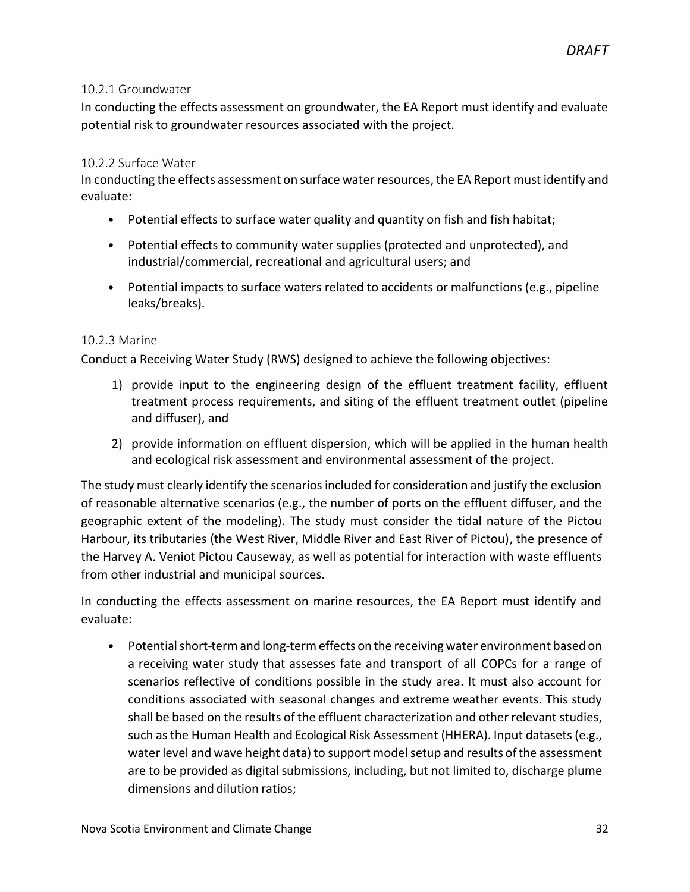#### 10.2.1 Groundwater

In conducting the effects assessment on groundwater, the EA Report must identify and evaluate potential risk to groundwater resources associated with the project.

#### 10.2.2 Surface Water

In conducting the effects assessment on surface water resources, the EA Report must identify and evaluate:

- Potential effects to surface water quality and quantity on fish and fish habitat;
- Potential effects to community water supplies (protected and unprotected), and industrial/commercial, recreational and agricultural users; and
- Potential impacts to surface waters related to accidents or malfunctions (e.g., pipeline leaks/breaks).

#### 10.2.3 Marine

Conduct a Receiving Water Study (RWS) designed to achieve the following objectives:

1) provide input to the engineering design of the effluent treatment facility, effluent treatment process requirements, and siting of the effluent treatment outlet (pipeline and diffuser), and
2) provide information on effluent dispersion, which will be applied in the human health and ecological risk assessment and environmental assessment of the project.

The study must clearly identify the scenarios included for consideration and justify the exclusion of reasonable alternative scenarios (e.g., the number of ports on the effluent diffuser, and the geographic extent of the modeling). The study must consider the tidal nature of the Pictou Harbour, its tributaries (the West River, Middle River and East River of Pictou), the presence of the Harvey A. Veniot Pictou Causeway, as well as potential for interaction with waste effluents from other industrial and municipal sources.

In conducting the effects assessment on marine resources, the EA Report must identify and evaluate:

- Potential short-term and long-term effects on the receiving water environment based on a receiving water study that assesses fate and transport of all COPCs for a range of scenarios reflective of conditions possible in the study area. It must also account for conditions associated with seasonal changes and extreme weather events. This study shall be based on the results of the effluent characterization and other relevant studies, such as the Human Health and Ecological Risk Assessment (HHERA). Input datasets (e.g., water level and wave height data) to support model setup and results of the assessment are to be provided as digital submissions, including, but not limited to, discharge plume dimensions and dilution ratios;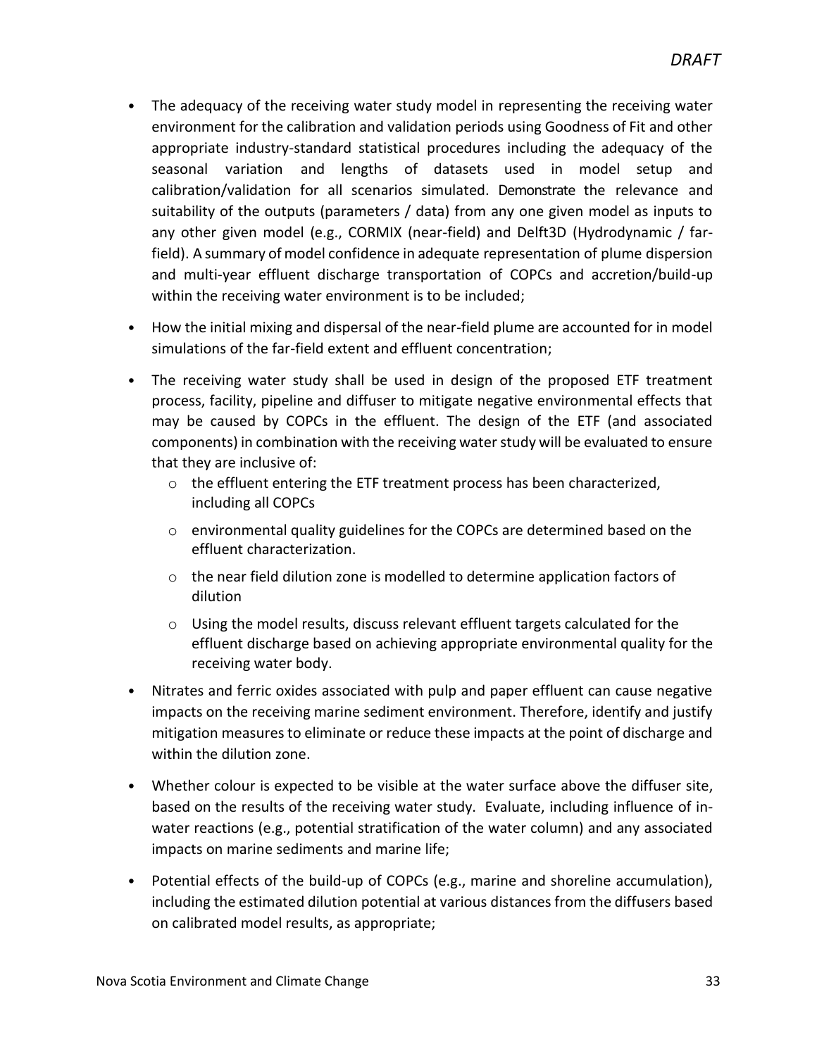- The adequacy of the receiving water study model in representing the receiving water environment for the calibration and validation periods using Goodness of Fit and other appropriate industry-standard statistical procedures including the adequacy of the seasonal variation and lengths of datasets used in model setup and calibration/validation for all scenarios simulated. Demonstrate the relevance and suitability of the outputs (parameters / data) from any one given model as inputs to any other given model (e.g., CORMIX (near-field) and Delft3D (Hydrodynamic / far-field). A summary of model confidence in adequate representation of plume dispersion and multi-year effluent discharge transportation of COPCs and accretion/build-up within the receiving water environment is to be included;
- How the initial mixing and dispersal of the near-field plume are accounted for in model simulations of the far-field extent and effluent concentration;
- The receiving water study shall be used in design of the proposed ETF treatment process, facility, pipeline and diffuser to mitigate negative environmental effects that may be caused by COPCs in the effluent. The design of the ETF (and associated components) in combination with the receiving water study will be evaluated to ensure that they are inclusive of:
  - the effluent entering the ETF treatment process has been characterized, including all COPCs
  - environmental quality guidelines for the COPCs are determined based on the effluent characterization.
  - the near field dilution zone is modelled to determine application factors of dilution
  - Using the model results, discuss relevant effluent targets calculated for the effluent discharge based on achieving appropriate environmental quality for the receiving water body.
- Nitrates and ferric oxides associated with pulp and paper effluent can cause negative impacts on the receiving marine sediment environment. Therefore, identify and justify mitigation measures to eliminate or reduce these impacts at the point of discharge and within the dilution zone.
- Whether colour is expected to be visible at the water surface above the diffuser site, based on the results of the receiving water study. Evaluate, including influence of in-water reactions (e.g., potential stratification of the water column) and any associated impacts on marine sediments and marine life;
- Potential effects of the build-up of COPCs (e.g., marine and shoreline accumulation), including the estimated dilution potential at various distances from the diffusers based on calibrated model results, as appropriate;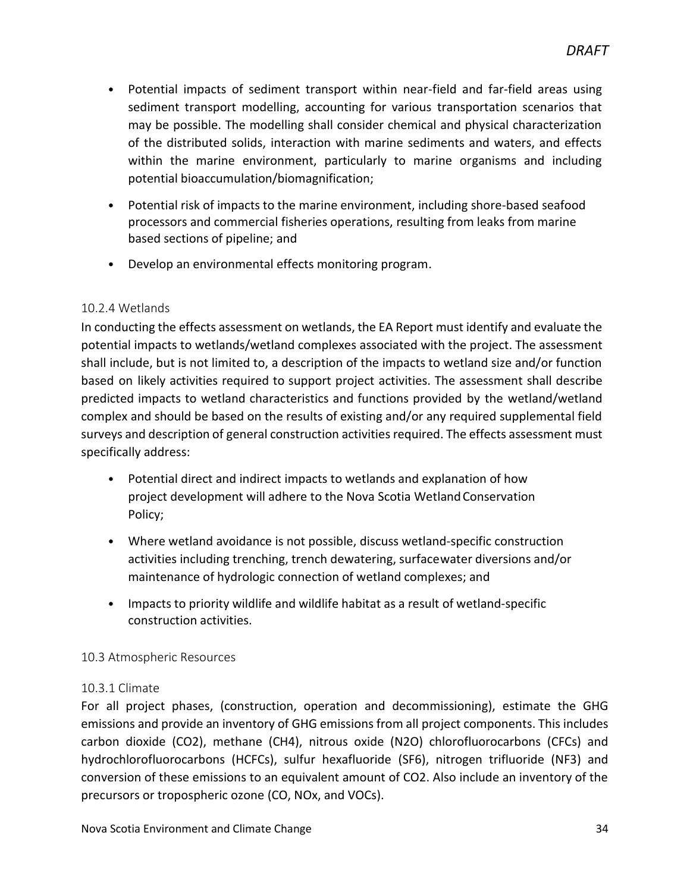- Potential impacts of sediment transport within near-field and far-field areas using sediment transport modelling, accounting for various transportation scenarios that may be possible. The modelling shall consider chemical and physical characterization of the distributed solids, interaction with marine sediments and waters, and effects within the marine environment, particularly to marine organisms and including potential bioaccumulation/biomagnification;
- Potential risk of impacts to the marine environment, including shore-based seafood processors and commercial fisheries operations, resulting from leaks from marine based sections of pipeline; and
- Develop an environmental effects monitoring program.

#### 10.2.4 Wetlands

In conducting the effects assessment on wetlands, the EA Report must identify and evaluate the potential impacts to wetlands/wetland complexes associated with the project. The assessment shall include, but is not limited to, a description of the impacts to wetland size and/or function based on likely activities required to support project activities. The assessment shall describe predicted impacts to wetland characteristics and functions provided by the wetland/wetland complex and should be based on the results of existing and/or any required supplemental field surveys and description of general construction activities required. The effects assessment must specifically address:

- Potential direct and indirect impacts to wetlands and explanation of how project development will adhere to the Nova Scotia Wetland Conservation Policy;
- Where wetland avoidance is not possible, discuss wetland-specific construction activities including trenching, trench dewatering, surfacewater diversions and/or maintenance of hydrologic connection of wetland complexes; and
- Impacts to priority wildlife and wildlife habitat as a result of wetland-specific construction activities.

### 10.3 Atmospheric Resources

#### 10.3.1 Climate

For all project phases, (construction, operation and decommissioning), estimate the GHG emissions and provide an inventory of GHG emissions from all project components. This includes carbon dioxide ($CO_2$), methane ($CH_4$), nitrous oxide ($N_2O$) chlorofluorocarbons (CFCs) and hydrochlorofluorocarbons (HCFCs), sulfur hexafluoride ($SF_6$), nitrogen trifluoride ($NF_3$) and conversion of these emissions to an equivalent amount of $CO_2$. Also include an inventory of the precursors or tropospheric ozone (CO, $NO_x$, and VOCs).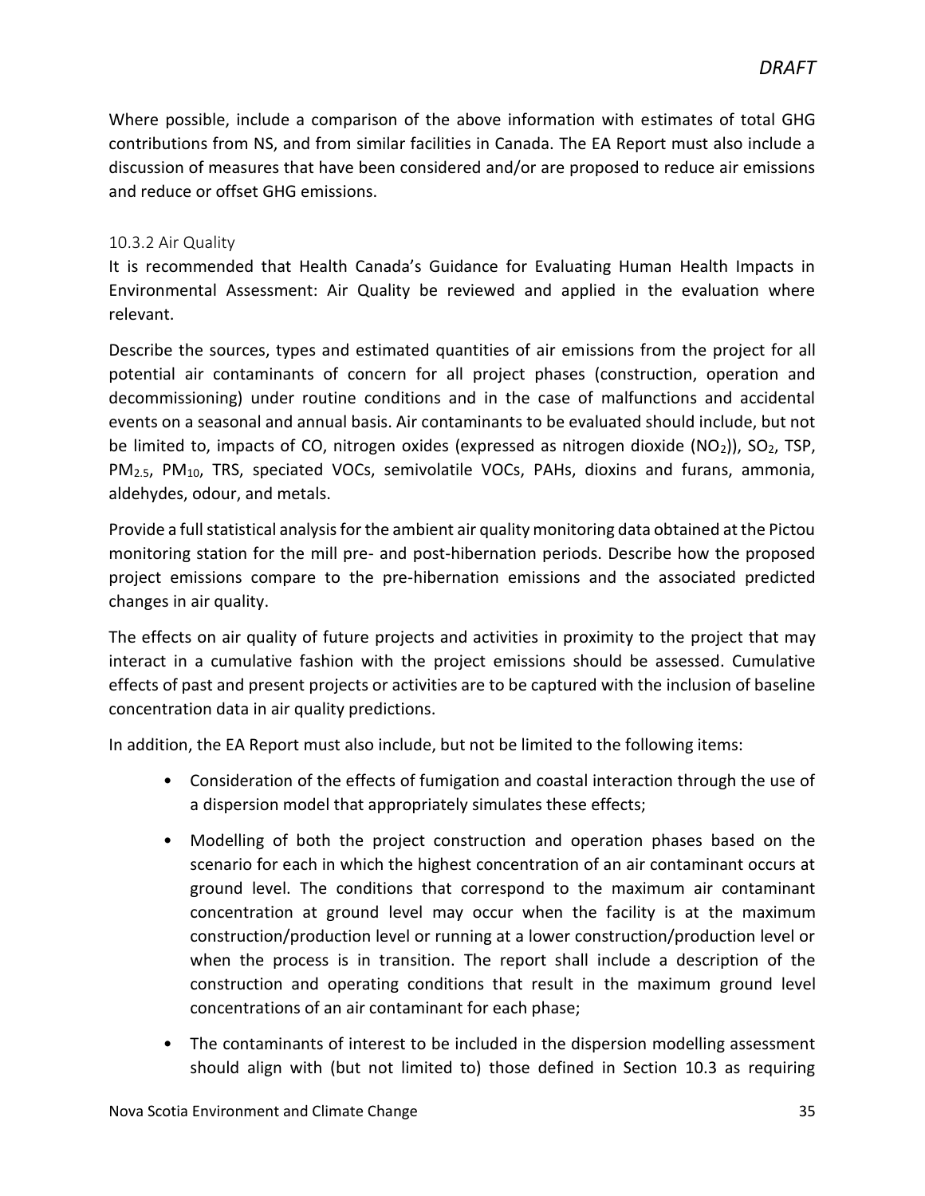Where possible, include a comparison of the above information with estimates of total GHG contributions from NS, and from similar facilities in Canada. The EA Report must also include a discussion of measures that have been considered and/or are proposed to reduce air emissions and reduce or offset GHG emissions.

### 10.3.2 Air Quality

It is recommended that Health Canada's Guidance for Evaluating Human Health Impacts in Environmental Assessment: Air Quality be reviewed and applied in the evaluation where relevant.

Describe the sources, types and estimated quantities of air emissions from the project for all potential air contaminants of concern for all project phases (construction, operation and decommissioning) under routine conditions and in the case of malfunctions and accidental events on a seasonal and annual basis. Air contaminants to be evaluated should include, but not be limited to, impacts of CO, nitrogen oxides (expressed as nitrogen dioxide ($NO_2$)), $SO_2$, TSP, $PM_{2.5}$, $PM_{10}$, TRS, speciated VOCs, semivolatile VOCs, PAHs, dioxins and furans, ammonia, aldehydes, odour, and metals.

Provide a full statistical analysis for the ambient air quality monitoring data obtained at the Pictou monitoring station for the mill pre- and post-hibernation periods. Describe how the proposed project emissions compare to the pre-hibernation emissions and the associated predicted changes in air quality.

The effects on air quality of future projects and activities in proximity to the project that may interact in a cumulative fashion with the project emissions should be assessed. Cumulative effects of past and present projects or activities are to be captured with the inclusion of baseline concentration data in air quality predictions.

In addition, the EA Report must also include, but not be limited to the following items:

- Consideration of the effects of fumigation and coastal interaction through the use of a dispersion model that appropriately simulates these effects;
- Modelling of both the project construction and operation phases based on the scenario for each in which the highest concentration of an air contaminant occurs at ground level. The conditions that correspond to the maximum air contaminant concentration at ground level may occur when the facility is at the maximum construction/production level or running at a lower construction/production level or when the process is in transition. The report shall include a description of the construction and operating conditions that result in the maximum ground level concentrations of an air contaminant for each phase;
- The contaminants of interest to be included in the dispersion modelling assessment should align with (but not limited to) those defined in Section 10.3 as requiring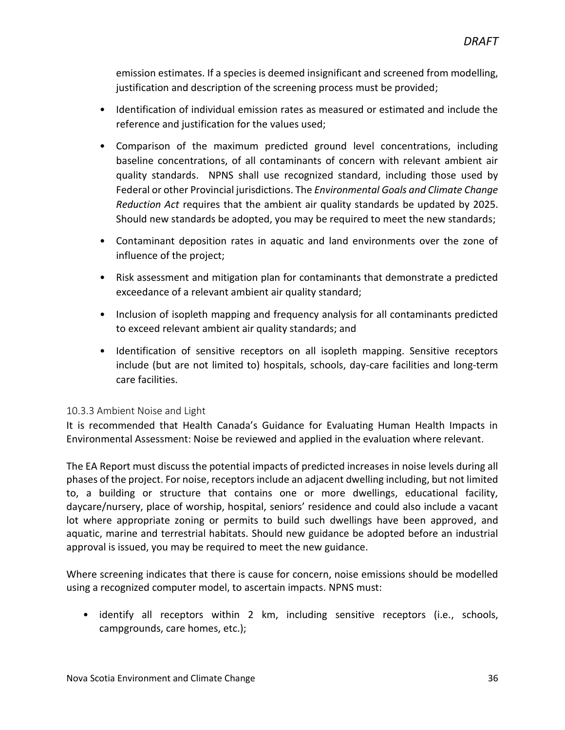emission estimates. If a species is deemed insignificant and screened from modelling, justification and description of the screening process must be provided;

- Identification of individual emission rates as measured or estimated and include the reference and justification for the values used;
- Comparison of the maximum predicted ground level concentrations, including baseline concentrations, of all contaminants of concern with relevant ambient air quality standards. NPNS shall use recognized standard, including those used by Federal or other Provincial jurisdictions. The *Environmental Goals and Climate Change Reduction Act* requires that the ambient air quality standards be updated by 2025. Should new standards be adopted, you may be required to meet the new standards;
- Contaminant deposition rates in aquatic and land environments over the zone of influence of the project;
- Risk assessment and mitigation plan for contaminants that demonstrate a predicted exceedance of a relevant ambient air quality standard;
- Inclusion of isopleth mapping and frequency analysis for all contaminants predicted to exceed relevant ambient air quality standards; and
- Identification of sensitive receptors on all isopleth mapping. Sensitive receptors include (but are not limited to) hospitals, schools, day-care facilities and long-term care facilities.

### 10.3.3 Ambient Noise and Light

It is recommended that Health Canada's Guidance for Evaluating Human Health Impacts in Environmental Assessment: Noise be reviewed and applied in the evaluation where relevant.

The EA Report must discuss the potential impacts of predicted increases in noise levels during all phases of the project. For noise, receptors include an adjacent dwelling including, but not limited to, a building or structure that contains one or more dwellings, educational facility, daycare/nursery, place of worship, hospital, seniors' residence and could also include a vacant lot where appropriate zoning or permits to build such dwellings have been approved, and aquatic, marine and terrestrial habitats. Should new guidance be adopted before an industrial approval is issued, you may be required to meet the new guidance.

Where screening indicates that there is cause for concern, noise emissions should be modelled using a recognized computer model, to ascertain impacts. NPNS must:

- identify all receptors within 2 km, including sensitive receptors (i.e., schools, campgrounds, care homes, etc.);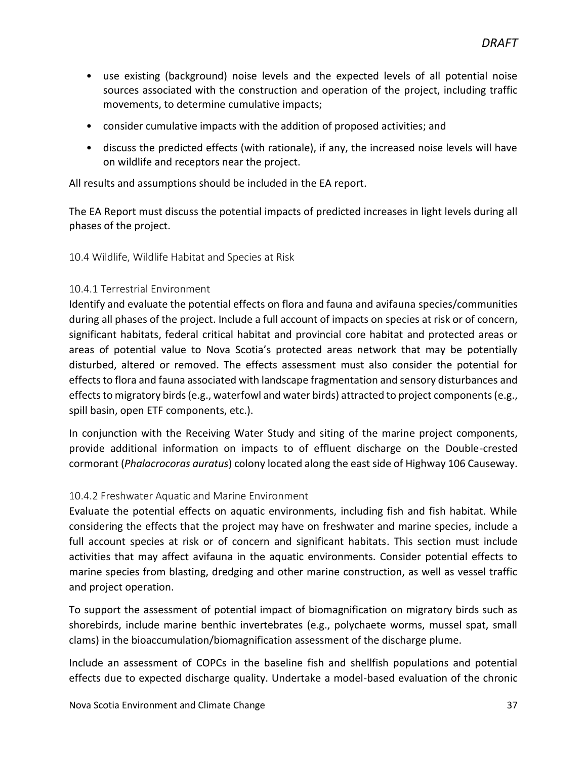- use existing (background) noise levels and the expected levels of all potential noise sources associated with the construction and operation of the project, including traffic movements, to determine cumulative impacts;
- consider cumulative impacts with the addition of proposed activities; and
- discuss the predicted effects (with rationale), if any, the increased noise levels will have on wildlife and receptors near the project.

All results and assumptions should be included in the EA report.

The EA Report must discuss the potential impacts of predicted increases in light levels during all phases of the project.

## 10.4 Wildlife, Wildlife Habitat and Species at Risk

### 10.4.1 Terrestrial Environment

Identify and evaluate the potential effects on flora and fauna and avifauna species/communities during all phases of the project. Include a full account of impacts on species at risk or of concern, significant habitats, federal critical habitat and provincial core habitat and protected areas or areas of potential value to Nova Scotia's protected areas network that may be potentially disturbed, altered or removed. The effects assessment must also consider the potential for effects to flora and fauna associated with landscape fragmentation and sensory disturbances and effects to migratory birds (e.g., waterfowl and water birds) attracted to project components (e.g., spill basin, open ETF components, etc.).

In conjunction with the Receiving Water Study and siting of the marine project components, provide additional information on impacts to of effluent discharge on the Double-crested cormorant (*Phalacrocoras auratus*) colony located along the east side of Highway 106 Causeway.

### 10.4.2 Freshwater Aquatic and Marine Environment

Evaluate the potential effects on aquatic environments, including fish and fish habitat. While considering the effects that the project may have on freshwater and marine species, include a full account species at risk or of concern and significant habitats. This section must include activities that may affect avifauna in the aquatic environments. Consider potential effects to marine species from blasting, dredging and other marine construction, as well as vessel traffic and project operation.

To support the assessment of potential impact of biomagnification on migratory birds such as shorebirds, include marine benthic invertebrates (e.g., polychaete worms, mussel spat, small clams) in the bioaccumulation/biomagnification assessment of the discharge plume.

Include an assessment of COPCs in the baseline fish and shellfish populations and potential effects due to expected discharge quality. Undertake a model-based evaluation of the chronic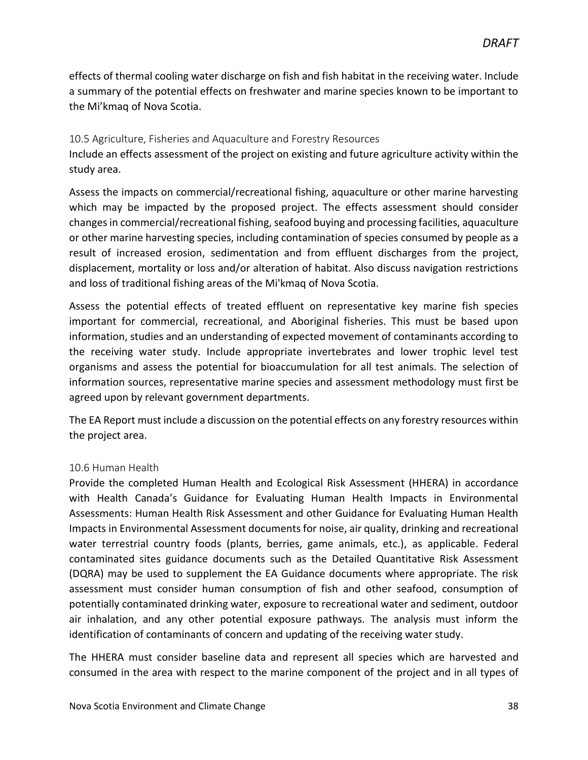effects of thermal cooling water discharge on fish and fish habitat in the receiving water. Include a summary of the potential effects on freshwater and marine species known to be important to the Mi'kmaq of Nova Scotia.

### 10.5 Agriculture, Fisheries and Aquaculture and Forestry Resources

Include an effects assessment of the project on existing and future agriculture activity within the study area.

Assess the impacts on commercial/recreational fishing, aquaculture or other marine harvesting which may be impacted by the proposed project. The effects assessment should consider changes in commercial/recreational fishing, seafood buying and processing facilities, aquaculture or other marine harvesting species, including contamination of species consumed by people as a result of increased erosion, sedimentation and from effluent discharges from the project, displacement, mortality or loss and/or alteration of habitat. Also discuss navigation restrictions and loss of traditional fishing areas of the Mi'kmaq of Nova Scotia.

Assess the potential effects of treated effluent on representative key marine fish species important for commercial, recreational, and Aboriginal fisheries. This must be based upon information, studies and an understanding of expected movement of contaminants according to the receiving water study. Include appropriate invertebrates and lower trophic level test organisms and assess the potential for bioaccumulation for all test animals. The selection of information sources, representative marine species and assessment methodology must first be agreed upon by relevant government departments.

The EA Report must include a discussion on the potential effects on any forestry resources within the project area.

### 10.6 Human Health

Provide the completed Human Health and Ecological Risk Assessment (HHERA) in accordance with Health Canada's Guidance for Evaluating Human Health Impacts in Environmental Assessments: Human Health Risk Assessment and other Guidance for Evaluating Human Health Impacts in Environmental Assessment documents for noise, air quality, drinking and recreational water terrestrial country foods (plants, berries, game animals, etc.), as applicable. Federal contaminated sites guidance documents such as the Detailed Quantitative Risk Assessment (DQRA) may be used to supplement the EA Guidance documents where appropriate. The risk assessment must consider human consumption of fish and other seafood, consumption of potentially contaminated drinking water, exposure to recreational water and sediment, outdoor air inhalation, and any other potential exposure pathways. The analysis must inform the identification of contaminants of concern and updating of the receiving water study.

The HHERA must consider baseline data and represent all species which are harvested and consumed in the area with respect to the marine component of the project and in all types of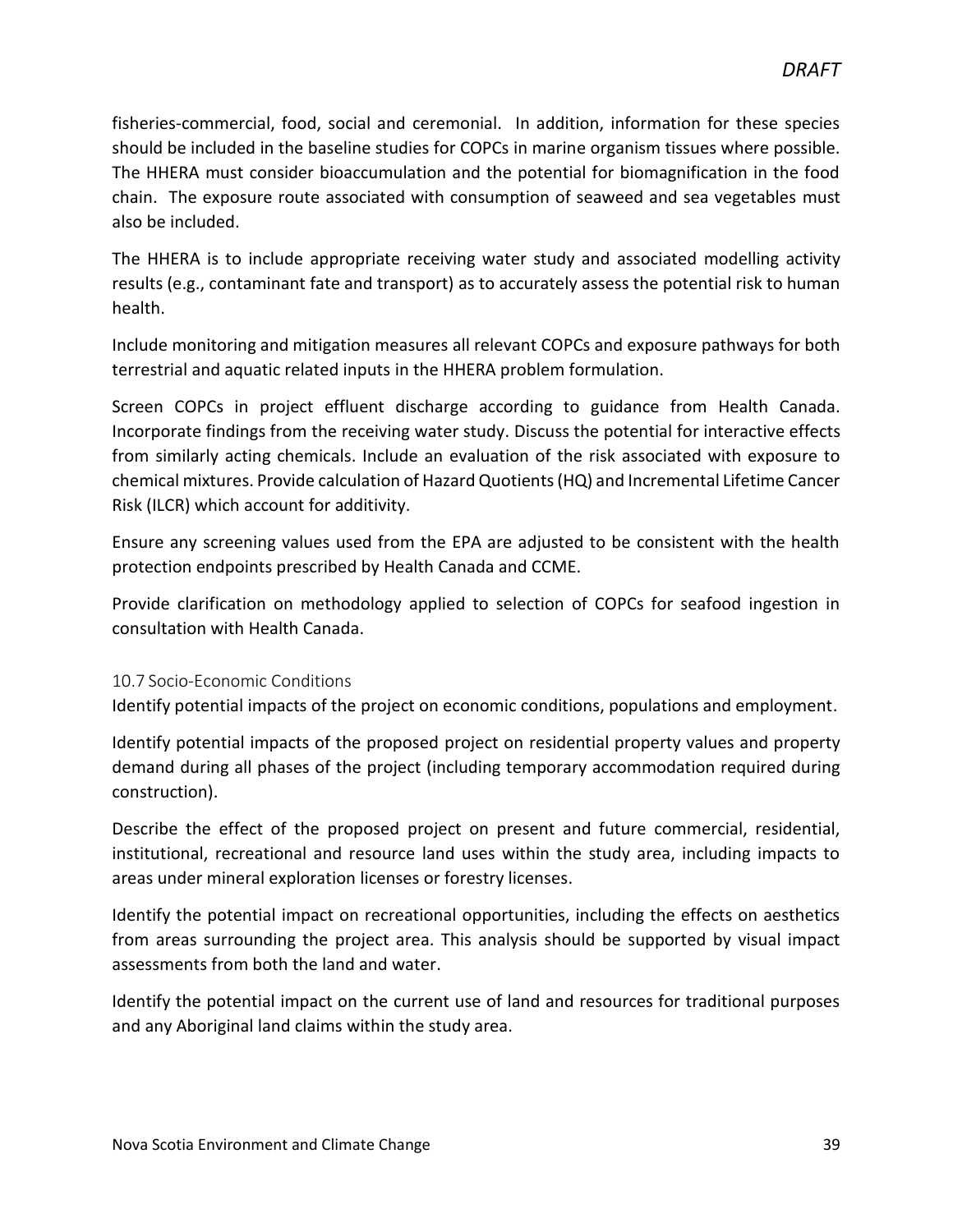fisheries-commercial, food, social and ceremonial. In addition, information for these species should be included in the baseline studies for COPCs in marine organism tissues where possible. The HHERA must consider bioaccumulation and the potential for biomagnification in the food chain. The exposure route associated with consumption of seaweed and sea vegetables must also be included.

The HHERA is to include appropriate receiving water study and associated modelling activity results (e.g., contaminant fate and transport) as to accurately assess the potential risk to human health.

Include monitoring and mitigation measures all relevant COPCs and exposure pathways for both terrestrial and aquatic related inputs in the HHERA problem formulation.

Screen COPCs in project effluent discharge according to guidance from Health Canada. Incorporate findings from the receiving water study. Discuss the potential for interactive effects from similarly acting chemicals. Include an evaluation of the risk associated with exposure to chemical mixtures. Provide calculation of Hazard Quotients (HQ) and Incremental Lifetime Cancer Risk (ILCR) which account for additivity.

Ensure any screening values used from the EPA are adjusted to be consistent with the health protection endpoints prescribed by Health Canada and CCME.

Provide clarification on methodology applied to selection of COPCs for seafood ingestion in consultation with Health Canada.

### 10.7 Socio-Economic Conditions

Identify potential impacts of the project on economic conditions, populations and employment.

Identify potential impacts of the proposed project on residential property values and property demand during all phases of the project (including temporary accommodation required during construction).

Describe the effect of the proposed project on present and future commercial, residential, institutional, recreational and resource land uses within the study area, including impacts to areas under mineral exploration licenses or forestry licenses.

Identify the potential impact on recreational opportunities, including the effects on aesthetics from areas surrounding the project area. This analysis should be supported by visual impact assessments from both the land and water.

Identify the potential impact on the current use of land and resources for traditional purposes and any Aboriginal land claims within the study area.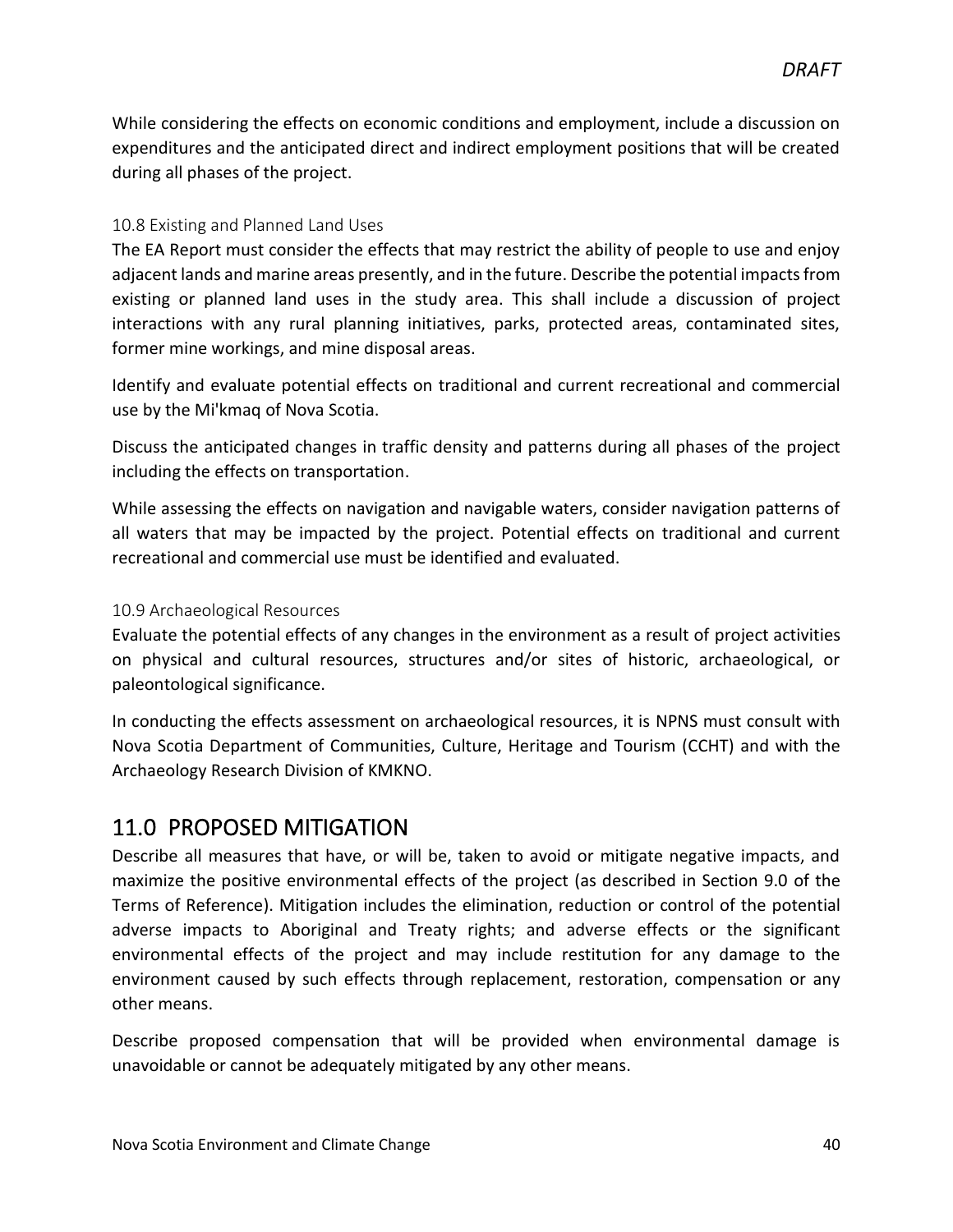While considering the effects on economic conditions and employment, include a discussion on expenditures and the anticipated direct and indirect employment positions that will be created during all phases of the project.

### 10.8 Existing and Planned Land Uses

The EA Report must consider the effects that may restrict the ability of people to use and enjoy adjacent lands and marine areas presently, and in the future. Describe the potential impacts from existing or planned land uses in the study area. This shall include a discussion of project interactions with any rural planning initiatives, parks, protected areas, contaminated sites, former mine workings, and mine disposal areas.

Identify and evaluate potential effects on traditional and current recreational and commercial use by the Mi'kmaq of Nova Scotia.

Discuss the anticipated changes in traffic density and patterns during all phases of the project including the effects on transportation.

While assessing the effects on navigation and navigable waters, consider navigation patterns of all waters that may be impacted by the project. Potential effects on traditional and current recreational and commercial use must be identified and evaluated.

### 10.9 Archaeological Resources

Evaluate the potential effects of any changes in the environment as a result of project activities on physical and cultural resources, structures and/or sites of historic, archaeological, or paleontological significance.

In conducting the effects assessment on archaeological resources, it is NPNS must consult with Nova Scotia Department of Communities, Culture, Heritage and Tourism (CCHT) and with the Archaeology Research Division of KMKNO.

## 11.0 PROPOSED MITIGATION

Describe all measures that have, or will be, taken to avoid or mitigate negative impacts, and maximize the positive environmental effects of the project (as described in Section 9.0 of the Terms of Reference). Mitigation includes the elimination, reduction or control of the potential adverse impacts to Aboriginal and Treaty rights; and adverse effects or the significant environmental effects of the project and may include restitution for any damage to the environment caused by such effects through replacement, restoration, compensation or any other means.

Describe proposed compensation that will be provided when environmental damage is unavoidable or cannot be adequately mitigated by any other means.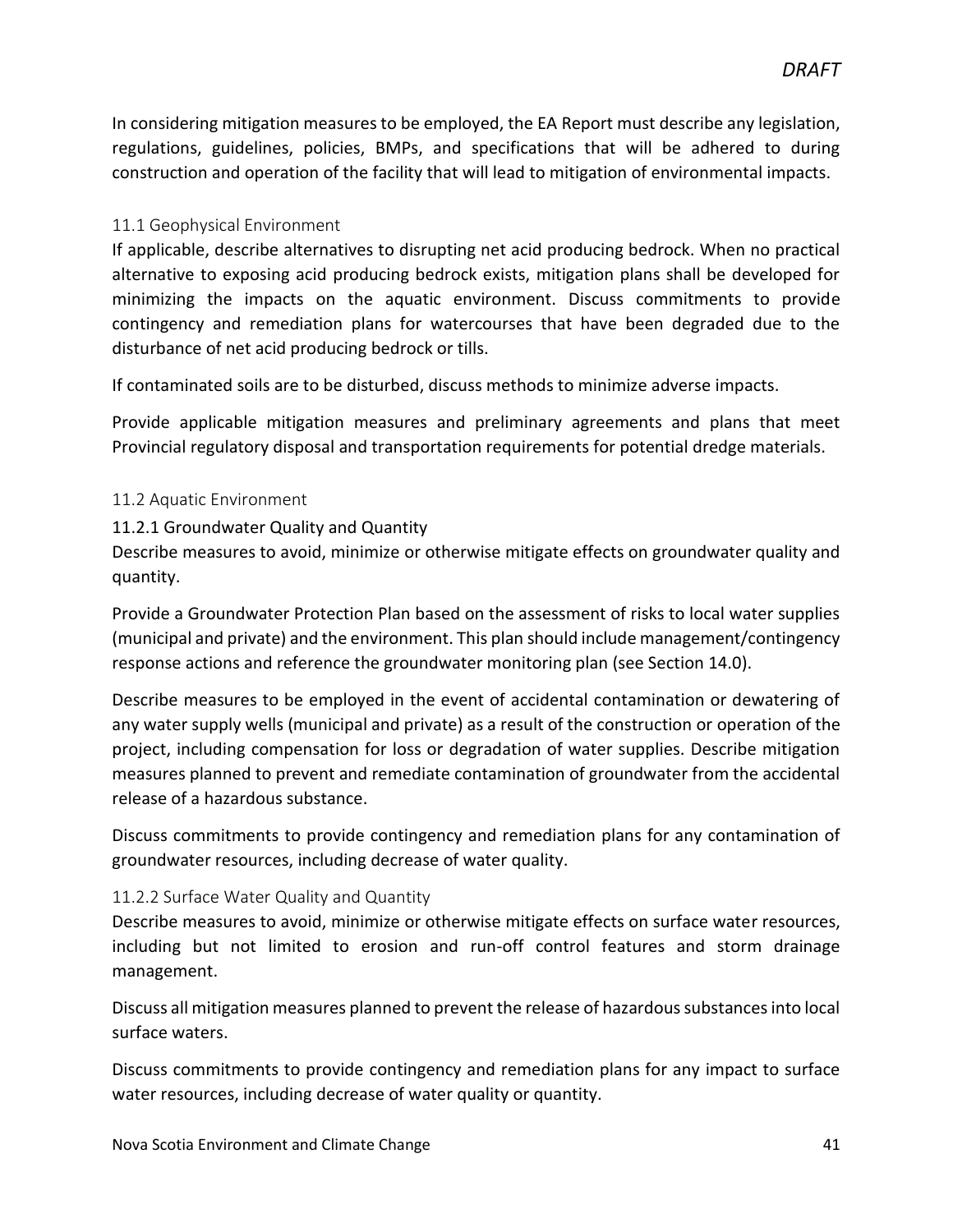In considering mitigation measures to be employed, the EA Report must describe any legislation, regulations, guidelines, policies, BMPs, and specifications that will be adhered to during construction and operation of the facility that will lead to mitigation of environmental impacts.

### 11.1 Geophysical Environment

If applicable, describe alternatives to disrupting net acid producing bedrock. When no practical alternative to exposing acid producing bedrock exists, mitigation plans shall be developed for minimizing the impacts on the aquatic environment. Discuss commitments to provide contingency and remediation plans for watercourses that have been degraded due to the disturbance of net acid producing bedrock or tills.

If contaminated soils are to be disturbed, discuss methods to minimize adverse impacts.

Provide applicable mitigation measures and preliminary agreements and plans that meet Provincial regulatory disposal and transportation requirements for potential dredge materials.

### 11.2 Aquatic Environment

#### 11.2.1 Groundwater Quality and Quantity

Describe measures to avoid, minimize or otherwise mitigate effects on groundwater quality and quantity.

Provide a Groundwater Protection Plan based on the assessment of risks to local water supplies (municipal and private) and the environment. This plan should include management/contingency response actions and reference the groundwater monitoring plan (see Section 14.0).

Describe measures to be employed in the event of accidental contamination or dewatering of any water supply wells (municipal and private) as a result of the construction or operation of the project, including compensation for loss or degradation of water supplies. Describe mitigation measures planned to prevent and remediate contamination of groundwater from the accidental release of a hazardous substance.

Discuss commitments to provide contingency and remediation plans for any contamination of groundwater resources, including decrease of water quality.

#### 11.2.2 Surface Water Quality and Quantity

Describe measures to avoid, minimize or otherwise mitigate effects on surface water resources, including but not limited to erosion and run-off control features and storm drainage management.

Discuss all mitigation measures planned to prevent the release of hazardous substances into local surface waters.

Discuss commitments to provide contingency and remediation plans for any impact to surface water resources, including decrease of water quality or quantity.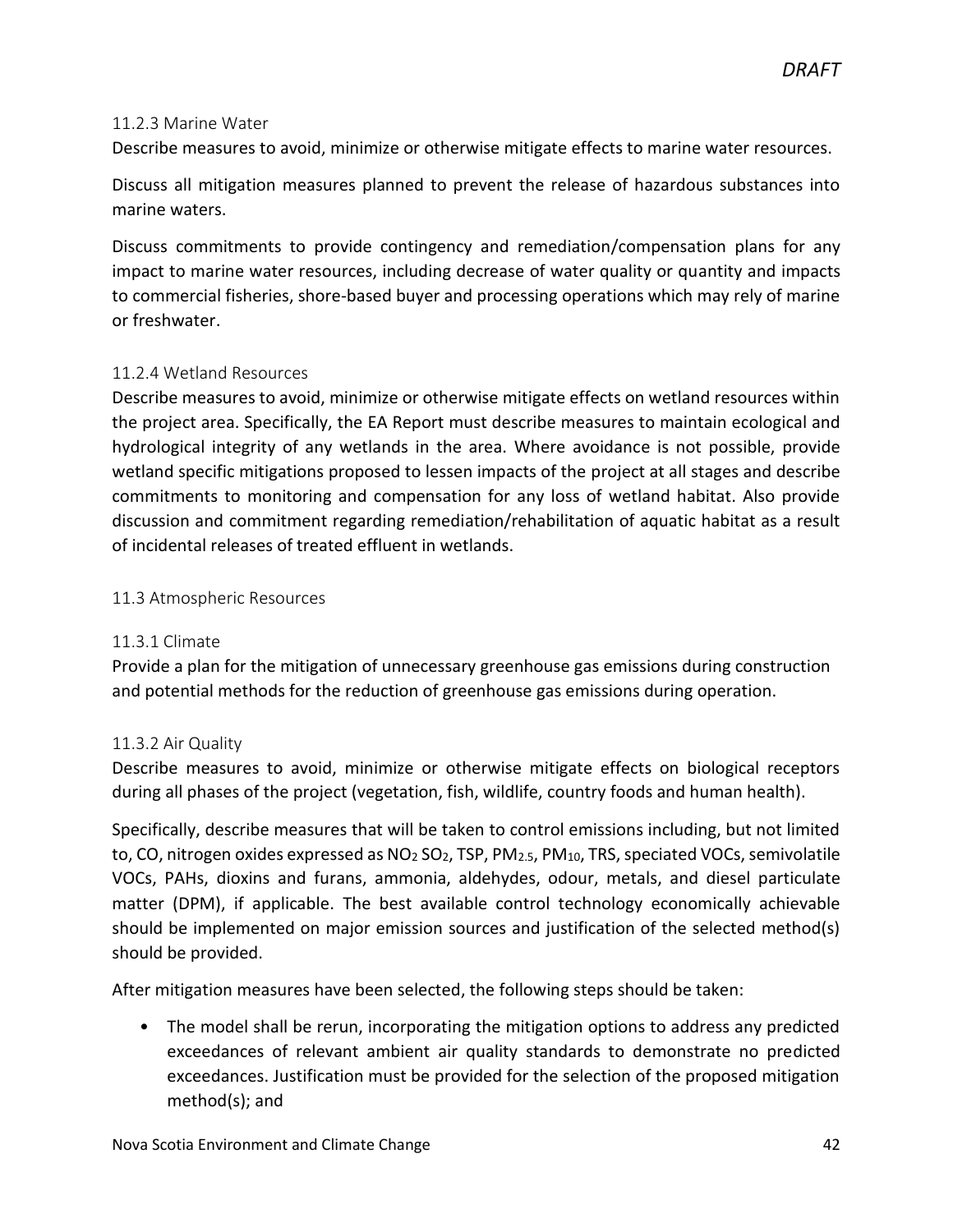#### 11.2.3 Marine Water

Describe measures to avoid, minimize or otherwise mitigate effects to marine water resources.

Discuss all mitigation measures planned to prevent the release of hazardous substances into marine waters.

Discuss commitments to provide contingency and remediation/compensation plans for any impact to marine water resources, including decrease of water quality or quantity and impacts to commercial fisheries, shore-based buyer and processing operations which may rely of marine or freshwater.

#### 11.2.4 Wetland Resources

Describe measures to avoid, minimize or otherwise mitigate effects on wetland resources within the project area. Specifically, the EA Report must describe measures to maintain ecological and hydrological integrity of any wetlands in the area. Where avoidance is not possible, provide wetland specific mitigations proposed to lessen impacts of the project at all stages and describe commitments to monitoring and compensation for any loss of wetland habitat. Also provide discussion and commitment regarding remediation/rehabilitation of aquatic habitat as a result of incidental releases of treated effluent in wetlands.

### 11.3 Atmospheric Resources

#### 11.3.1 Climate

Provide a plan for the mitigation of unnecessary greenhouse gas emissions during construction and potential methods for the reduction of greenhouse gas emissions during operation.

#### 11.3.2 Air Quality

Describe measures to avoid, minimize or otherwise mitigate effects on biological receptors during all phases of the project (vegetation, fish, wildlife, country foods and human health).

Specifically, describe measures that will be taken to control emissions including, but not limited to, CO, nitrogen oxides expressed as $NO_2$ $SO_2$, TSP, $PM_{2.5}$, $PM_{10}$, TRS, speciated VOCs, semivolatile VOCs, PAHs, dioxins and furans, ammonia, aldehydes, odour, metals, and diesel particulate matter (DPM), if applicable. The best available control technology economically achievable should be implemented on major emission sources and justification of the selected method(s) should be provided.

After mitigation measures have been selected, the following steps should be taken:

- The model shall be rerun, incorporating the mitigation options to address any predicted exceedances of relevant ambient air quality standards to demonstrate no predicted exceedances. Justification must be provided for the selection of the proposed mitigation method(s); and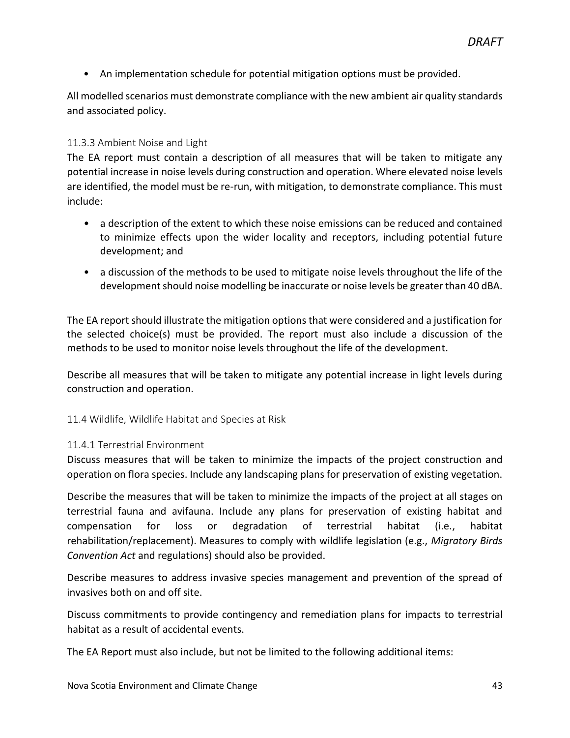- An implementation schedule for potential mitigation options must be provided.

All modelled scenarios must demonstrate compliance with the new ambient air quality standards and associated policy.

### 11.3.3 Ambient Noise and Light

The EA report must contain a description of all measures that will be taken to mitigate any potential increase in noise levels during construction and operation. Where elevated noise levels are identified, the model must be re-run, with mitigation, to demonstrate compliance. This must include:

- a description of the extent to which these noise emissions can be reduced and contained to minimize effects upon the wider locality and receptors, including potential future development; and
- a discussion of the methods to be used to mitigate noise levels throughout the life of the development should noise modelling be inaccurate or noise levels be greater than 40 dBA.

The EA report should illustrate the mitigation options that were considered and a justification for the selected choice(s) must be provided. The report must also include a discussion of the methods to be used to monitor noise levels throughout the life of the development.

Describe all measures that will be taken to mitigate any potential increase in light levels during construction and operation.

## 11.4 Wildlife, Wildlife Habitat and Species at Risk

### 11.4.1 Terrestrial Environment

Discuss measures that will be taken to minimize the impacts of the project construction and operation on flora species. Include any landscaping plans for preservation of existing vegetation.

Describe the measures that will be taken to minimize the impacts of the project at all stages on terrestrial fauna and avifauna. Include any plans for preservation of existing habitat and compensation for loss or degradation of terrestrial habitat (i.e., habitat rehabilitation/replacement). Measures to comply with wildlife legislation (e.g., *Migratory Birds Convention Act* and regulations) should also be provided.

Describe measures to address invasive species management and prevention of the spread of invasives both on and off site.

Discuss commitments to provide contingency and remediation plans for impacts to terrestrial habitat as a result of accidental events.

The EA Report must also include, but not be limited to the following additional items: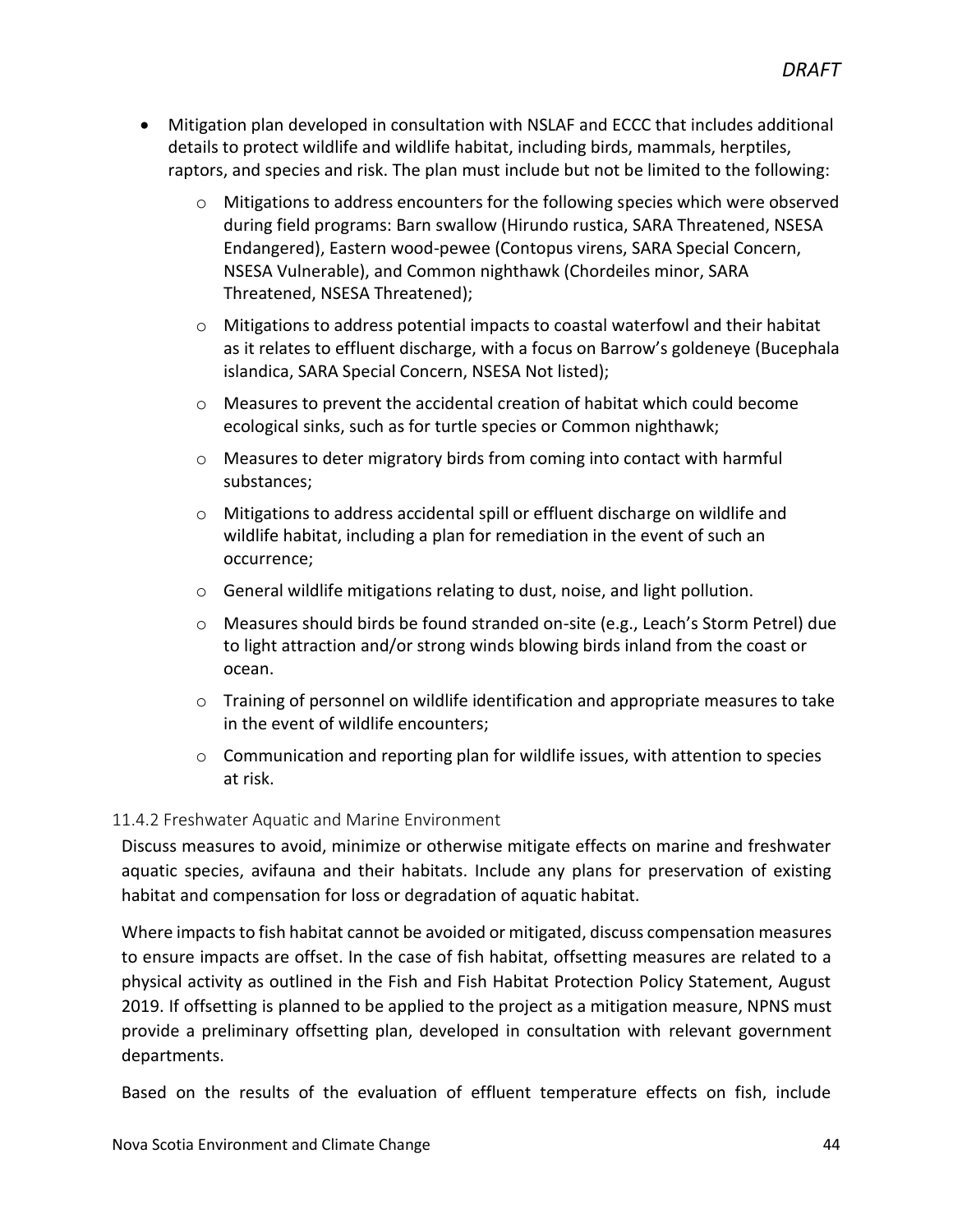- Mitigation plan developed in consultation with NSLAF and ECCC that includes additional details to protect wildlife and wildlife habitat, including birds, mammals, herptiles, raptors, and species and risk. The plan must include but not be limited to the following:
    - Mitigations to address encounters for the following species which were observed during field programs: Barn swallow (Hirundo rustica, SARA Threatened, NSESA Endangered), Eastern wood-pewee (Contopus virens, SARA Special Concern, NSESA Vulnerable), and Common nighthawk (Chordeiles minor, SARA Threatened, NSESA Threatened);
    - Mitigations to address potential impacts to coastal waterfowl and their habitat as it relates to effluent discharge, with a focus on Barrow's goldeneye (Bucephala islandica, SARA Special Concern, NSESA Not listed);
    - Measures to prevent the accidental creation of habitat which could become ecological sinks, such as for turtle species or Common nighthawk;
    - Measures to deter migratory birds from coming into contact with harmful substances;
    - Mitigations to address accidental spill or effluent discharge on wildlife and wildlife habitat, including a plan for remediation in the event of such an occurrence;
    - General wildlife mitigations relating to dust, noise, and light pollution.
    - Measures should birds be found stranded on-site (e.g., Leach's Storm Petrel) due to light attraction and/or strong winds blowing birds inland from the coast or ocean.
    - Training of personnel on wildlife identification and appropriate measures to take in the event of wildlife encounters;
    - Communication and reporting plan for wildlife issues, with attention to species at risk.

### 11.4.2 Freshwater Aquatic and Marine Environment

Discuss measures to avoid, minimize or otherwise mitigate effects on marine and freshwater aquatic species, avifauna and their habitats. Include any plans for preservation of existing habitat and compensation for loss or degradation of aquatic habitat.

Where impacts to fish habitat cannot be avoided or mitigated, discuss compensation measures to ensure impacts are offset. In the case of fish habitat, offsetting measures are related to a physical activity as outlined in the Fish and Fish Habitat Protection Policy Statement, August 2019. If offsetting is planned to be applied to the project as a mitigation measure, NPNS must provide a preliminary offsetting plan, developed in consultation with relevant government departments.

Based on the results of the evaluation of effluent temperature effects on fish, include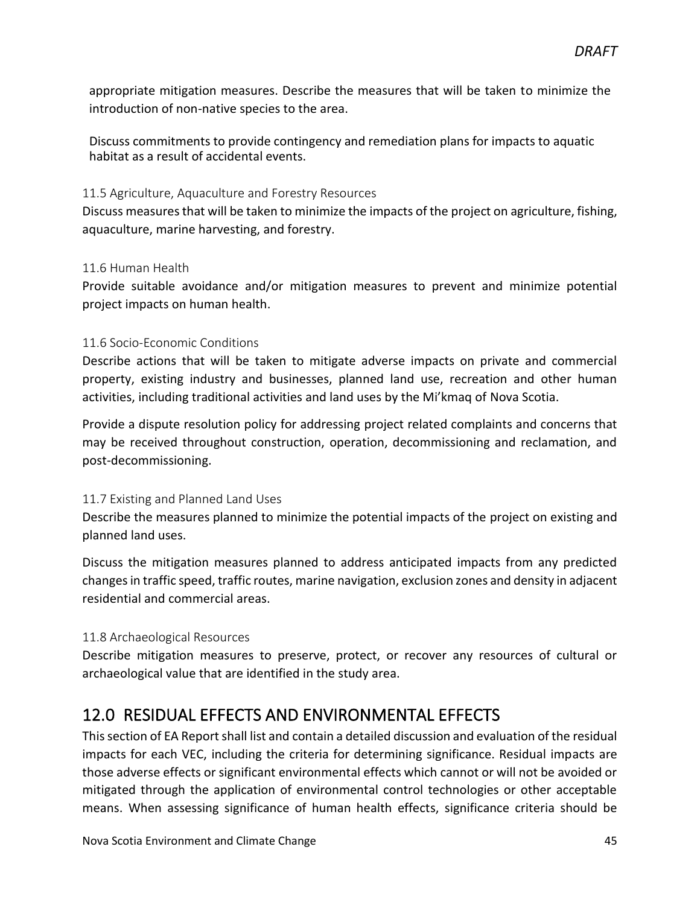appropriate mitigation measures. Describe the measures that will be taken to minimize the introduction of non-native species to the area.

Discuss commitments to provide contingency and remediation plans for impacts to aquatic habitat as a result of accidental events.

### 11.5 Agriculture, Aquaculture and Forestry Resources

Discuss measures that will be taken to minimize the impacts of the project on agriculture, fishing, aquaculture, marine harvesting, and forestry.

### 11.6 Human Health

Provide suitable avoidance and/or mitigation measures to prevent and minimize potential project impacts on human health.

### 11.6 Socio-Economic Conditions

Describe actions that will be taken to mitigate adverse impacts on private and commercial property, existing industry and businesses, planned land use, recreation and other human activities, including traditional activities and land uses by the Mi'kmaq of Nova Scotia.

Provide a dispute resolution policy for addressing project related complaints and concerns that may be received throughout construction, operation, decommissioning and reclamation, and post-decommissioning.

### 11.7 Existing and Planned Land Uses

Describe the measures planned to minimize the potential impacts of the project on existing and planned land uses.

Discuss the mitigation measures planned to address anticipated impacts from any predicted changes in traffic speed, traffic routes, marine navigation, exclusion zones and density in adjacent residential and commercial areas.

### 11.8 Archaeological Resources

Describe mitigation measures to preserve, protect, or recover any resources of cultural or archaeological value that are identified in the study area.

## 12.0 RESIDUAL EFFECTS AND ENVIRONMENTAL EFFECTS

This section of EA Report shall list and contain a detailed discussion and evaluation of the residual impacts for each VEC, including the criteria for determining significance. Residual impacts are those adverse effects or significant environmental effects which cannot or will not be avoided or mitigated through the application of environmental control technologies or other acceptable means. When assessing significance of human health effects, significance criteria should be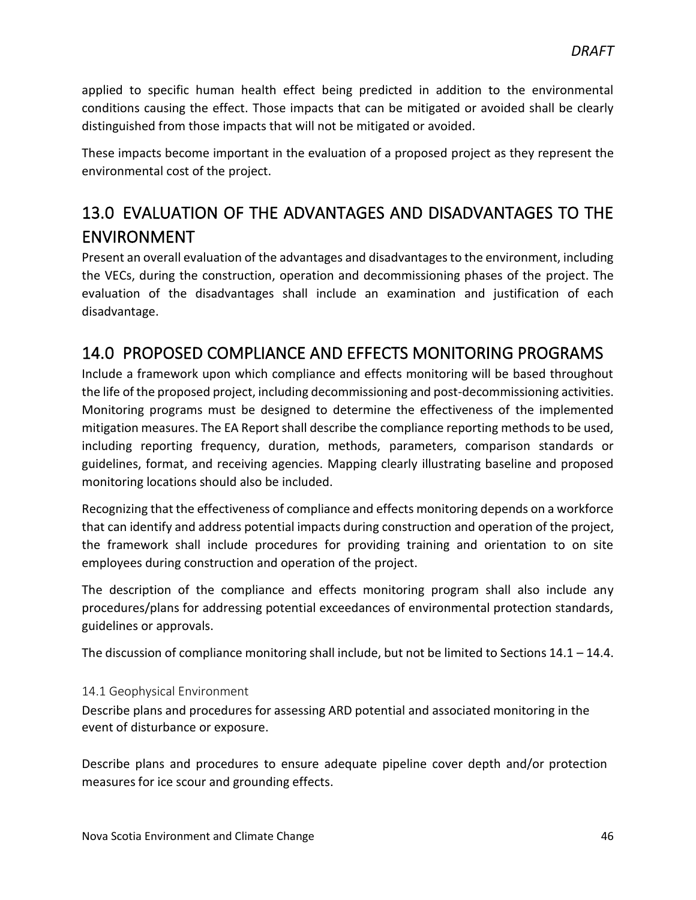applied to specific human health effect being predicted in addition to the environmental conditions causing the effect. Those impacts that can be mitigated or avoided shall be clearly distinguished from those impacts that will not be mitigated or avoided.

These impacts become important in the evaluation of a proposed project as they represent the environmental cost of the project.

## 13.0 EVALUATION OF THE ADVANTAGES AND DISADVANTAGES TO THE ENVIRONMENT

Present an overall evaluation of the advantages and disadvantages to the environment, including the VECs, during the construction, operation and decommissioning phases of the project. The evaluation of the disadvantages shall include an examination and justification of each disadvantage.

## 14.0 PROPOSED COMPLIANCE AND EFFECTS MONITORING PROGRAMS

Include a framework upon which compliance and effects monitoring will be based throughout the life of the proposed project, including decommissioning and post-decommissioning activities. Monitoring programs must be designed to determine the effectiveness of the implemented mitigation measures. The EA Report shall describe the compliance reporting methods to be used, including reporting frequency, duration, methods, parameters, comparison standards or guidelines, format, and receiving agencies. Mapping clearly illustrating baseline and proposed monitoring locations should also be included.

Recognizing that the effectiveness of compliance and effects monitoring depends on a workforce that can identify and address potential impacts during construction and operation of the project, the framework shall include procedures for providing training and orientation to on site employees during construction and operation of the project.

The description of the compliance and effects monitoring program shall also include any procedures/plans for addressing potential exceedances of environmental protection standards, guidelines or approvals.

The discussion of compliance monitoring shall include, but not be limited to Sections 14.1 – 14.4.

### 14.1 Geophysical Environment

Describe plans and procedures for assessing ARD potential and associated monitoring in the event of disturbance or exposure.

Describe plans and procedures to ensure adequate pipeline cover depth and/or protection measures for ice scour and grounding effects.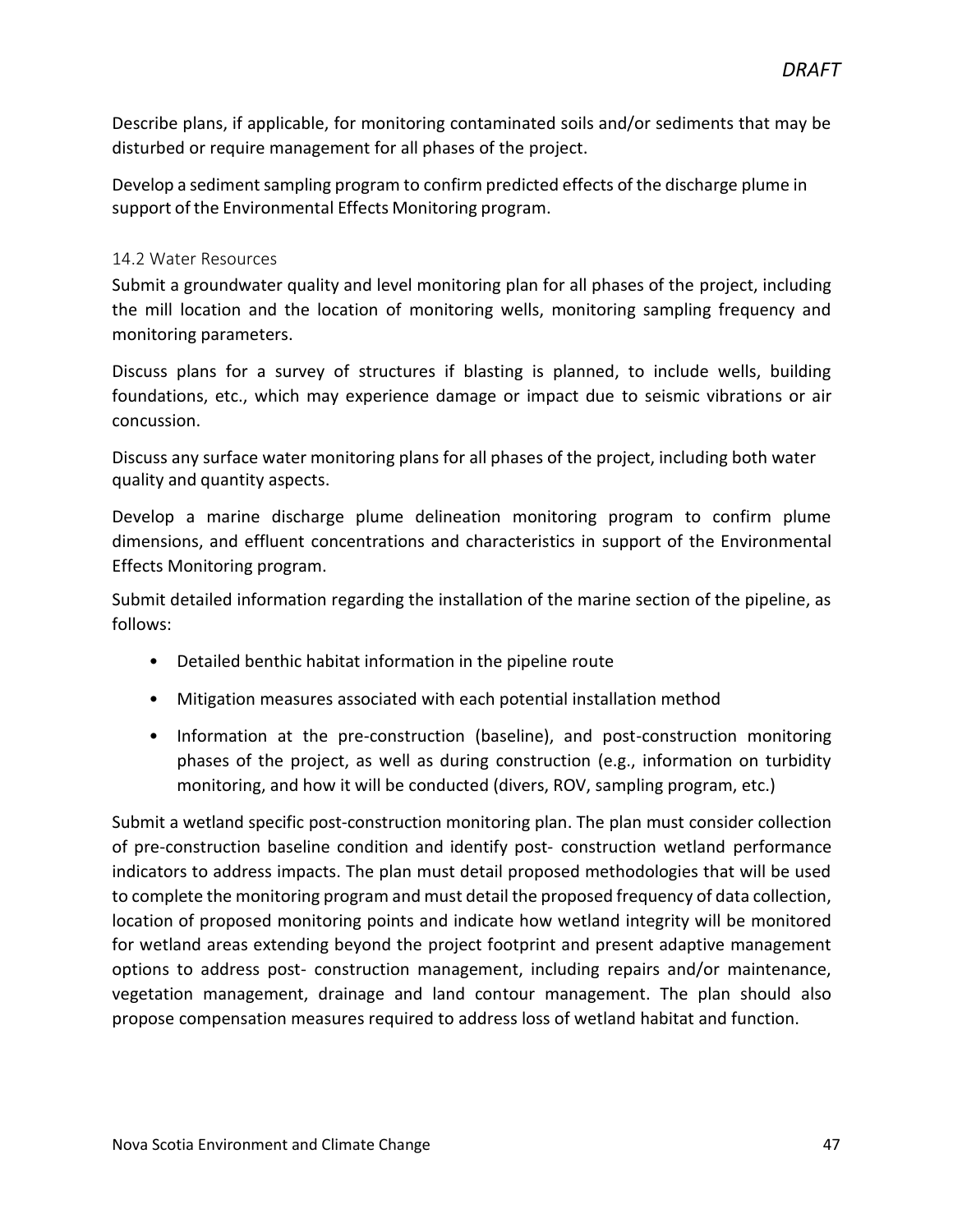Describe plans, if applicable, for monitoring contaminated soils and/or sediments that may be disturbed or require management for all phases of the project.

Develop a sediment sampling program to confirm predicted effects of the discharge plume in support of the Environmental Effects Monitoring program.

### 14.2 Water Resources

Submit a groundwater quality and level monitoring plan for all phases of the project, including the mill location and the location of monitoring wells, monitoring sampling frequency and monitoring parameters.

Discuss plans for a survey of structures if blasting is planned, to include wells, building foundations, etc., which may experience damage or impact due to seismic vibrations or air concussion.

Discuss any surface water monitoring plans for all phases of the project, including both water quality and quantity aspects.

Develop a marine discharge plume delineation monitoring program to confirm plume dimensions, and effluent concentrations and characteristics in support of the Environmental Effects Monitoring program.

Submit detailed information regarding the installation of the marine section of the pipeline, as follows:

- Detailed benthic habitat information in the pipeline route
- Mitigation measures associated with each potential installation method
- Information at the pre-construction (baseline), and post-construction monitoring phases of the project, as well as during construction (e.g., information on turbidity monitoring, and how it will be conducted (divers, ROV, sampling program, etc.)

Submit a wetland specific post-construction monitoring plan. The plan must consider collection of pre-construction baseline condition and identify post- construction wetland performance indicators to address impacts. The plan must detail proposed methodologies that will be used to complete the monitoring program and must detail the proposed frequency of data collection, location of proposed monitoring points and indicate how wetland integrity will be monitored for wetland areas extending beyond the project footprint and present adaptive management options to address post- construction management, including repairs and/or maintenance, vegetation management, drainage and land contour management. The plan should also propose compensation measures required to address loss of wetland habitat and function.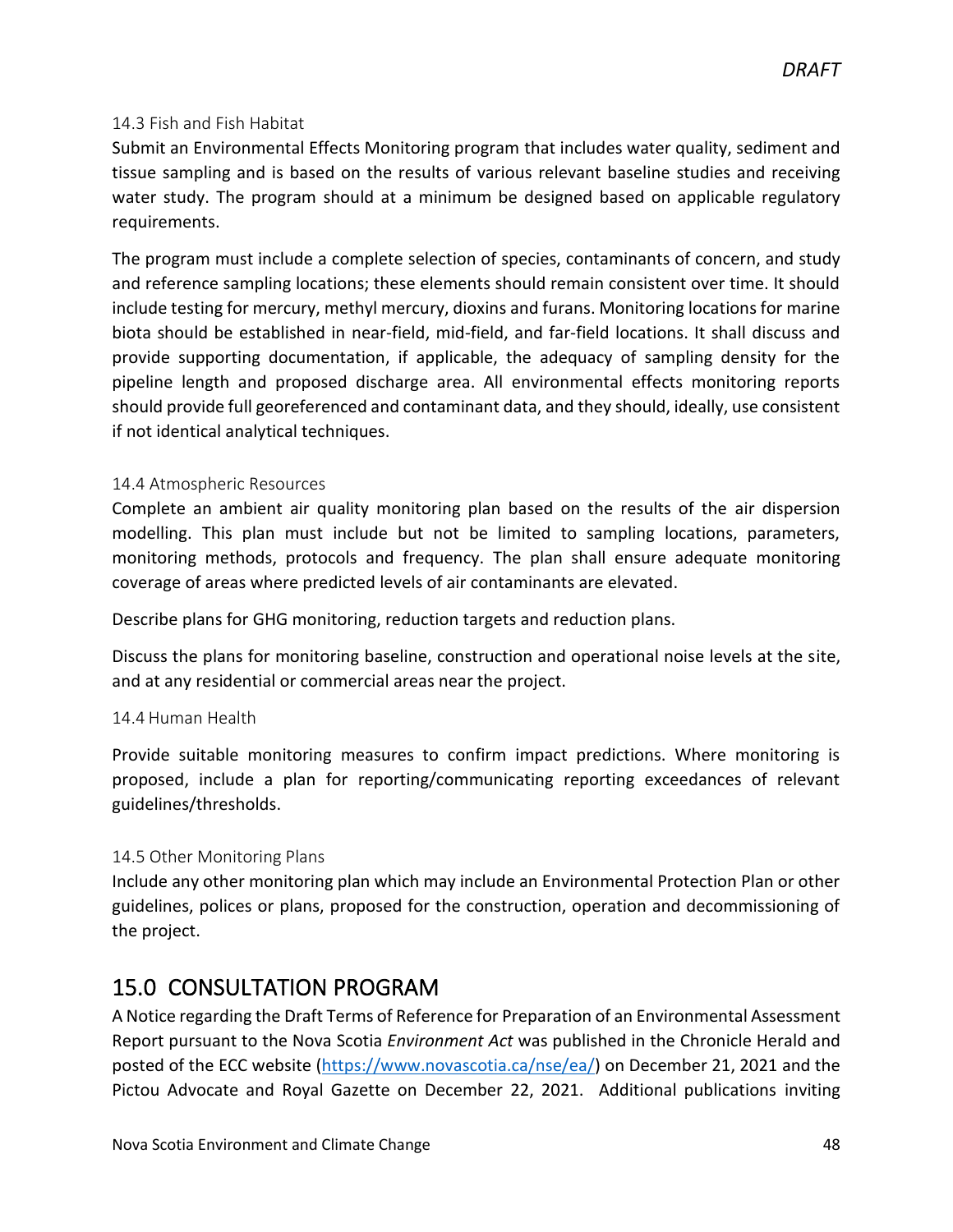### 14.3 Fish and Fish Habitat

Submit an Environmental Effects Monitoring program that includes water quality, sediment and tissue sampling and is based on the results of various relevant baseline studies and receiving water study. The program should at a minimum be designed based on applicable regulatory requirements.

The program must include a complete selection of species, contaminants of concern, and study and reference sampling locations; these elements should remain consistent over time. It should include testing for mercury, methyl mercury, dioxins and furans. Monitoring locations for marine biota should be established in near-field, mid-field, and far-field locations. It shall discuss and provide supporting documentation, if applicable, the adequacy of sampling density for the pipeline length and proposed discharge area. All environmental effects monitoring reports should provide full georeferenced and contaminant data, and they should, ideally, use consistent if not identical analytical techniques.

### 14.4 Atmospheric Resources

Complete an ambient air quality monitoring plan based on the results of the air dispersion modelling. This plan must include but not be limited to sampling locations, parameters, monitoring methods, protocols and frequency. The plan shall ensure adequate monitoring coverage of areas where predicted levels of air contaminants are elevated.

Describe plans for GHG monitoring, reduction targets and reduction plans.

Discuss the plans for monitoring baseline, construction and operational noise levels at the site, and at any residential or commercial areas near the project.

### 14.4 Human Health

Provide suitable monitoring measures to confirm impact predictions. Where monitoring is proposed, include a plan for reporting/communicating reporting exceedances of relevant guidelines/thresholds.

### 14.5 Other Monitoring Plans

Include any other monitoring plan which may include an Environmental Protection Plan or other guidelines, polices or plans, proposed for the construction, operation and decommissioning of the project.

## 15.0 CONSULTATION PROGRAM

A Notice regarding the Draft Terms of Reference for Preparation of an Environmental Assessment Report pursuant to the Nova Scotia *Environment Act* was published in the Chronicle Herald and posted of the ECC website (https://www.novascotia.ca/nse/ea/) on December 21, 2021 and the Pictou Advocate and Royal Gazette on December 22, 2021. Additional publications inviting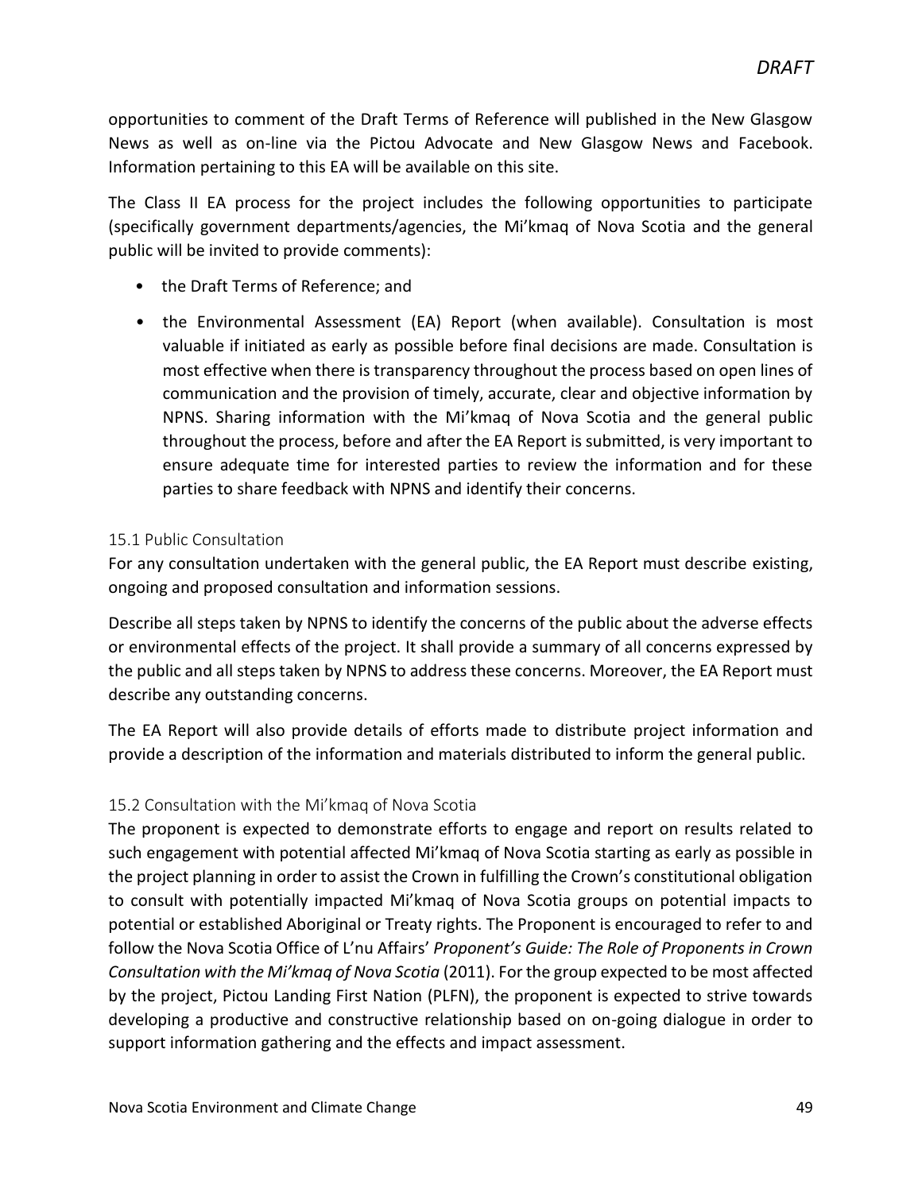opportunities to comment of the Draft Terms of Reference will published in the New Glasgow News as well as on-line via the Pictou Advocate and New Glasgow News and Facebook. Information pertaining to this EA will be available on this site.

The Class II EA process for the project includes the following opportunities to participate (specifically government departments/agencies, the Mi'kmaq of Nova Scotia and the general public will be invited to provide comments):

- the Draft Terms of Reference; and
- the Environmental Assessment (EA) Report (when available). Consultation is most valuable if initiated as early as possible before final decisions are made. Consultation is most effective when there is transparency throughout the process based on open lines of communication and the provision of timely, accurate, clear and objective information by NPNS. Sharing information with the Mi'kmaq of Nova Scotia and the general public throughout the process, before and after the EA Report is submitted, is very important to ensure adequate time for interested parties to review the information and for these parties to share feedback with NPNS and identify their concerns.

### 15.1 Public Consultation

For any consultation undertaken with the general public, the EA Report must describe existing, ongoing and proposed consultation and information sessions.

Describe all steps taken by NPNS to identify the concerns of the public about the adverse effects or environmental effects of the project. It shall provide a summary of all concerns expressed by the public and all steps taken by NPNS to address these concerns. Moreover, the EA Report must describe any outstanding concerns.

The EA Report will also provide details of efforts made to distribute project information and provide a description of the information and materials distributed to inform the general public.

### 15.2 Consultation with the Mi'kmaq of Nova Scotia

The proponent is expected to demonstrate efforts to engage and report on results related to such engagement with potential affected Mi'kmaq of Nova Scotia starting as early as possible in the project planning in order to assist the Crown in fulfilling the Crown's constitutional obligation to consult with potentially impacted Mi'kmaq of Nova Scotia groups on potential impacts to potential or established Aboriginal or Treaty rights. The Proponent is encouraged to refer to and follow the Nova Scotia Office of L'nu Affairs' *Proponent's Guide: The Role of Proponents in Crown Consultation with the Mi'kmaq of Nova Scotia* (2011). For the group expected to be most affected by the project, Pictou Landing First Nation (PLFN), the proponent is expected to strive towards developing a productive and constructive relationship based on on-going dialogue in order to support information gathering and the effects and impact assessment.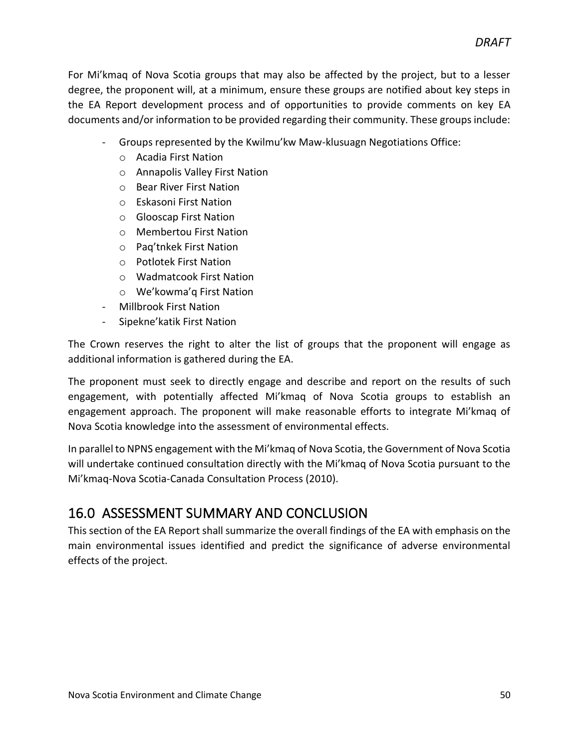For Mi'kmaq of Nova Scotia groups that may also be affected by the project, but to a lesser degree, the proponent will, at a minimum, ensure these groups are notified about key steps in the EA Report development process and of opportunities to provide comments on key EA documents and/or information to be provided regarding their community. These groups include:

- Groups represented by the Kwilmu'kw Maw-klusuagn Negotiations Office:
  - Acadia First Nation
  - Annapolis Valley First Nation
  - Bear River First Nation
  - Eskasoni First Nation
  - Glooscap First Nation
  - Membertou First Nation
  - Paq'tnkek First Nation
  - Potlotek First Nation
  - Wadmatcook First Nation
  - We'kowma'q First Nation
- Millbrook First Nation
- Sipekne'katik First Nation

The Crown reserves the right to alter the list of groups that the proponent will engage as additional information is gathered during the EA.

The proponent must seek to directly engage and describe and report on the results of such engagement, with potentially affected Mi'kmaq of Nova Scotia groups to establish an engagement approach. The proponent will make reasonable efforts to integrate Mi'kmaq of Nova Scotia knowledge into the assessment of environmental effects.

In parallel to NPNS engagement with the Mi'kmaq of Nova Scotia, the Government of Nova Scotia will undertake continued consultation directly with the Mi'kmaq of Nova Scotia pursuant to the Mi'kmaq-Nova Scotia-Canada Consultation Process (2010).

## 16.0 ASSESSMENT SUMMARY AND CONCLUSION

This section of the EA Report shall summarize the overall findings of the EA with emphasis on the main environmental issues identified and predict the significance of adverse environmental effects of the project.